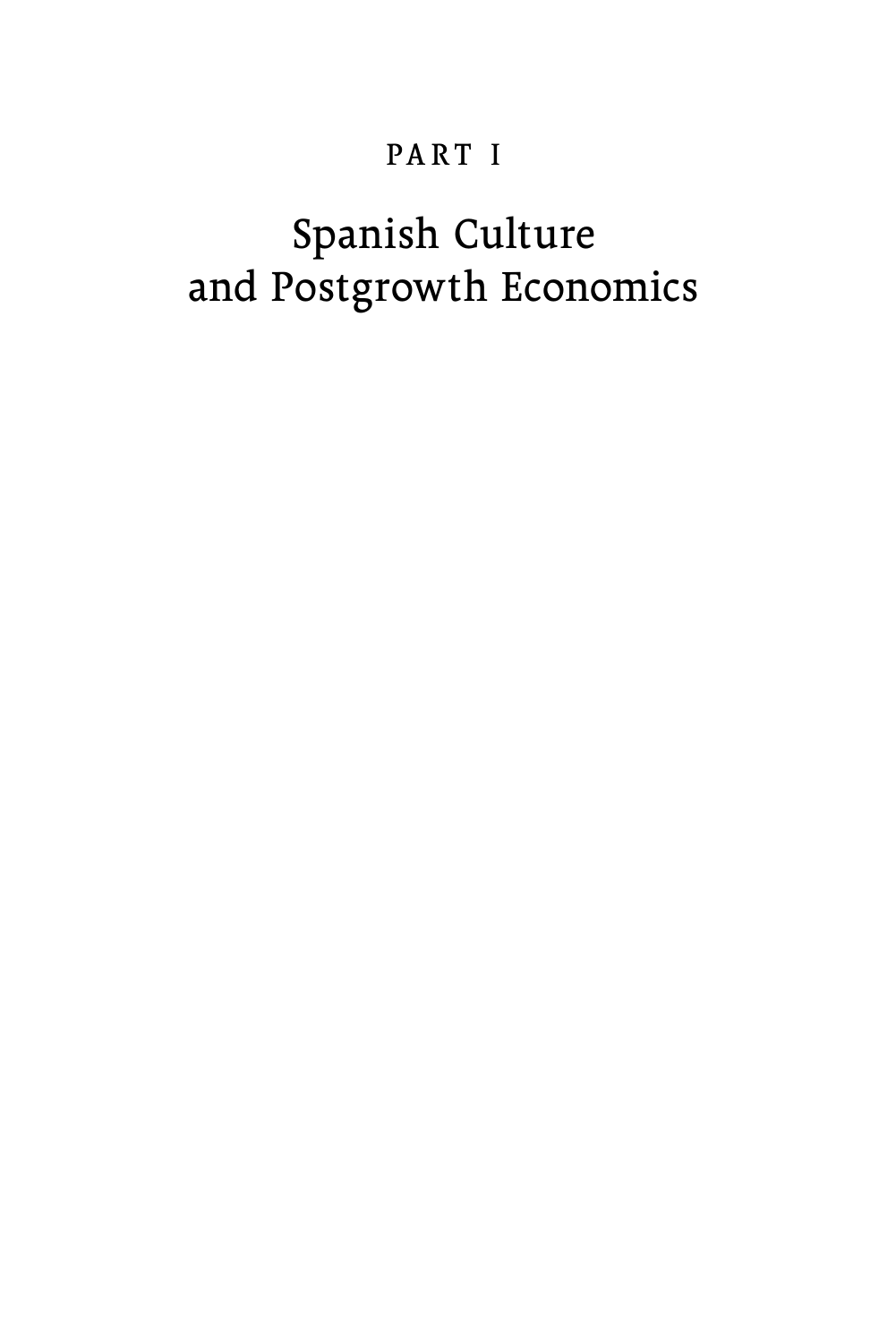# PART I

# Spanish Culture and Postgrowth Economics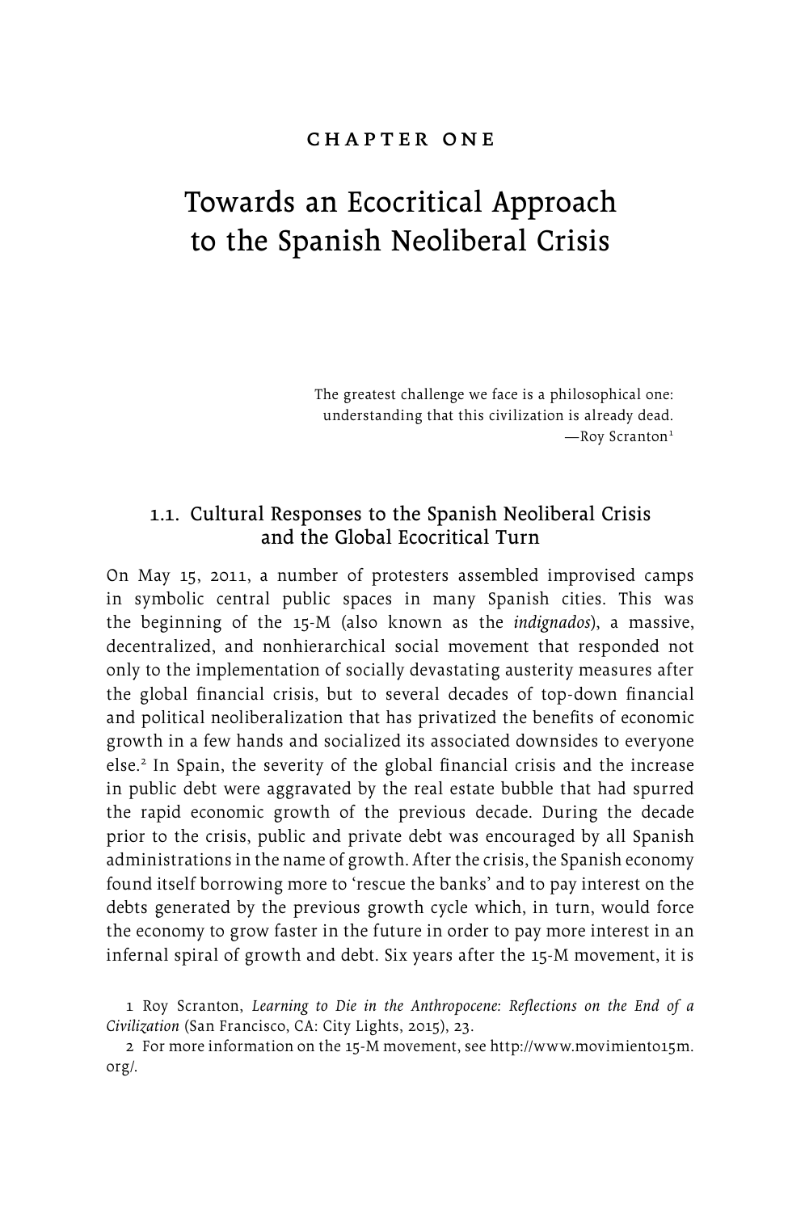CHAPTER ONE

# Towards an Ecocritical Approach to the Spanish Neoliberal Crisis

> The greatest challenge we face is a philosophical one: understanding that this civilization is already dead.
> —Roy Scranton[1]

## 1.1. Cultural Responses to the Spanish Neoliberal Crisis and the Global Ecocritical Turn

On May 15, 2011, a number of protesters assembled improvised camps in symbolic central public spaces in many Spanish cities. This was the beginning of the 15-M (also known as the *indignados*), a massive, decentralized, and nonhierarchical social movement that responded not only to the implementation of socially devastating austerity measures after the global financial crisis, but to several decades of top-down financial and political neoliberalization that has privatized the benefits of economic growth in a few hands and socialized its associated downsides to everyone else.[2] In Spain, the severity of the global financial crisis and the increase in public debt were aggravated by the real estate bubble that had spurred the rapid economic growth of the previous decade. During the decade prior to the crisis, public and private debt was encouraged by all Spanish administrations in the name of growth. After the crisis, the Spanish economy found itself borrowing more to 'rescue the banks' and to pay interest on the debts generated by the previous growth cycle which, in turn, would force the economy to grow faster in the future in order to pay more interest in an infernal spiral of growth and debt. Six years after the 15-M movement, it is

1 Roy Scranton, *Learning to Die in the Anthropocene: Reflections on the End of a Civilization* (San Francisco, CA: City Lights, 2015), 23.

2 For more information on the 15-M movement, see http://www.movimiento15m.org/.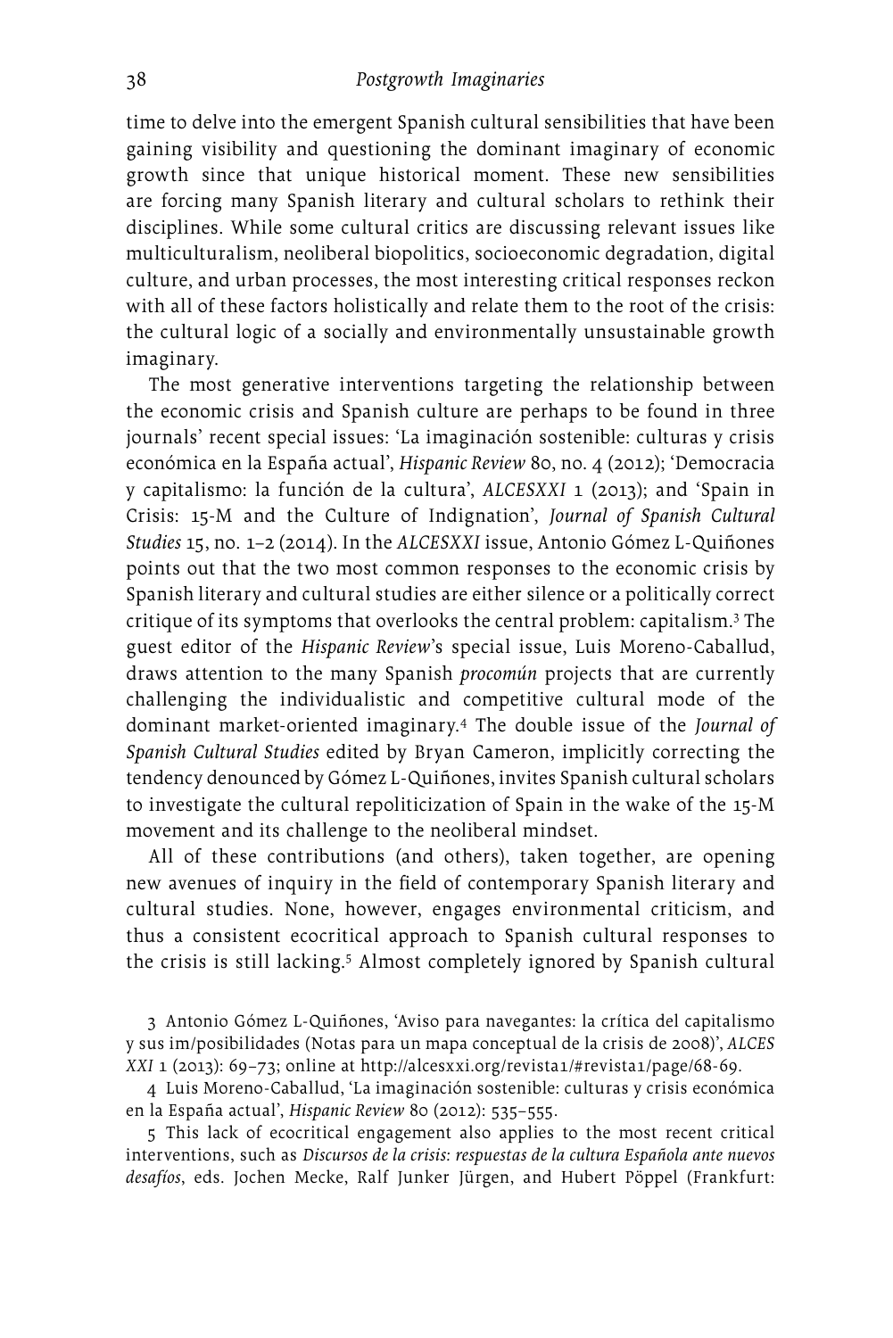time to delve into the emergent Spanish cultural sensibilities that have been gaining visibility and questioning the dominant imaginary of economic growth since that unique historical moment. These new sensibilities are forcing many Spanish literary and cultural scholars to rethink their disciplines. While some cultural critics are discussing relevant issues like multiculturalism, neoliberal biopolitics, socioeconomic degradation, digital culture, and urban processes, the most interesting critical responses reckon with all of these factors holistically and relate them to the root of the crisis: the cultural logic of a socially and environmentally unsustainable growth imaginary.

The most generative interventions targeting the relationship between the economic crisis and Spanish culture are perhaps to be found in three journals' recent special issues: 'La imaginación sostenible: culturas y crisis económica en la España actual', *Hispanic Review* 80, no. 4 (2012); 'Democracia y capitalismo: la función de la cultura', *ALCESXXI* 1 (2013); and 'Spain in Crisis: 15-M and the Culture of Indignation', *Journal of Spanish Cultural Studies* 15, no. 1–2 (2014). In the *ALCESXXI* issue, Antonio Gómez L-Quiñones points out that the two most common responses to the economic crisis by Spanish literary and cultural studies are either silence or a politically correct critique of its symptoms that overlooks the central problem: capitalism.[3] The guest editor of the *Hispanic Review*'s special issue, Luis Moreno-Caballud, draws attention to the many Spanish *procomún* projects that are currently challenging the individualistic and competitive cultural mode of the dominant market-oriented imaginary.[4] The double issue of the *Journal of Spanish Cultural Studies* edited by Bryan Cameron, implicitly correcting the tendency denounced by Gómez L-Quiñones, invites Spanish cultural scholars to investigate the cultural repoliticization of Spain in the wake of the 15-M movement and its challenge to the neoliberal mindset.

All of these contributions (and others), taken together, are opening new avenues of inquiry in the field of contemporary Spanish literary and cultural studies. None, however, engages environmental criticism, and thus a consistent ecocritical approach to Spanish cultural responses to the crisis is still lacking.[5] Almost completely ignored by Spanish cultural

3 Antonio Gómez L-Quiñones, 'Aviso para navegantes: la crítica del capitalismo y sus im/posibilidades (Notas para un mapa conceptual de la crisis de 2008)', *ALCES XXI* 1 (2013): 69–73; online at http://alcesxxi.org/revista1/#revista1/page/68-69.

4 Luis Moreno-Caballud, 'La imaginación sostenible: culturas y crisis económica en la España actual', *Hispanic Review* 80 (2012): 535–555.

5 This lack of ecocritical engagement also applies to the most recent critical interventions, such as *Discursos de la crisis: respuestas de la cultura Española ante nuevos desafíos*, eds. Jochen Mecke, Ralf Junker Jürgen, and Hubert Pöppel (Frankfurt: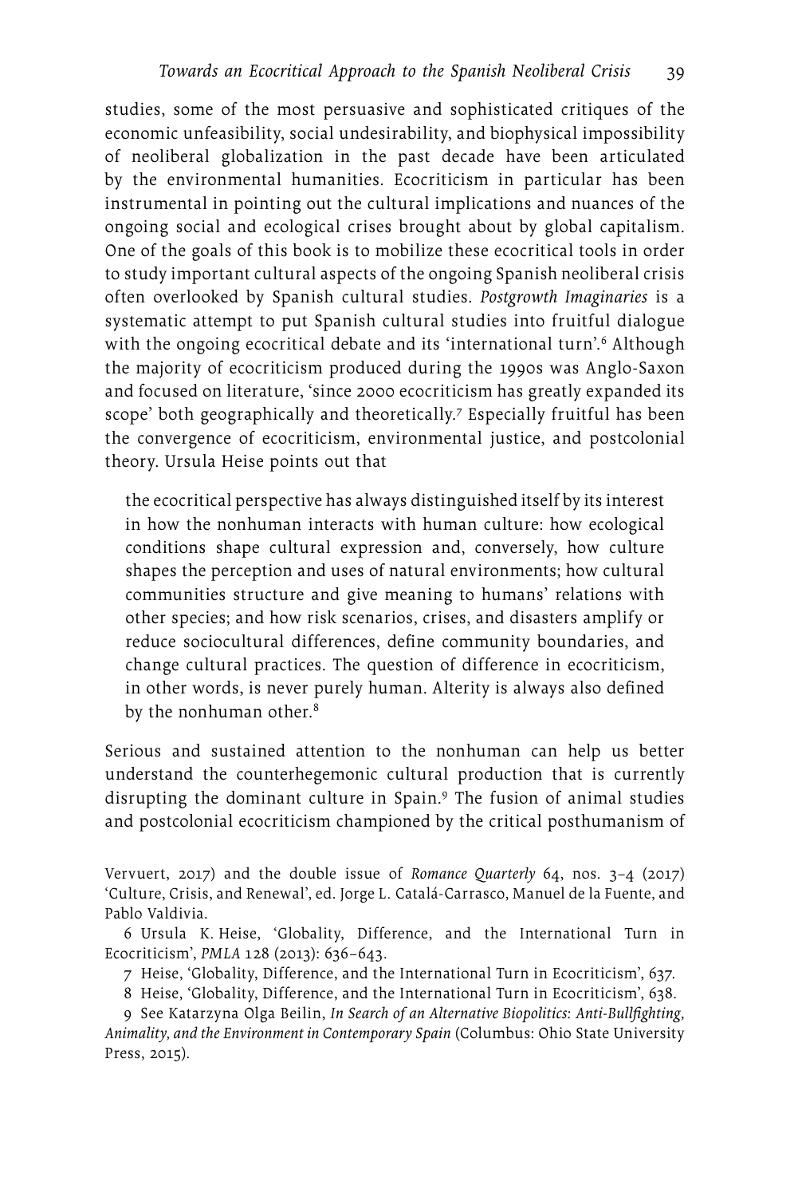studies, some of the most persuasive and sophisticated critiques of the economic unfeasibility, social undesirability, and biophysical impossibility of neoliberal globalization in the past decade have been articulated by the environmental humanities. Ecocriticism in particular has been instrumental in pointing out the cultural implications and nuances of the ongoing social and ecological crises brought about by global capitalism. One of the goals of this book is to mobilize these ecocritical tools in order to study important cultural aspects of the ongoing Spanish neoliberal crisis often overlooked by Spanish cultural studies. *Postgrowth Imaginaries* is a systematic attempt to put Spanish cultural studies into fruitful dialogue with the ongoing ecocritical debate and its 'international turn'.[6] Although the majority of ecocriticism produced during the 1990s was Anglo-Saxon and focused on literature, 'since 2000 ecocriticism has greatly expanded its scope' both geographically and theoretically.[7] Especially fruitful has been the convergence of ecocriticism, environmental justice, and postcolonial theory. Ursula Heise points out that

> the ecocritical perspective has always distinguished itself by its interest in how the nonhuman interacts with human culture: how ecological conditions shape cultural expression and, conversely, how culture shapes the perception and uses of natural environments; how cultural communities structure and give meaning to humans' relations with other species; and how risk scenarios, crises, and disasters amplify or reduce sociocultural differences, define community boundaries, and change cultural practices. The question of difference in ecocriticism, in other words, is never purely human. Alterity is always also defined by the nonhuman other.[8]

Serious and sustained attention to the nonhuman can help us better understand the counterhegemonic cultural production that is currently disrupting the dominant culture in Spain.[9] The fusion of animal studies and postcolonial ecocriticism championed by the critical posthumanism of

Vervuert, 2017) and the double issue of *Romance Quarterly* 64, nos. 3–4 (2017) 'Culture, Crisis, and Renewal', ed. Jorge L. Catalá-Carrasco, Manuel de la Fuente, and Pablo Valdivia.

6 Ursula K. Heise, 'Globality, Difference, and the International Turn in Ecocriticism', *PMLA* 128 (2013): 636–643.

7 Heise, 'Globality, Difference, and the International Turn in Ecocriticism', 637.

8 Heise, 'Globality, Difference, and the International Turn in Ecocriticism', 638.

9 See Katarzyna Olga Beilin, *In Search of an Alternative Biopolitics: Anti-Bullfighting, Animality, and the Environment in Contemporary Spain* (Columbus: Ohio State University Press, 2015).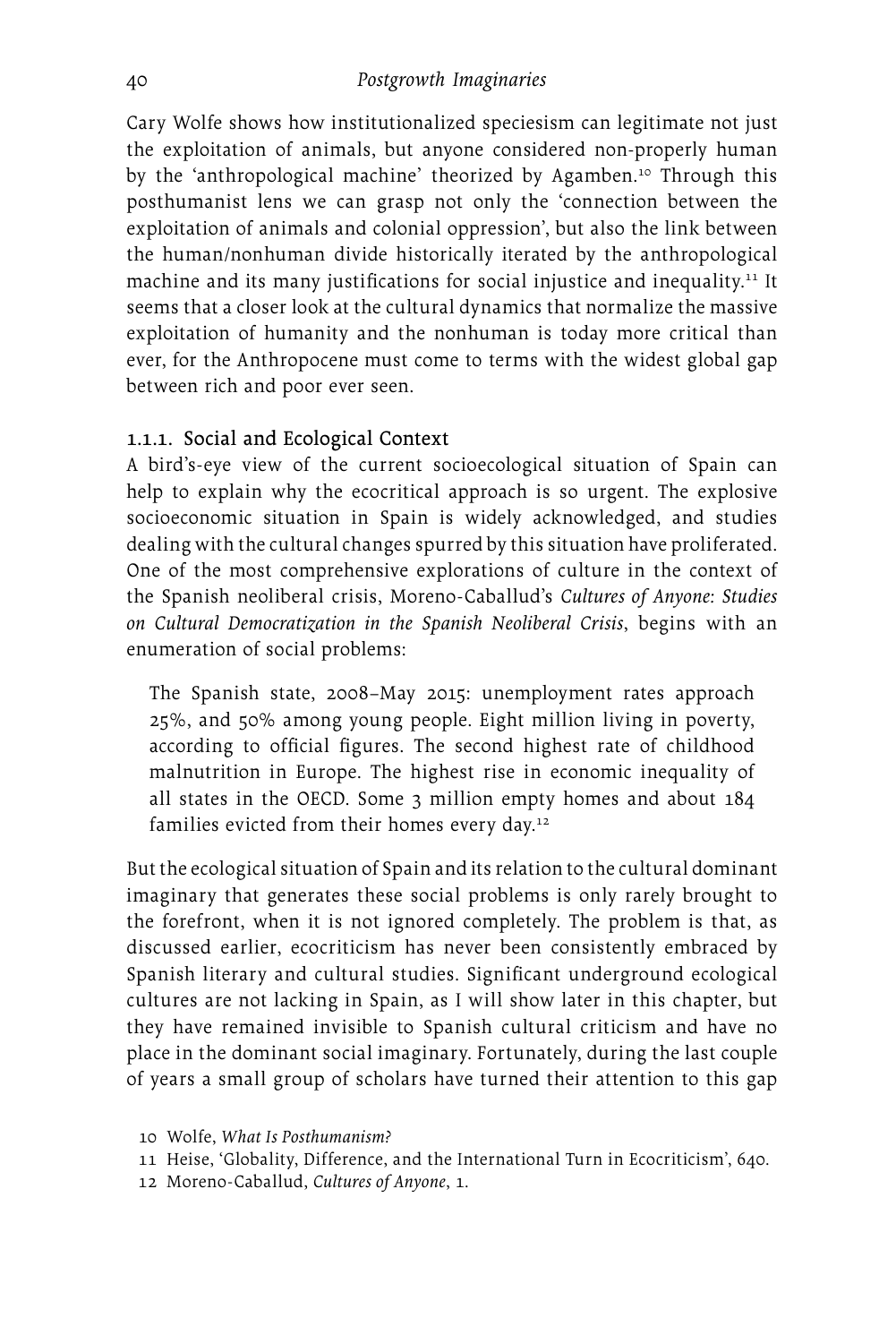Cary Wolfe shows how institutionalized speciesism can legitimate not just the exploitation of animals, but anyone considered non-properly human by the 'anthropological machine' theorized by Agamben.[10] Through this posthumanist lens we can grasp not only the 'connection between the exploitation of animals and colonial oppression', but also the link between the human/nonhuman divide historically iterated by the anthropological machine and its many justifications for social injustice and inequality.[11] It seems that a closer look at the cultural dynamics that normalize the massive exploitation of humanity and the nonhuman is today more critical than ever, for the Anthropocene must come to terms with the widest global gap between rich and poor ever seen.

### 1.1.1. Social and Ecological Context

A bird's-eye view of the current socioecological situation of Spain can help to explain why the ecocritical approach is so urgent. The explosive socioeconomic situation in Spain is widely acknowledged, and studies dealing with the cultural changes spurred by this situation have proliferated. One of the most comprehensive explorations of culture in the context of the Spanish neoliberal crisis, Moreno-Caballud's *Cultures of Anyone: Studies on Cultural Democratization in the Spanish Neoliberal Crisis*, begins with an enumeration of social problems:

> The Spanish state, 2008–May 2015: unemployment rates approach 25%, and 50% among young people. Eight million living in poverty, according to official figures. The second highest rate of childhood malnutrition in Europe. The highest rise in economic inequality of all states in the OECD. Some 3 million empty homes and about 184 families evicted from their homes every day.[12]

But the ecological situation of Spain and its relation to the cultural dominant imaginary that generates these social problems is only rarely brought to the forefront, when it is not ignored completely. The problem is that, as discussed earlier, ecocriticism has never been consistently embraced by Spanish literary and cultural studies. Significant underground ecological cultures are not lacking in Spain, as I will show later in this chapter, but they have remained invisible to Spanish cultural criticism and have no place in the dominant social imaginary. Fortunately, during the last couple of years a small group of scholars have turned their attention to this gap

10 Wolfe, *What Is Posthumanism?*

11 Heise, 'Globality, Difference, and the International Turn in Ecocriticism', 640.

12 Moreno-Caballud, *Cultures of Anyone*, 1.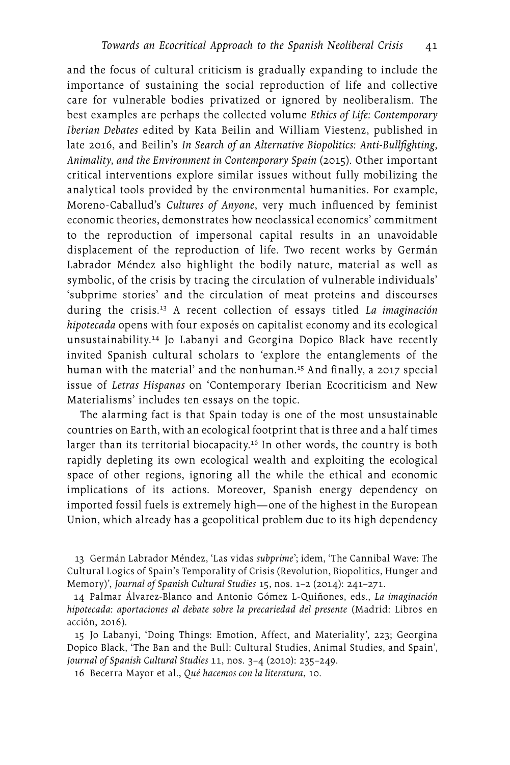and the focus of cultural criticism is gradually expanding to include the importance of sustaining the social reproduction of life and collective care for vulnerable bodies privatized or ignored by neoliberalism. The best examples are perhaps the collected volume *Ethics of Life: Contemporary Iberian Debates* edited by Kata Beilin and William Viestenz, published in late 2016, and Beilin's *In Search of an Alternative Biopolitics: Anti-Bullfighting, Animality, and the Environment in Contemporary Spain* (2015). Other important critical interventions explore similar issues without fully mobilizing the analytical tools provided by the environmental humanities. For example, Moreno-Caballud's *Cultures of Anyone*, very much influenced by feminist economic theories, demonstrates how neoclassical economics' commitment to the reproduction of impersonal capital results in an unavoidable displacement of the reproduction of life. Two recent works by Germán Labrador Méndez also highlight the bodily nature, material as well as symbolic, of the crisis by tracing the circulation of vulnerable individuals' 'subprime stories' and the circulation of meat proteins and discourses during the crisis.[13] A recent collection of essays titled *La imaginación hipotecada* opens with four exposés on capitalist economy and its ecological unsustainability.[14] Jo Labanyi and Georgina Dopico Black have recently invited Spanish cultural scholars to 'explore the entanglements of the human with the material' and the nonhuman.[15] And finally, a 2017 special issue of *Letras Hispanas* on 'Contemporary Iberian Ecocriticism and New Materialisms' includes ten essays on the topic.

The alarming fact is that Spain today is one of the most unsustainable countries on Earth, with an ecological footprint that is three and a half times larger than its territorial biocapacity.[16] In other words, the country is both rapidly depleting its own ecological wealth and exploiting the ecological space of other regions, ignoring all the while the ethical and economic implications of its actions. Moreover, Spanish energy dependency on imported fossil fuels is extremely high—one of the highest in the European Union, which already has a geopolitical problem due to its high dependency

13 Germán Labrador Méndez, 'Las vidas *subprime*'; idem, 'The Cannibal Wave: The Cultural Logics of Spain's Temporality of Crisis (Revolution, Biopolitics, Hunger and Memory)', *Journal of Spanish Cultural Studies* 15, nos. 1–2 (2014): 241–271.

14 Palmar Álvarez-Blanco and Antonio Gómez L-Quiñones, eds., *La imaginación hipotecada: aportaciones al debate sobre la precariedad del presente* (Madrid: Libros en acción, 2016).

15 Jo Labanyi, 'Doing Things: Emotion, Affect, and Materiality', 223; Georgina Dopico Black, 'The Ban and the Bull: Cultural Studies, Animal Studies, and Spain', *Journal of Spanish Cultural Studies* 11, nos. 3–4 (2010): 235–249.

16 Becerra Mayor et al., *Qué hacemos con la literatura*, 10.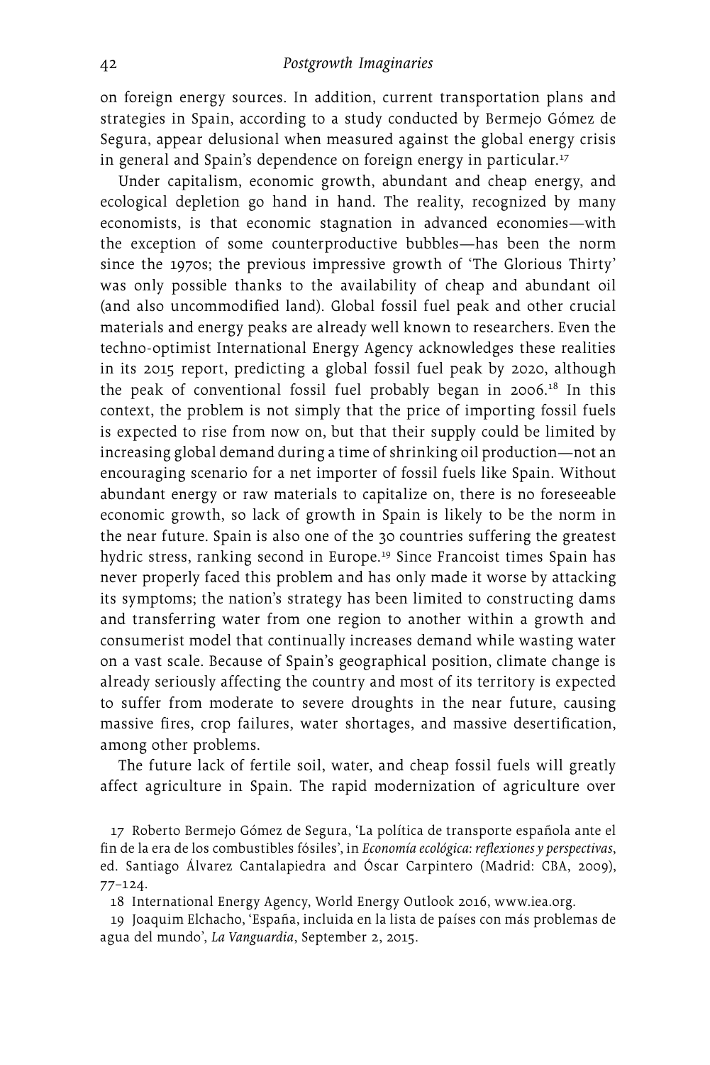on foreign energy sources. In addition, current transportation plans and strategies in Spain, according to a study conducted by Bermejo Gómez de Segura, appear delusional when measured against the global energy crisis in general and Spain's dependence on foreign energy in particular.[17]

Under capitalism, economic growth, abundant and cheap energy, and ecological depletion go hand in hand. The reality, recognized by many economists, is that economic stagnation in advanced economies—with the exception of some counterproductive bubbles—has been the norm since the 1970s; the previous impressive growth of 'The Glorious Thirty' was only possible thanks to the availability of cheap and abundant oil (and also uncommodified land). Global fossil fuel peak and other crucial materials and energy peaks are already well known to researchers. Even the techno-optimist International Energy Agency acknowledges these realities in its 2015 report, predicting a global fossil fuel peak by 2020, although the peak of conventional fossil fuel probably began in 2006.[18] In this context, the problem is not simply that the price of importing fossil fuels is expected to rise from now on, but that their supply could be limited by increasing global demand during a time of shrinking oil production—not an encouraging scenario for a net importer of fossil fuels like Spain. Without abundant energy or raw materials to capitalize on, there is no foreseeable economic growth, so lack of growth in Spain is likely to be the norm in the near future. Spain is also one of the 30 countries suffering the greatest hydric stress, ranking second in Europe.[19] Since Francoist times Spain has never properly faced this problem and has only made it worse by attacking its symptoms; the nation's strategy has been limited to constructing dams and transferring water from one region to another within a growth and consumerist model that continually increases demand while wasting water on a vast scale. Because of Spain's geographical position, climate change is already seriously affecting the country and most of its territory is expected to suffer from moderate to severe droughts in the near future, causing massive fires, crop failures, water shortages, and massive desertification, among other problems.

The future lack of fertile soil, water, and cheap fossil fuels will greatly affect agriculture in Spain. The rapid modernization of agriculture over

17 Roberto Bermejo Gómez de Segura, 'La política de transporte española ante el fin de la era de los combustibles fósiles', in *Economía ecológica: reflexiones y perspectivas*, ed. Santiago Álvarez Cantalapiedra and Óscar Carpintero (Madrid: CBA, 2009), 77–124.

18 International Energy Agency, World Energy Outlook 2016, www.iea.org.

19 Joaquim Elchacho, 'España, incluida en la lista de países con más problemas de agua del mundo', *La Vanguardia*, September 2, 2015.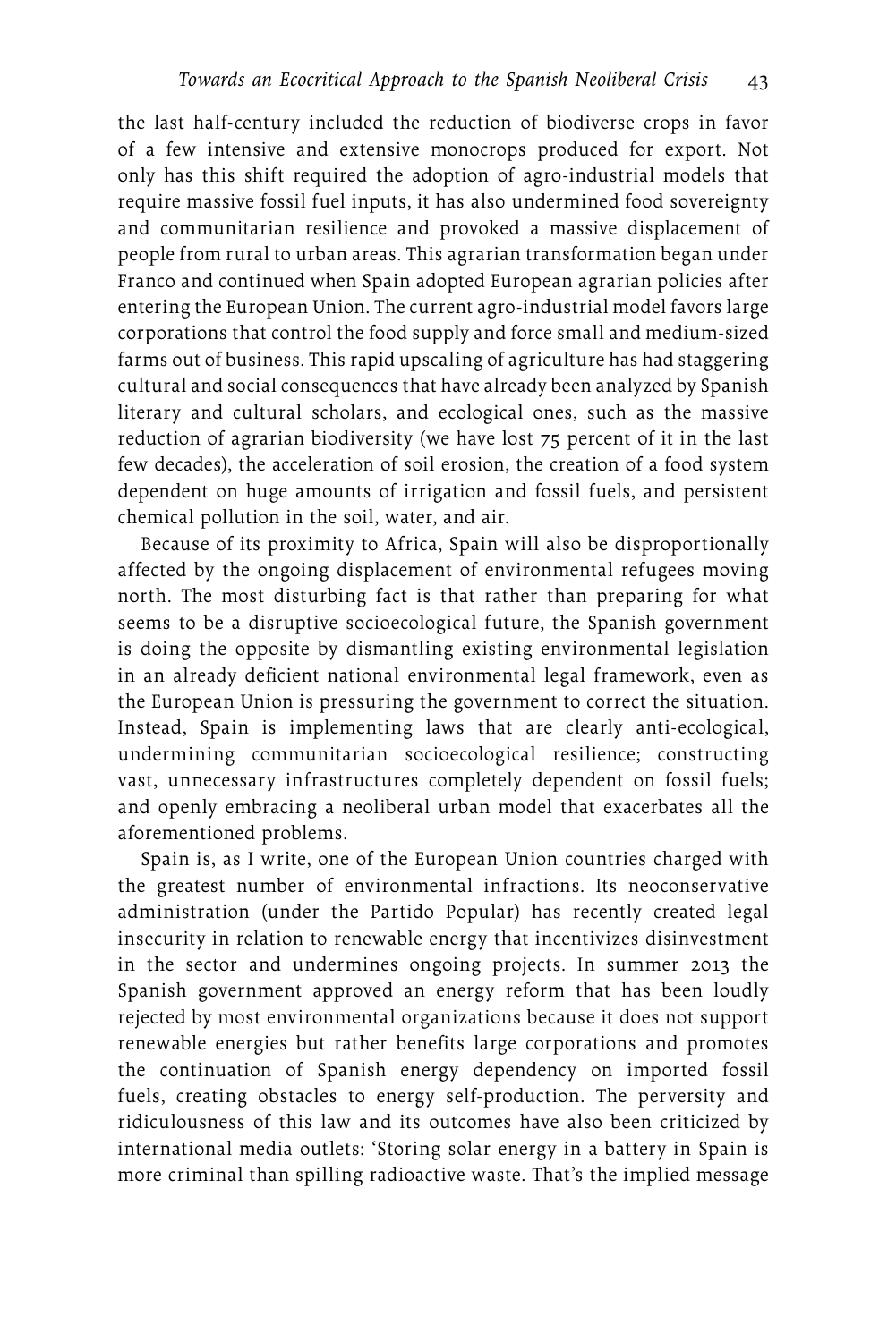the last half-century included the reduction of biodiverse crops in favor of a few intensive and extensive monocrops produced for export. Not only has this shift required the adoption of agro-industrial models that require massive fossil fuel inputs, it has also undermined food sovereignty and communitarian resilience and provoked a massive displacement of people from rural to urban areas. This agrarian transformation began under Franco and continued when Spain adopted European agrarian policies after entering the European Union. The current agro-industrial model favors large corporations that control the food supply and force small and medium-sized farms out of business. This rapid upscaling of agriculture has had staggering cultural and social consequences that have already been analyzed by Spanish literary and cultural scholars, and ecological ones, such as the massive reduction of agrarian biodiversity (we have lost 75 percent of it in the last few decades), the acceleration of soil erosion, the creation of a food system dependent on huge amounts of irrigation and fossil fuels, and persistent chemical pollution in the soil, water, and air.

Because of its proximity to Africa, Spain will also be disproportionally affected by the ongoing displacement of environmental refugees moving north. The most disturbing fact is that rather than preparing for what seems to be a disruptive socioecological future, the Spanish government is doing the opposite by dismantling existing environmental legislation in an already deficient national environmental legal framework, even as the European Union is pressuring the government to correct the situation. Instead, Spain is implementing laws that are clearly anti-ecological, undermining communitarian socioecological resilience; constructing vast, unnecessary infrastructures completely dependent on fossil fuels; and openly embracing a neoliberal urban model that exacerbates all the aforementioned problems.

Spain is, as I write, one of the European Union countries charged with the greatest number of environmental infractions. Its neoconservative administration (under the Partido Popular) has recently created legal insecurity in relation to renewable energy that incentivizes disinvestment in the sector and undermines ongoing projects. In summer 2013 the Spanish government approved an energy reform that has been loudly rejected by most environmental organizations because it does not support renewable energies but rather benefits large corporations and promotes the continuation of Spanish energy dependency on imported fossil fuels, creating obstacles to energy self-production. The perversity and ridiculousness of this law and its outcomes have also been criticized by international media outlets: 'Storing solar energy in a battery in Spain is more criminal than spilling radioactive waste. That's the implied message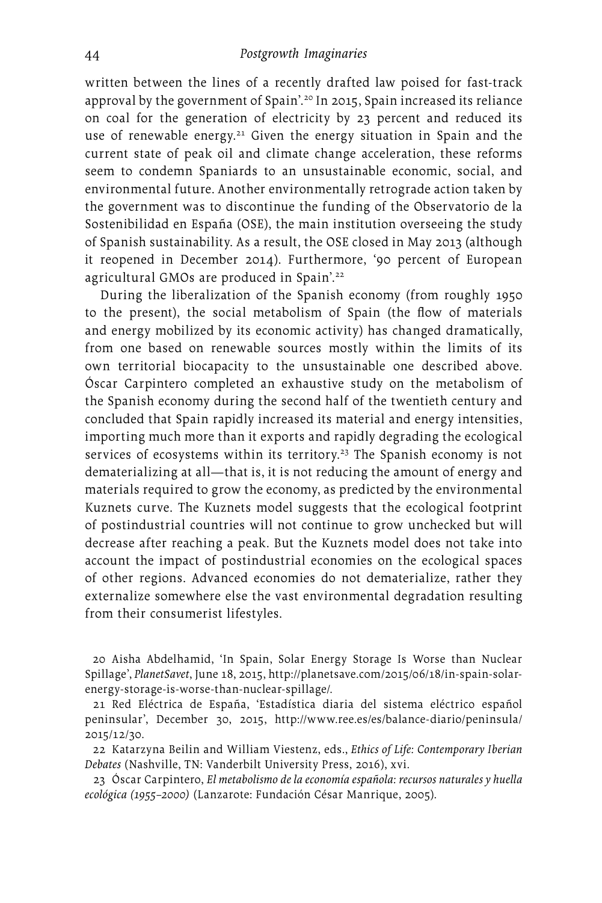written between the lines of a recently drafted law poised for fast-track approval by the government of Spain'.[20] In 2015, Spain increased its reliance on coal for the generation of electricity by 23 percent and reduced its use of renewable energy.[21] Given the energy situation in Spain and the current state of peak oil and climate change acceleration, these reforms seem to condemn Spaniards to an unsustainable economic, social, and environmental future. Another environmentally retrograde action taken by the government was to discontinue the funding of the Observatorio de la Sostenibilidad en España (OSE), the main institution overseeing the study of Spanish sustainability. As a result, the OSE closed in May 2013 (although it reopened in December 2014). Furthermore, '90 percent of European agricultural GMOs are produced in Spain'.[22]

During the liberalization of the Spanish economy (from roughly 1950 to the present), the social metabolism of Spain (the flow of materials and energy mobilized by its economic activity) has changed dramatically, from one based on renewable sources mostly within the limits of its own territorial biocapacity to the unsustainable one described above. Óscar Carpintero completed an exhaustive study on the metabolism of the Spanish economy during the second half of the twentieth century and concluded that Spain rapidly increased its material and energy intensities, importing much more than it exports and rapidly degrading the ecological services of ecosystems within its territory.[23] The Spanish economy is not dematerializing at all—that is, it is not reducing the amount of energy and materials required to grow the economy, as predicted by the environmental Kuznets curve. The Kuznets model suggests that the ecological footprint of postindustrial countries will not continue to grow unchecked but will decrease after reaching a peak. But the Kuznets model does not take into account the impact of postindustrial economies on the ecological spaces of other regions. Advanced economies do not dematerialize, rather they externalize somewhere else the vast environmental degradation resulting from their consumerist lifestyles.

20 Aisha Abdelhamid, 'In Spain, Solar Energy Storage Is Worse than Nuclear Spillage', *PlanetSavet*, June 18, 2015, http://planetsave.com/2015/06/18/in-spain-solar-energy-storage-is-worse-than-nuclear-spillage/.

21 Red Eléctrica de España, 'Estadística diaria del sistema eléctrico español peninsular', December 30, 2015, http://www.ree.es/es/balance-diario/peninsula/2015/12/30.

22 Katarzyna Beilin and William Viestenz, eds., *Ethics of Life: Contemporary Iberian Debates* (Nashville, TN: Vanderbilt University Press, 2016), xvi.

23 Óscar Carpintero, *El metabolismo de la economía española: recursos naturales y huella ecológica (1955–2000)* (Lanzarote: Fundación César Manrique, 2005).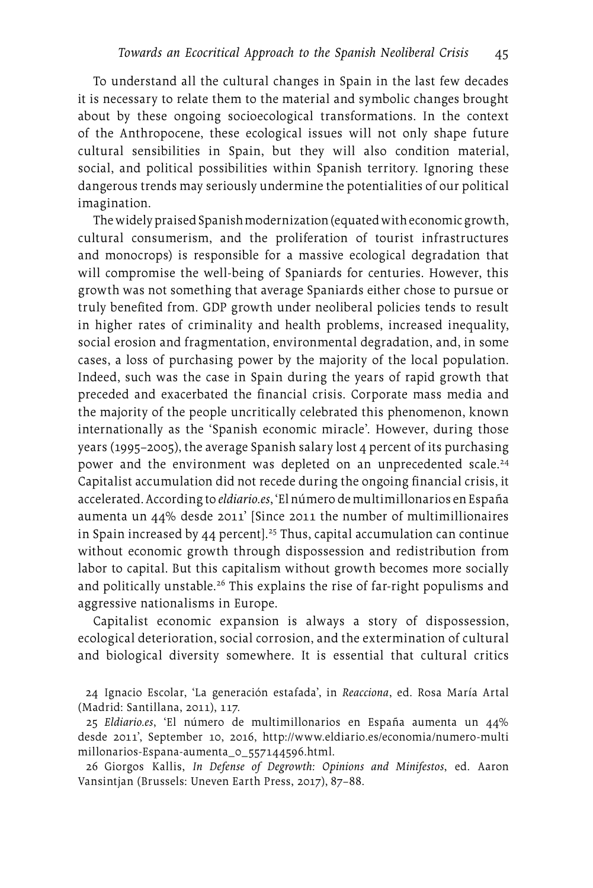To understand all the cultural changes in Spain in the last few decades it is necessary to relate them to the material and symbolic changes brought about by these ongoing socioecological transformations. In the context of the Anthropocene, these ecological issues will not only shape future cultural sensibilities in Spain, but they will also condition material, social, and political possibilities within Spanish territory. Ignoring these dangerous trends may seriously undermine the potentialities of our political imagination.

The widely praised Spanish modernization (equated with economic growth, cultural consumerism, and the proliferation of tourist infrastructures and monocrops) is responsible for a massive ecological degradation that will compromise the well-being of Spaniards for centuries. However, this growth was not something that average Spaniards either chose to pursue or truly benefited from. GDP growth under neoliberal policies tends to result in higher rates of criminality and health problems, increased inequality, social erosion and fragmentation, environmental degradation, and, in some cases, a loss of purchasing power by the majority of the local population. Indeed, such was the case in Spain during the years of rapid growth that preceded and exacerbated the financial crisis. Corporate mass media and the majority of the people uncritically celebrated this phenomenon, known internationally as the 'Spanish economic miracle'. However, during those years (1995–2005), the average Spanish salary lost 4 percent of its purchasing power and the environment was depleted on an unprecedented scale.[24] Capitalist accumulation did not recede during the ongoing financial crisis, it accelerated. According to *eldiario.es*, 'El número de multimillonarios en España aumenta un 44% desde 2011' [Since 2011 the number of multimillionaires in Spain increased by 44 percent].[25] Thus, capital accumulation can continue without economic growth through dispossession and redistribution from labor to capital. But this capitalism without growth becomes more socially and politically unstable.[26] This explains the rise of far-right populisms and aggressive nationalisms in Europe.

Capitalist economic expansion is always a story of dispossession, ecological deterioration, social corrosion, and the extermination of cultural and biological diversity somewhere. It is essential that cultural critics

24 Ignacio Escolar, 'La generación estafada', in *Reacciona*, ed. Rosa María Artal (Madrid: Santillana, 2011), 117.

25 *Eldiario.es*, 'El número de multimillonarios en España aumenta un 44% desde 2011', September 10, 2016, http://www.eldiario.es/economia/numero-multimillonarios-Espana-aumenta_0_557144596.html.

26 Giorgos Kallis, *In Defense of Degrowth: Opinions and Minifestos*, ed. Aaron Vansintjan (Brussels: Uneven Earth Press, 2017), 87–88.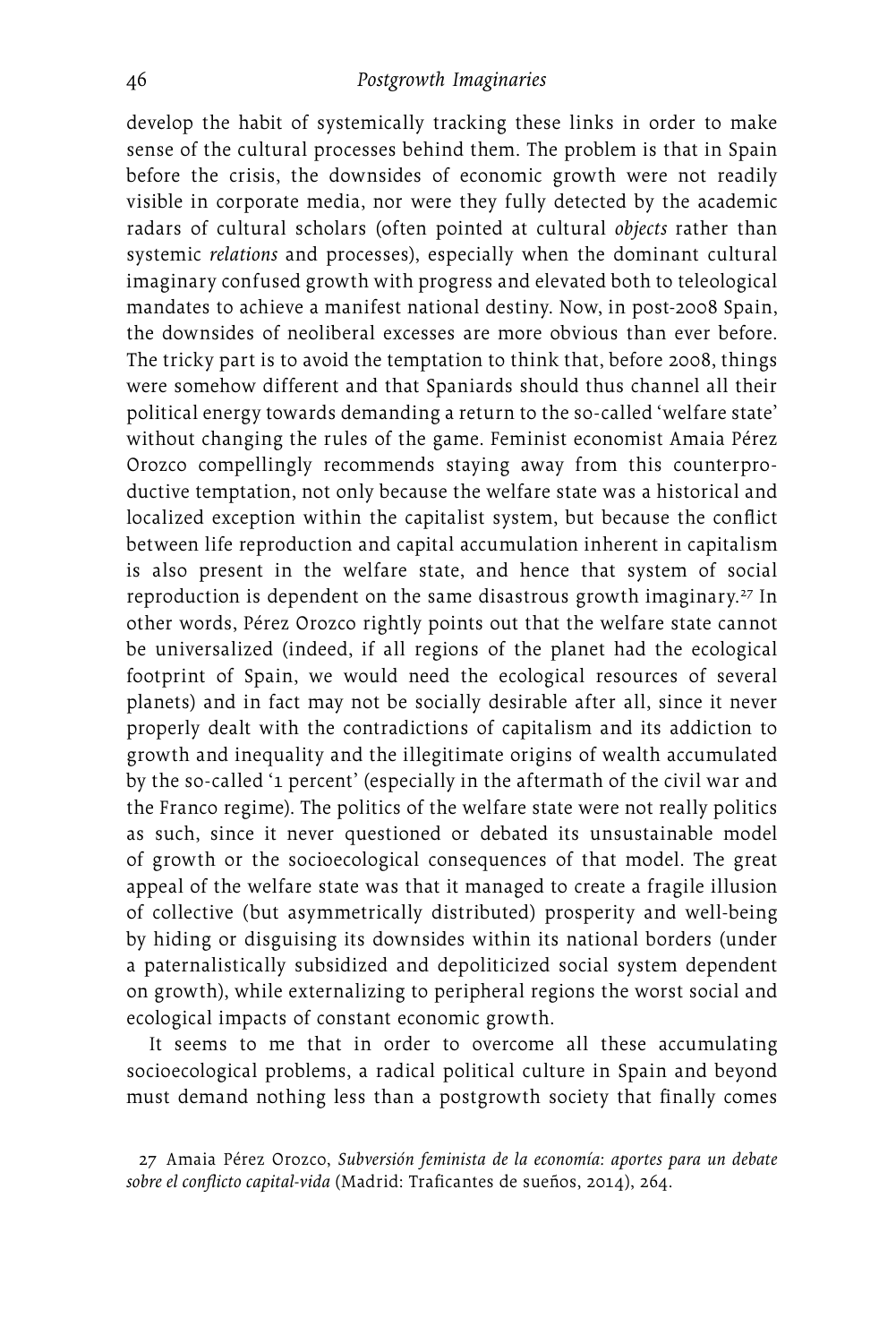develop the habit of systemically tracking these links in order to make sense of the cultural processes behind them. The problem is that in Spain before the crisis, the downsides of economic growth were not readily visible in corporate media, nor were they fully detected by the academic radars of cultural scholars (often pointed at cultural *objects* rather than systemic *relations* and processes), especially when the dominant cultural imaginary confused growth with progress and elevated both to teleological mandates to achieve a manifest national destiny. Now, in post-2008 Spain, the downsides of neoliberal excesses are more obvious than ever before. The tricky part is to avoid the temptation to think that, before 2008, things were somehow different and that Spaniards should thus channel all their political energy towards demanding a return to the so-called 'welfare state' without changing the rules of the game. Feminist economist Amaia Pérez Orozco compellingly recommends staying away from this counterproductive temptation, not only because the welfare state was a historical and localized exception within the capitalist system, but because the conflict between life reproduction and capital accumulation inherent in capitalism is also present in the welfare state, and hence that system of social reproduction is dependent on the same disastrous growth imaginary.[27] In other words, Pérez Orozco rightly points out that the welfare state cannot be universalized (indeed, if all regions of the planet had the ecological footprint of Spain, we would need the ecological resources of several planets) and in fact may not be socially desirable after all, since it never properly dealt with the contradictions of capitalism and its addiction to growth and inequality and the illegitimate origins of wealth accumulated by the so-called '1 percent' (especially in the aftermath of the civil war and the Franco regime). The politics of the welfare state were not really politics as such, since it never questioned or debated its unsustainable model of growth or the socioecological consequences of that model. The great appeal of the welfare state was that it managed to create a fragile illusion of collective (but asymmetrically distributed) prosperity and well-being by hiding or disguising its downsides within its national borders (under a paternalistically subsidized and depoliticized social system dependent on growth), while externalizing to peripheral regions the worst social and ecological impacts of constant economic growth.

It seems to me that in order to overcome all these accumulating socioecological problems, a radical political culture in Spain and beyond must demand nothing less than a postgrowth society that finally comes

27 Amaia Pérez Orozco, *Subversión feminista de la economía: aportes para un debate sobre el conflicto capital-vida* (Madrid: Traficantes de sueños, 2014), 264.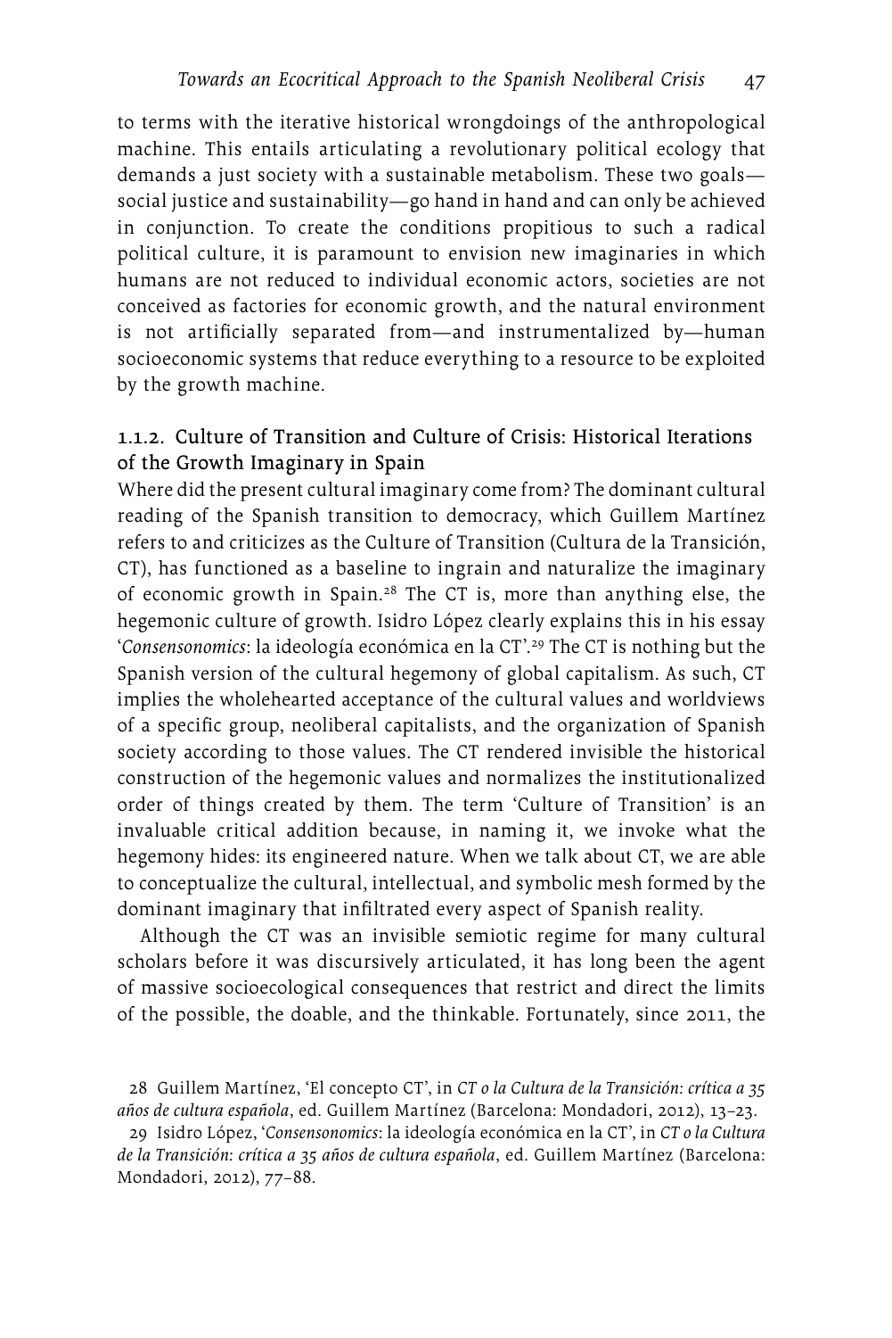to terms with the iterative historical wrongdoings of the anthropological machine. This entails articulating a revolutionary political ecology that demands a just society with a sustainable metabolism. These two goals—social justice and sustainability—go hand in hand and can only be achieved in conjunction. To create the conditions propitious to such a radical political culture, it is paramount to envision new imaginaries in which humans are not reduced to individual economic actors, societies are not conceived as factories for economic growth, and the natural environment is not artificially separated from—and instrumentalized by—human socioeconomic systems that reduce everything to a resource to be exploited by the growth machine.

### 1.1.2. Culture of Transition and Culture of Crisis: Historical Iterations of the Growth Imaginary in Spain

Where did the present cultural imaginary come from? The dominant cultural reading of the Spanish transition to democracy, which Guillem Martínez refers to and criticizes as the Culture of Transition (Cultura de la Transición, CT), has functioned as a baseline to ingrain and naturalize the imaginary of economic growth in Spain.[28] The CT is, more than anything else, the hegemonic culture of growth. Isidro López clearly explains this in his essay '*Consensonomics*: la ideología económica en la CT'.[29] The CT is nothing but the Spanish version of the cultural hegemony of global capitalism. As such, CT implies the wholehearted acceptance of the cultural values and worldviews of a specific group, neoliberal capitalists, and the organization of Spanish society according to those values. The CT rendered invisible the historical construction of the hegemonic values and normalizes the institutionalized order of things created by them. The term 'Culture of Transition' is an invaluable critical addition because, in naming it, we invoke what the hegemony hides: its engineered nature. When we talk about CT, we are able to conceptualize the cultural, intellectual, and symbolic mesh formed by the dominant imaginary that infiltrated every aspect of Spanish reality.

Although the CT was an invisible semiotic regime for many cultural scholars before it was discursively articulated, it has long been the agent of massive socioecological consequences that restrict and direct the limits of the possible, the doable, and the thinkable. Fortunately, since 2011, the

28 Guillem Martínez, 'El concepto CT', in *CT o la Cultura de la Transición: crítica a 35 años de cultura española*, ed. Guillem Martínez (Barcelona: Mondadori, 2012), 13–23.

29 Isidro López, '*Consensonomics*: la ideología económica en la CT', in *CT o la Cultura de la Transición: crítica a 35 años de cultura española*, ed. Guillem Martínez (Barcelona: Mondadori, 2012), 77–88.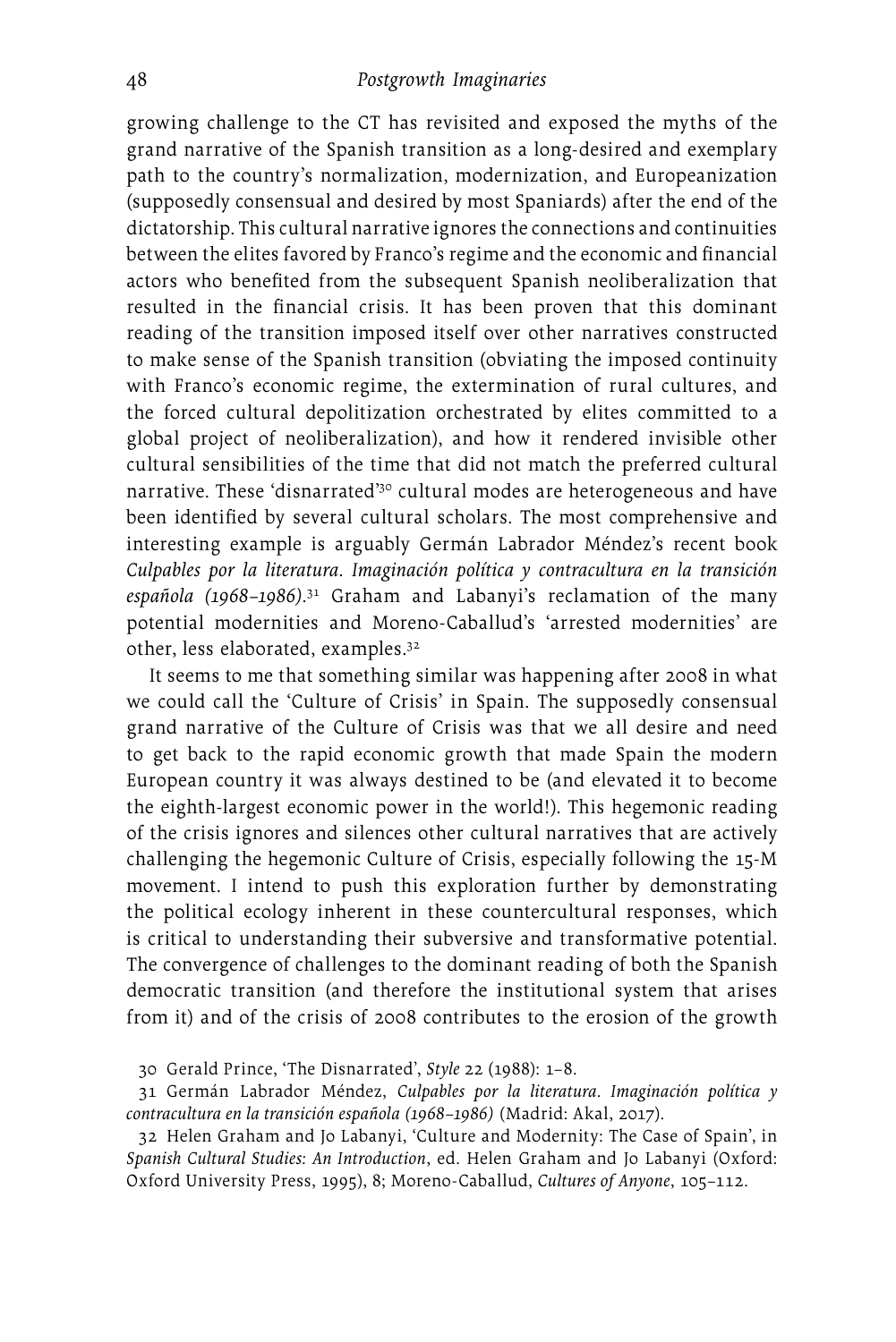growing challenge to the CT has revisited and exposed the myths of the grand narrative of the Spanish transition as a long-desired and exemplary path to the country's normalization, modernization, and Europeanization (supposedly consensual and desired by most Spaniards) after the end of the dictatorship. This cultural narrative ignores the connections and continuities between the elites favored by Franco's regime and the economic and financial actors who benefited from the subsequent Spanish neoliberalization that resulted in the financial crisis. It has been proven that this dominant reading of the transition imposed itself over other narratives constructed to make sense of the Spanish transition (obviating the imposed continuity with Franco's economic regime, the extermination of rural cultures, and the forced cultural depolitization orchestrated by elites committed to a global project of neoliberalization), and how it rendered invisible other cultural sensibilities of the time that did not match the preferred cultural narrative. These 'disnarrated'[30] cultural modes are heterogeneous and have been identified by several cultural scholars. The most comprehensive and interesting example is arguably Germán Labrador Méndez's recent book *Culpables por la literatura. Imaginación política y contracultura en la transición española (1968–1986)*.[31] Graham and Labanyi's reclamation of the many potential modernities and Moreno-Caballud's 'arrested modernities' are other, less elaborated, examples.[32]

It seems to me that something similar was happening after 2008 in what we could call the 'Culture of Crisis' in Spain. The supposedly consensual grand narrative of the Culture of Crisis was that we all desire and need to get back to the rapid economic growth that made Spain the modern European country it was always destined to be (and elevated it to become the eighth-largest economic power in the world!). This hegemonic reading of the crisis ignores and silences other cultural narratives that are actively challenging the hegemonic Culture of Crisis, especially following the 15-M movement. I intend to push this exploration further by demonstrating the political ecology inherent in these countercultural responses, which is critical to understanding their subversive and transformative potential. The convergence of challenges to the dominant reading of both the Spanish democratic transition (and therefore the institutional system that arises from it) and of the crisis of 2008 contributes to the erosion of the growth

30 Gerald Prince, 'The Disnarrated', *Style* 22 (1988): 1–8.

31 Germán Labrador Méndez, *Culpables por la literatura. Imaginación política y contracultura en la transición española (1968–1986)* (Madrid: Akal, 2017).

32 Helen Graham and Jo Labanyi, 'Culture and Modernity: The Case of Spain', in *Spanish Cultural Studies: An Introduction*, ed. Helen Graham and Jo Labanyi (Oxford: Oxford University Press, 1995), 8; Moreno-Caballud, *Cultures of Anyone*, 105–112.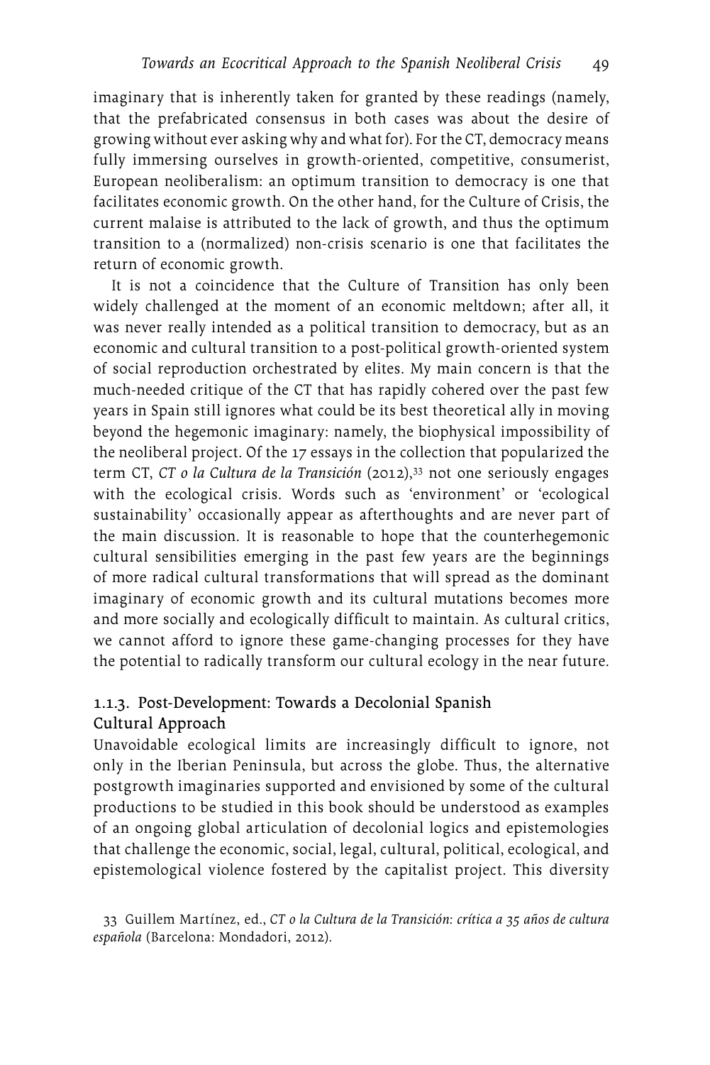imaginary that is inherently taken for granted by these readings (namely, that the prefabricated consensus in both cases was about the desire of growing without ever asking why and what for). For the CT, democracy means fully immersing ourselves in growth-oriented, competitive, consumerist, European neoliberalism: an optimum transition to democracy is one that facilitates economic growth. On the other hand, for the Culture of Crisis, the current malaise is attributed to the lack of growth, and thus the optimum transition to a (normalized) non-crisis scenario is one that facilitates the return of economic growth.

It is not a coincidence that the Culture of Transition has only been widely challenged at the moment of an economic meltdown; after all, it was never really intended as a political transition to democracy, but as an economic and cultural transition to a post-political growth-oriented system of social reproduction orchestrated by elites. My main concern is that the much-needed critique of the CT that has rapidly cohered over the past few years in Spain still ignores what could be its best theoretical ally in moving beyond the hegemonic imaginary: namely, the biophysical impossibility of the neoliberal project. Of the 17 essays in the collection that popularized the term CT, *CT o la Cultura de la Transición* (2012),[33] not one seriously engages with the ecological crisis. Words such as 'environment' or 'ecological sustainability' occasionally appear as afterthoughts and are never part of the main discussion. It is reasonable to hope that the counterhegemonic cultural sensibilities emerging in the past few years are the beginnings of more radical cultural transformations that will spread as the dominant imaginary of economic growth and its cultural mutations becomes more and more socially and ecologically difficult to maintain. As cultural critics, we cannot afford to ignore these game-changing processes for they have the potential to radically transform our cultural ecology in the near future.

### 1.1.3. Post-Development: Towards a Decolonial Spanish Cultural Approach

Unavoidable ecological limits are increasingly difficult to ignore, not only in the Iberian Peninsula, but across the globe. Thus, the alternative postgrowth imaginaries supported and envisioned by some of the cultural productions to be studied in this book should be understood as examples of an ongoing global articulation of decolonial logics and epistemologies that challenge the economic, social, legal, cultural, political, ecological, and epistemological violence fostered by the capitalist project. This diversity

33 Guillem Martínez, ed., *CT o la Cultura de la Transición: crítica a 35 años de cultura española* (Barcelona: Mondadori, 2012).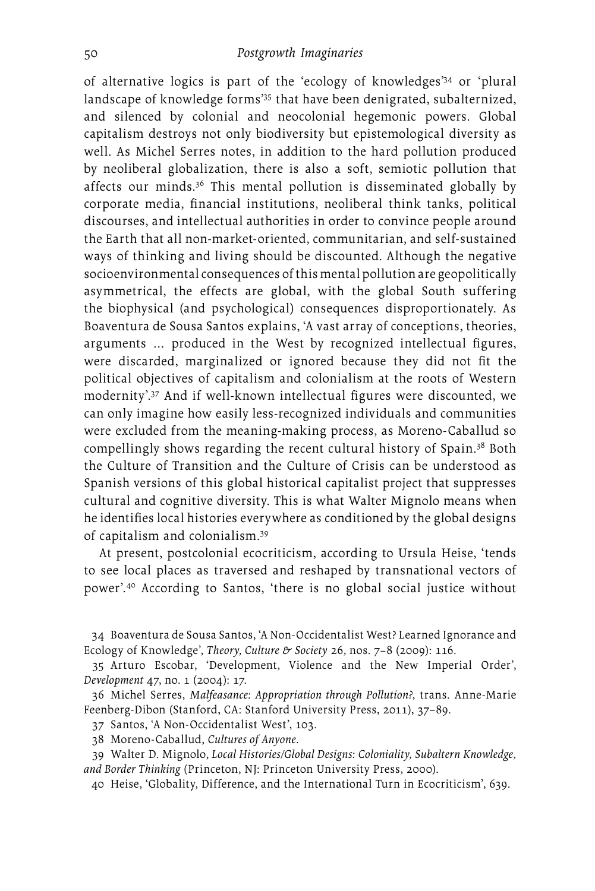of alternative logics is part of the 'ecology of knowledges'[34] or 'plural landscape of knowledge forms'[35] that have been denigrated, subalternized, and silenced by colonial and neocolonial hegemonic powers. Global capitalism destroys not only biodiversity but epistemological diversity as well. As Michel Serres notes, in addition to the hard pollution produced by neoliberal globalization, there is also a soft, semiotic pollution that affects our minds.[36] This mental pollution is disseminated globally by corporate media, financial institutions, neoliberal think tanks, political discourses, and intellectual authorities in order to convince people around the Earth that all non-market-oriented, communitarian, and self-sustained ways of thinking and living should be discounted. Although the negative socioenvironmental consequences of this mental pollution are geopolitically asymmetrical, the effects are global, with the global South suffering the biophysical (and psychological) consequences disproportionately. As Boaventura de Sousa Santos explains, 'A vast array of conceptions, theories, arguments ... produced in the West by recognized intellectual figures, were discarded, marginalized or ignored because they did not fit the political objectives of capitalism and colonialism at the roots of Western modernity'.[37] And if well-known intellectual figures were discounted, we can only imagine how easily less-recognized individuals and communities were excluded from the meaning-making process, as Moreno-Caballud so compellingly shows regarding the recent cultural history of Spain.[38] Both the Culture of Transition and the Culture of Crisis can be understood as Spanish versions of this global historical capitalist project that suppresses cultural and cognitive diversity. This is what Walter Mignolo means when he identifies local histories everywhere as conditioned by the global designs of capitalism and colonialism.[39]

At present, postcolonial ecocriticism, according to Ursula Heise, 'tends to see local places as traversed and reshaped by transnational vectors of power'.[40] According to Santos, 'there is no global social justice without

34 Boaventura de Sousa Santos, 'A Non-Occidentalist West? Learned Ignorance and Ecology of Knowledge', *Theory, Culture & Society* 26, nos. 7–8 (2009): 116.

35 Arturo Escobar, 'Development, Violence and the New Imperial Order', *Development* 47, no. 1 (2004): 17.

36 Michel Serres, *Malfeasance: Appropriation through Pollution?*, trans. Anne-Marie Feenberg-Dibon (Stanford, CA: Stanford University Press, 2011), 37–89.

37 Santos, 'A Non-Occidentalist West', 103.

38 Moreno-Caballud, *Cultures of Anyone*.

39 Walter D. Mignolo, *Local Histories/Global Designs: Coloniality, Subaltern Knowledge, and Border Thinking* (Princeton, NJ: Princeton University Press, 2000).

40 Heise, 'Globality, Difference, and the International Turn in Ecocriticism', 639.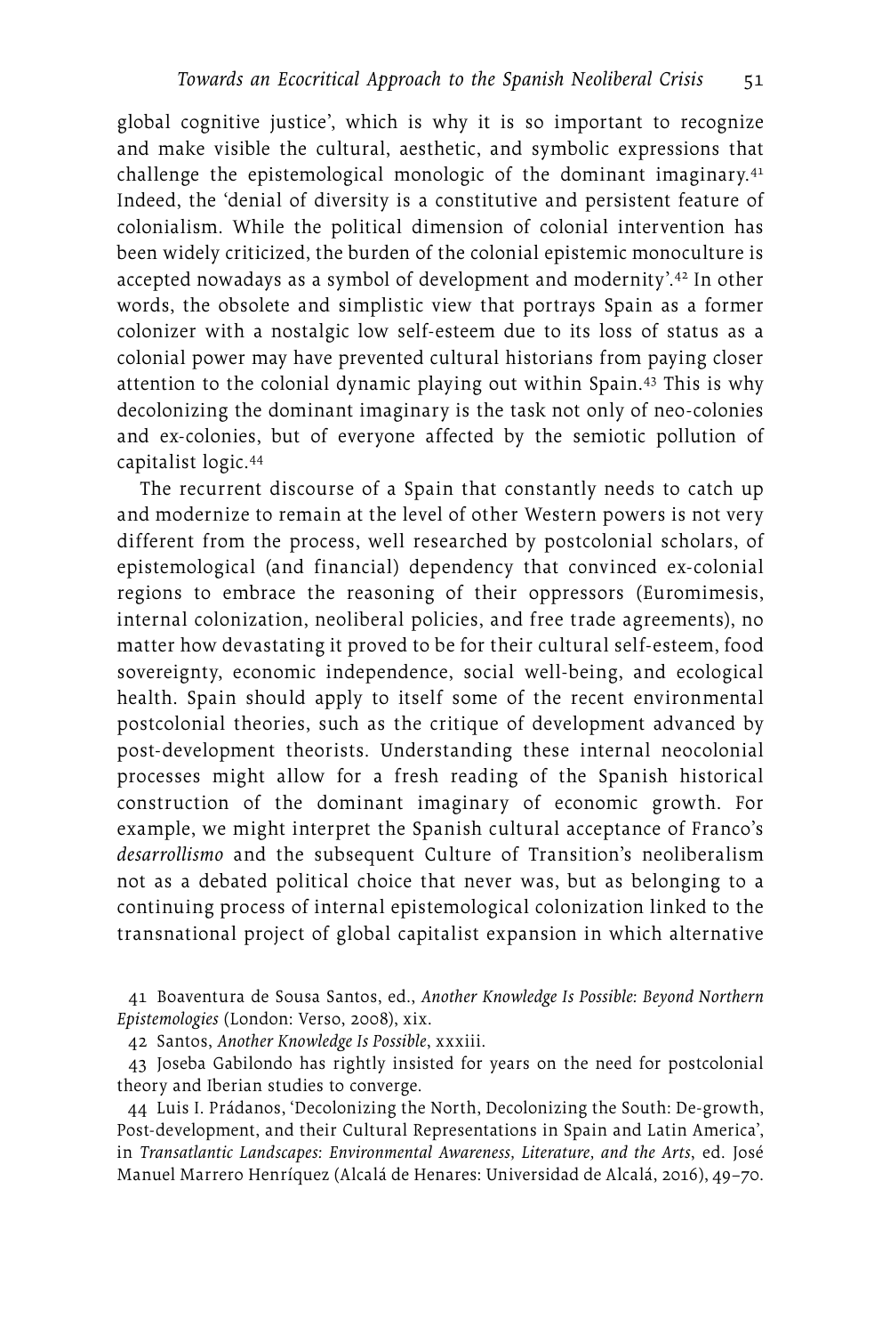global cognitive justice', which is why it is so important to recognize and make visible the cultural, aesthetic, and symbolic expressions that challenge the epistemological monologic of the dominant imaginary.[41] Indeed, the 'denial of diversity is a constitutive and persistent feature of colonialism. While the political dimension of colonial intervention has been widely criticized, the burden of the colonial epistemic monoculture is accepted nowadays as a symbol of development and modernity'.[42] In other words, the obsolete and simplistic view that portrays Spain as a former colonizer with a nostalgic low self-esteem due to its loss of status as a colonial power may have prevented cultural historians from paying closer attention to the colonial dynamic playing out within Spain.[43] This is why decolonizing the dominant imaginary is the task not only of neo-colonies and ex-colonies, but of everyone affected by the semiotic pollution of capitalist logic.[44]

The recurrent discourse of a Spain that constantly needs to catch up and modernize to remain at the level of other Western powers is not very different from the process, well researched by postcolonial scholars, of epistemological (and financial) dependency that convinced ex-colonial regions to embrace the reasoning of their oppressors (Euromimesis, internal colonization, neoliberal policies, and free trade agreements), no matter how devastating it proved to be for their cultural self-esteem, food sovereignty, economic independence, social well-being, and ecological health. Spain should apply to itself some of the recent environmental postcolonial theories, such as the critique of development advanced by post-development theorists. Understanding these internal neocolonial processes might allow for a fresh reading of the Spanish historical construction of the dominant imaginary of economic growth. For example, we might interpret the Spanish cultural acceptance of Franco's *desarrollismo* and the subsequent Culture of Transition's neoliberalism not as a debated political choice that never was, but as belonging to a continuing process of internal epistemological colonization linked to the transnational project of global capitalist expansion in which alternative

41 Boaventura de Sousa Santos, ed., *Another Knowledge Is Possible: Beyond Northern Epistemologies* (London: Verso, 2008), xix.

42 Santos, *Another Knowledge Is Possible*, xxxiii.

43 Joseba Gabilondo has rightly insisted for years on the need for postcolonial theory and Iberian studies to converge.

44 Luis I. Prádanos, 'Decolonizing the North, Decolonizing the South: De-growth, Post-development, and their Cultural Representations in Spain and Latin America', in *Transatlantic Landscapes: Environmental Awareness, Literature, and the Arts*, ed. José Manuel Marrero Henríquez (Alcalá de Henares: Universidad de Alcalá, 2016), 49–70.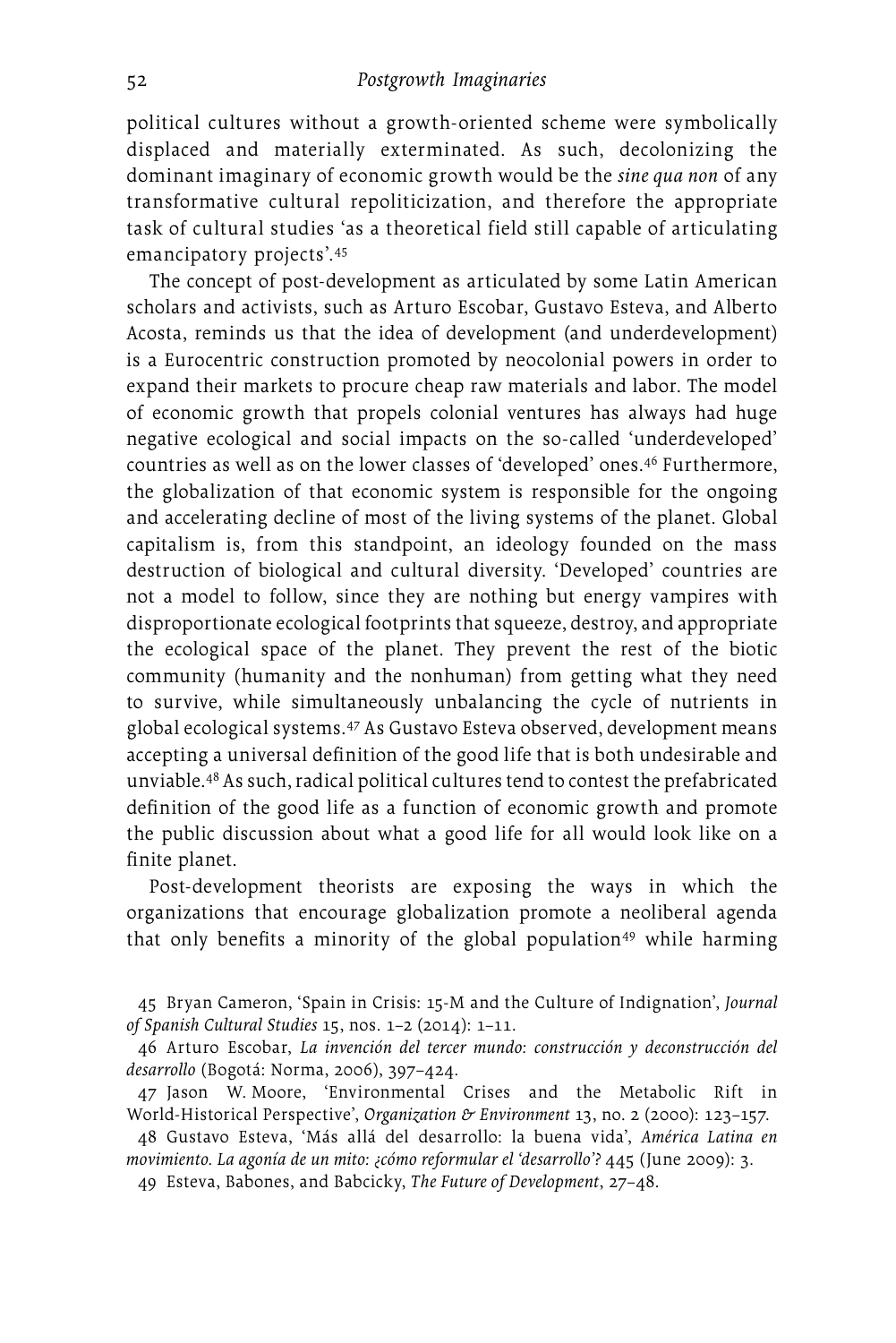political cultures without a growth-oriented scheme were symbolically displaced and materially exterminated. As such, decolonizing the dominant imaginary of economic growth would be the *sine qua non* of any transformative cultural repoliticization, and therefore the appropriate task of cultural studies 'as a theoretical field still capable of articulating emancipatory projects'.[45]

The concept of post-development as articulated by some Latin American scholars and activists, such as Arturo Escobar, Gustavo Esteva, and Alberto Acosta, reminds us that the idea of development (and underdevelopment) is a Eurocentric construction promoted by neocolonial powers in order to expand their markets to procure cheap raw materials and labor. The model of economic growth that propels colonial ventures has always had huge negative ecological and social impacts on the so-called 'underdeveloped' countries as well as on the lower classes of 'developed' ones.[46] Furthermore, the globalization of that economic system is responsible for the ongoing and accelerating decline of most of the living systems of the planet. Global capitalism is, from this standpoint, an ideology founded on the mass destruction of biological and cultural diversity. 'Developed' countries are not a model to follow, since they are nothing but energy vampires with disproportionate ecological footprints that squeeze, destroy, and appropriate the ecological space of the planet. They prevent the rest of the biotic community (humanity and the nonhuman) from getting what they need to survive, while simultaneously unbalancing the cycle of nutrients in global ecological systems.[47] As Gustavo Esteva observed, development means accepting a universal definition of the good life that is both undesirable and unviable.[48] As such, radical political cultures tend to contest the prefabricated definition of the good life as a function of economic growth and promote the public discussion about what a good life for all would look like on a finite planet.

Post-development theorists are exposing the ways in which the organizations that encourage globalization promote a neoliberal agenda that only benefits a minority of the global population[49] while harming

45 Bryan Cameron, 'Spain in Crisis: 15-M and the Culture of Indignation', *Journal of Spanish Cultural Studies* 15, nos. 1–2 (2014): 1–11.

46 Arturo Escobar, *La invención del tercer mundo: construcción y deconstrucción del desarrollo* (Bogotá: Norma, 2006), 397–424.

47 Jason W. Moore, 'Environmental Crises and the Metabolic Rift in World-Historical Perspective', *Organization & Environment* 13, no. 2 (2000): 123–157.

48 Gustavo Esteva, 'Más allá del desarrollo: la buena vida', *América Latina en movimiento. La agonía de un mito: ¿cómo reformular el 'desarrollo'?* 445 (June 2009): 3.

49 Esteva, Babones, and Babcicky, *The Future of Development*, 27–48.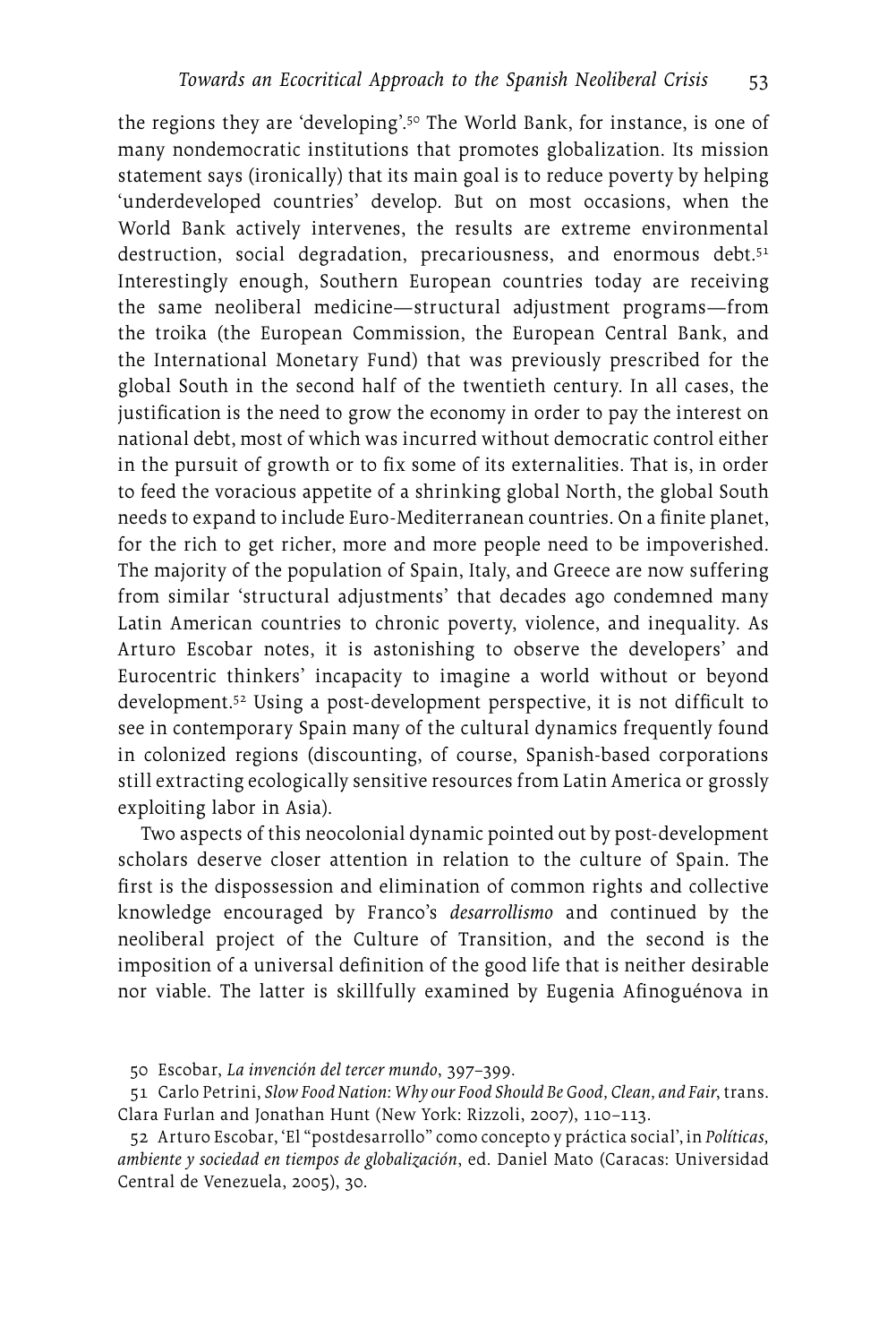the regions they are 'developing'.[50] The World Bank, for instance, is one of many nondemocratic institutions that promotes globalization. Its mission statement says (ironically) that its main goal is to reduce poverty by helping 'underdeveloped countries' develop. But on most occasions, when the World Bank actively intervenes, the results are extreme environmental destruction, social degradation, precariousness, and enormous debt.[51] Interestingly enough, Southern European countries today are receiving the same neoliberal medicine—structural adjustment programs—from the troika (the European Commission, the European Central Bank, and the International Monetary Fund) that was previously prescribed for the global South in the second half of the twentieth century. In all cases, the justification is the need to grow the economy in order to pay the interest on national debt, most of which was incurred without democratic control either in the pursuit of growth or to fix some of its externalities. That is, in order to feed the voracious appetite of a shrinking global North, the global South needs to expand to include Euro-Mediterranean countries. On a finite planet, for the rich to get richer, more and more people need to be impoverished. The majority of the population of Spain, Italy, and Greece are now suffering from similar 'structural adjustments' that decades ago condemned many Latin American countries to chronic poverty, violence, and inequality. As Arturo Escobar notes, it is astonishing to observe the developers' and Eurocentric thinkers' incapacity to imagine a world without or beyond development.[52] Using a post-development perspective, it is not difficult to see in contemporary Spain many of the cultural dynamics frequently found in colonized regions (discounting, of course, Spanish-based corporations still extracting ecologically sensitive resources from Latin America or grossly exploiting labor in Asia).

Two aspects of this neocolonial dynamic pointed out by post-development scholars deserve closer attention in relation to the culture of Spain. The first is the dispossession and elimination of common rights and collective knowledge encouraged by Franco's *desarrollismo* and continued by the neoliberal project of the Culture of Transition, and the second is the imposition of a universal definition of the good life that is neither desirable nor viable. The latter is skillfully examined by Eugenia Afinoguénova in

50 Escobar, *La invención del tercer mundo*, 397–399.

51 Carlo Petrini, *Slow Food Nation: Why our Food Should Be Good, Clean, and Fair*, trans. Clara Furlan and Jonathan Hunt (New York: Rizzoli, 2007), 110–113.

52 Arturo Escobar, 'El "postdesarrollo" como concepto y práctica social', in *Políticas, ambiente y sociedad en tiempos de globalización*, ed. Daniel Mato (Caracas: Universidad Central de Venezuela, 2005), 30.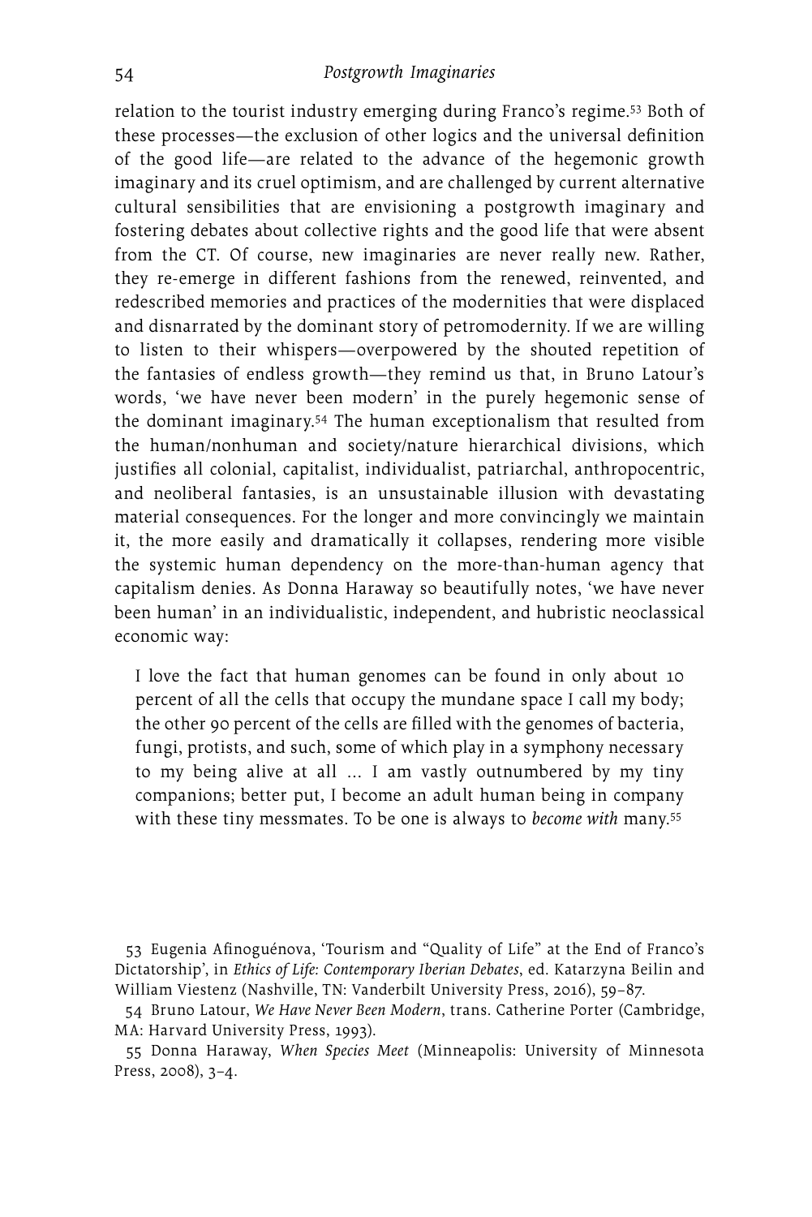relation to the tourist industry emerging during Franco's regime.[53] Both of these processes—the exclusion of other logics and the universal definition of the good life—are related to the advance of the hegemonic growth imaginary and its cruel optimism, and are challenged by current alternative cultural sensibilities that are envisioning a postgrowth imaginary and fostering debates about collective rights and the good life that were absent from the CT. Of course, new imaginaries are never really new. Rather, they re-emerge in different fashions from the renewed, reinvented, and redescribed memories and practices of the modernities that were displaced and disnarrated by the dominant story of petromodernity. If we are willing to listen to their whispers—overpowered by the shouted repetition of the fantasies of endless growth—they remind us that, in Bruno Latour's words, 'we have never been modern' in the purely hegemonic sense of the dominant imaginary.[54] The human exceptionalism that resulted from the human/nonhuman and society/nature hierarchical divisions, which justifies all colonial, capitalist, individualist, patriarchal, anthropocentric, and neoliberal fantasies, is an unsustainable illusion with devastating material consequences. For the longer and more convincingly we maintain it, the more easily and dramatically it collapses, rendering more visible the systemic human dependency on the more-than-human agency that capitalism denies. As Donna Haraway so beautifully notes, 'we have never been human' in an individualistic, independent, and hubristic neoclassical economic way:

> I love the fact that human genomes can be found in only about 10 percent of all the cells that occupy the mundane space I call my body; the other 90 percent of the cells are filled with the genomes of bacteria, fungi, protists, and such, some of which play in a symphony necessary to my being alive at all ... I am vastly outnumbered by my tiny companions; better put, I become an adult human being in company with these tiny messmates. To be one is always to *become with* many.[55]

53 Eugenia Afinoguénova, 'Tourism and "Quality of Life" at the End of Franco's Dictatorship', in *Ethics of Life: Contemporary Iberian Debates*, ed. Katarzyna Beilin and William Viestenz (Nashville, TN: Vanderbilt University Press, 2016), 59–87.

54 Bruno Latour, *We Have Never Been Modern*, trans. Catherine Porter (Cambridge, MA: Harvard University Press, 1993).

55 Donna Haraway, *When Species Meet* (Minneapolis: University of Minnesota Press, 2008), 3–4.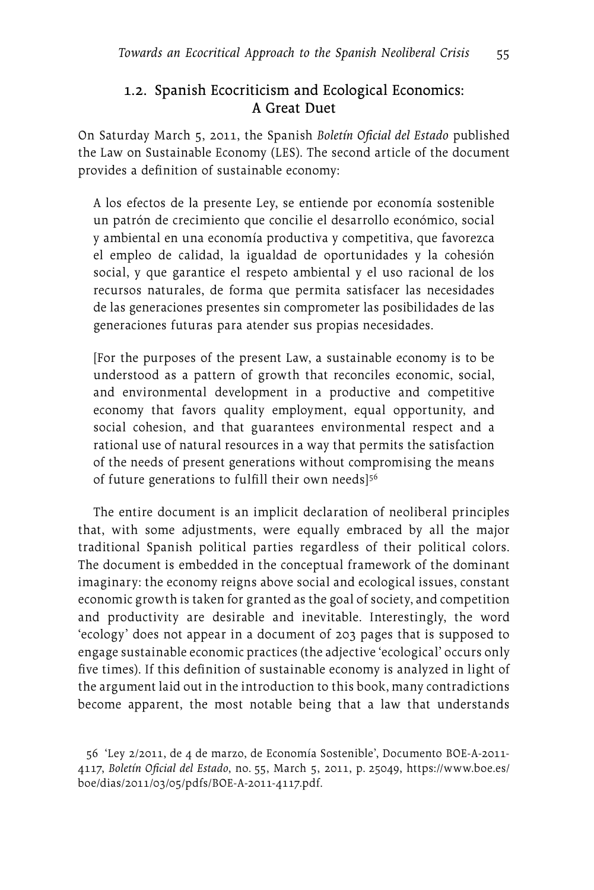## 1.2. Spanish Ecocriticism and Ecological Economics: A Great Duet

On Saturday March 5, 2011, the Spanish *Boletín Oficial del Estado* published the Law on Sustainable Economy (LES). The second article of the document provides a definition of sustainable economy:

> A los efectos de la presente Ley, se entiende por economía sostenible un patrón de crecimiento que concilie el desarrollo económico, social y ambiental en una economía productiva y competitiva, que favorezca el empleo de calidad, la igualdad de oportunidades y la cohesión social, y que garantice el respeto ambiental y el uso racional de los recursos naturales, de forma que permita satisfacer las necesidades de las generaciones presentes sin comprometer las posibilidades de las generaciones futuras para atender sus propias necesidades.
>
> [For the purposes of the present Law, a sustainable economy is to be understood as a pattern of growth that reconciles economic, social, and environmental development in a productive and competitive economy that favors quality employment, equal opportunity, and social cohesion, and that guarantees environmental respect and a rational use of natural resources in a way that permits the satisfaction of the needs of present generations without compromising the means of future generations to fulfill their own needs][56]

The entire document is an implicit declaration of neoliberal principles that, with some adjustments, were equally embraced by all the major traditional Spanish political parties regardless of their political colors. The document is embedded in the conceptual framework of the dominant imaginary: the economy reigns above social and ecological issues, constant economic growth is taken for granted as the goal of society, and competition and productivity are desirable and inevitable. Interestingly, the word 'ecology' does not appear in a document of 203 pages that is supposed to engage sustainable economic practices (the adjective 'ecological' occurs only five times). If this definition of sustainable economy is analyzed in light of the argument laid out in the introduction to this book, many contradictions become apparent, the most notable being that a law that understands

56 'Ley 2/2011, de 4 de marzo, de Economía Sostenible', Documento BOE-A-2011-4117, *Boletín Oficial del Estado*, no. 55, March 5, 2011, p. 25049, https://www.boe.es/boe/dias/2011/03/05/pdfs/BOE-A-2011-4117.pdf.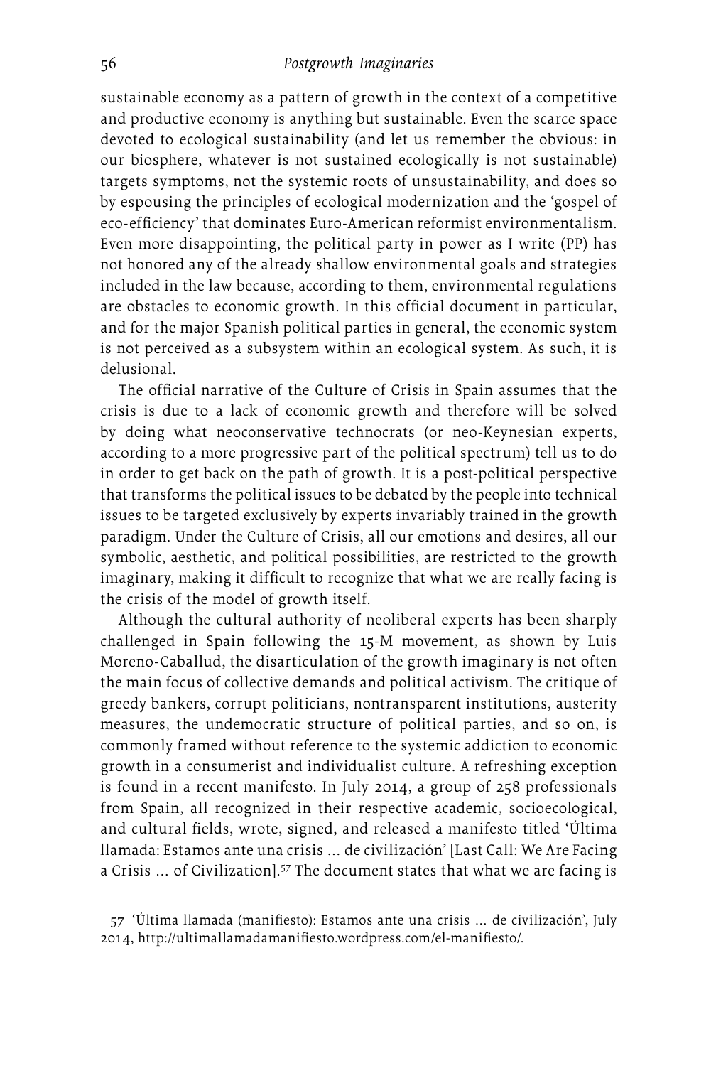sustainable economy as a pattern of growth in the context of a competitive and productive economy is anything but sustainable. Even the scarce space devoted to ecological sustainability (and let us remember the obvious: in our biosphere, whatever is not sustained ecologically is not sustainable) targets symptoms, not the systemic roots of unsustainability, and does so by espousing the principles of ecological modernization and the 'gospel of eco-efficiency' that dominates Euro-American reformist environmentalism. Even more disappointing, the political party in power as I write (PP) has not honored any of the already shallow environmental goals and strategies included in the law because, according to them, environmental regulations are obstacles to economic growth. In this official document in particular, and for the major Spanish political parties in general, the economic system is not perceived as a subsystem within an ecological system. As such, it is delusional.

The official narrative of the Culture of Crisis in Spain assumes that the crisis is due to a lack of economic growth and therefore will be solved by doing what neoconservative technocrats (or neo-Keynesian experts, according to a more progressive part of the political spectrum) tell us to do in order to get back on the path of growth. It is a post-political perspective that transforms the political issues to be debated by the people into technical issues to be targeted exclusively by experts invariably trained in the growth paradigm. Under the Culture of Crisis, all our emotions and desires, all our symbolic, aesthetic, and political possibilities, are restricted to the growth imaginary, making it difficult to recognize that what we are really facing is the crisis of the model of growth itself.

Although the cultural authority of neoliberal experts has been sharply challenged in Spain following the 15-M movement, as shown by Luis Moreno-Caballud, the disarticulation of the growth imaginary is not often the main focus of collective demands and political activism. The critique of greedy bankers, corrupt politicians, nontransparent institutions, austerity measures, the undemocratic structure of political parties, and so on, is commonly framed without reference to the systemic addiction to economic growth in a consumerist and individualist culture. A refreshing exception is found in a recent manifesto. In July 2014, a group of 258 professionals from Spain, all recognized in their respective academic, socioecological, and cultural fields, wrote, signed, and released a manifesto titled 'Última llamada: Estamos ante una crisis ... de civilización' [Last Call: We Are Facing a Crisis ... of Civilization].[57] The document states that what we are facing is

57 'Última llamada (manifiesto): Estamos ante una crisis ... de civilización', July 2014, http://ultimallamadamanifiesto.wordpress.com/el-manifiesto/.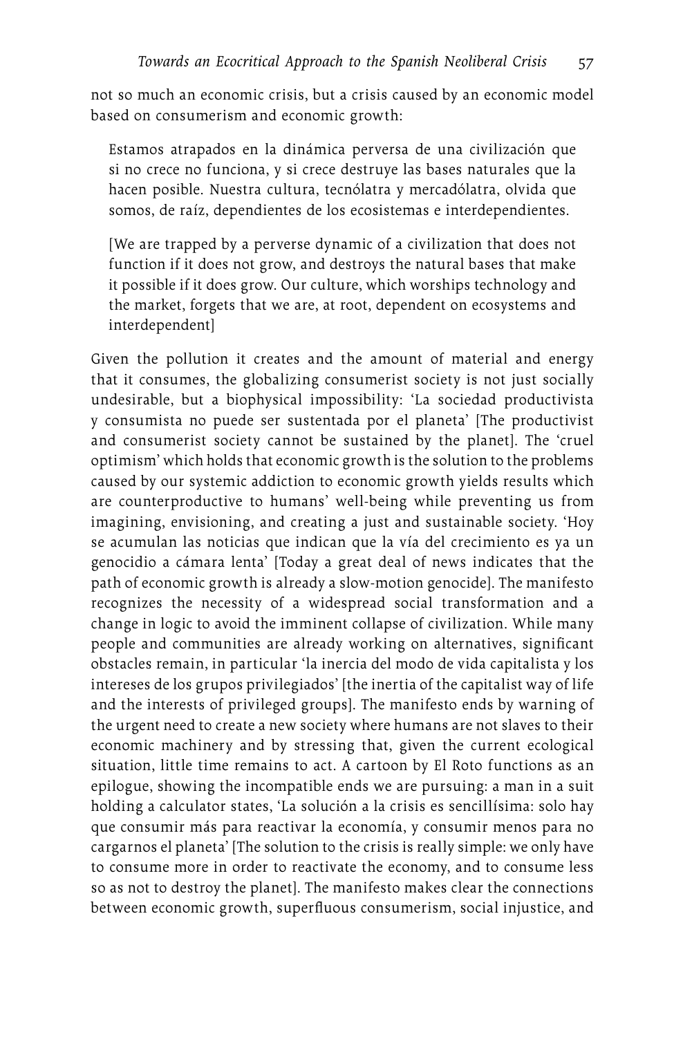not so much an economic crisis, but a crisis caused by an economic model based on consumerism and economic growth:

> Estamos atrapados en la dinámica perversa de una civilización que si no crece no funciona, y si crece destruye las bases naturales que la hacen posible. Nuestra cultura, tecnólatra y mercadólatra, olvida que somos, de raíz, dependientes de los ecosistemas e interdependientes.
>
> [We are trapped by a perverse dynamic of a civilization that does not function if it does not grow, and destroys the natural bases that make it possible if it does grow. Our culture, which worships technology and the market, forgets that we are, at root, dependent on ecosystems and interdependent]

Given the pollution it creates and the amount of material and energy that it consumes, the globalizing consumerist society is not just socially undesirable, but a biophysical impossibility: 'La sociedad productivista y consumista no puede ser sustentada por el planeta' [The productivist and consumerist society cannot be sustained by the planet]. The 'cruel optimism' which holds that economic growth is the solution to the problems caused by our systemic addiction to economic growth yields results which are counterproductive to humans' well-being while preventing us from imagining, envisioning, and creating a just and sustainable society. 'Hoy se acumulan las noticias que indican que la vía del crecimiento es ya un genocidio a cámara lenta' [Today a great deal of news indicates that the path of economic growth is already a slow-motion genocide]. The manifesto recognizes the necessity of a widespread social transformation and a change in logic to avoid the imminent collapse of civilization. While many people and communities are already working on alternatives, significant obstacles remain, in particular 'la inercia del modo de vida capitalista y los intereses de los grupos privilegiados' [the inertia of the capitalist way of life and the interests of privileged groups]. The manifesto ends by warning of the urgent need to create a new society where humans are not slaves to their economic machinery and by stressing that, given the current ecological situation, little time remains to act. A cartoon by El Roto functions as an epilogue, showing the incompatible ends we are pursuing: a man in a suit holding a calculator states, 'La solución a la crisis es sencillísima: solo hay que consumir más para reactivar la economía, y consumir menos para no cargarnos el planeta' [The solution to the crisis is really simple: we only have to consume more in order to reactivate the economy, and to consume less so as not to destroy the planet]. The manifesto makes clear the connections between economic growth, superfluous consumerism, social injustice, and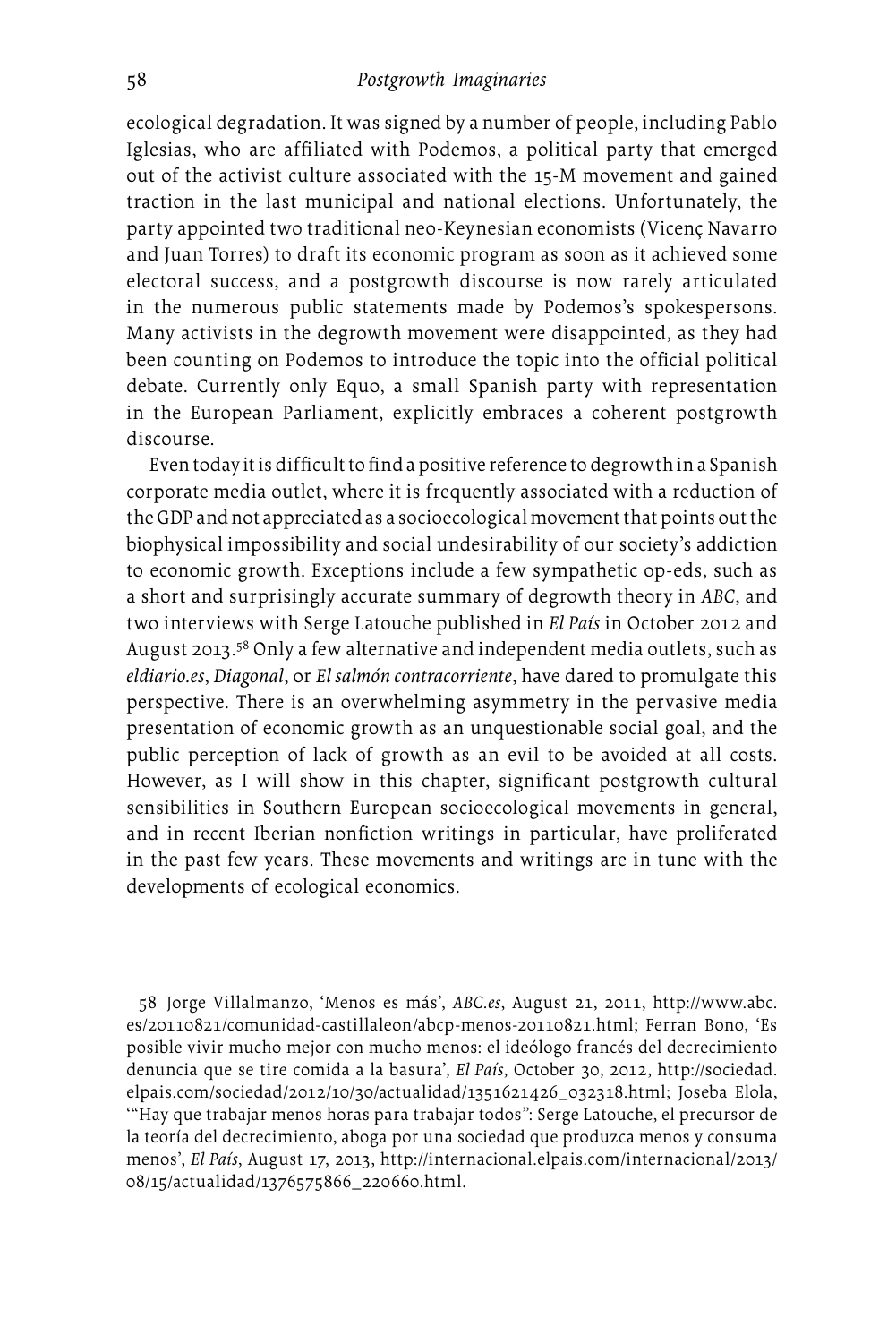ecological degradation. It was signed by a number of people, including Pablo Iglesias, who are affiliated with Podemos, a political party that emerged out of the activist culture associated with the 15-M movement and gained traction in the last municipal and national elections. Unfortunately, the party appointed two traditional neo-Keynesian economists (Vicenç Navarro and Juan Torres) to draft its economic program as soon as it achieved some electoral success, and a postgrowth discourse is now rarely articulated in the numerous public statements made by Podemos's spokespersons. Many activists in the degrowth movement were disappointed, as they had been counting on Podemos to introduce the topic into the official political debate. Currently only Equo, a small Spanish party with representation in the European Parliament, explicitly embraces a coherent postgrowth discourse.

Even today it is difficult to find a positive reference to degrowth in a Spanish corporate media outlet, where it is frequently associated with a reduction of the GDP and not appreciated as a socioecological movement that points out the biophysical impossibility and social undesirability of our society's addiction to economic growth. Exceptions include a few sympathetic op-eds, such as a short and surprisingly accurate summary of degrowth theory in *ABC*, and two interviews with Serge Latouche published in *El País* in October 2012 and August 2013.[58] Only a few alternative and independent media outlets, such as *eldiario.es*, *Diagonal*, or *El salmón contracorriente*, have dared to promulgate this perspective. There is an overwhelming asymmetry in the pervasive media presentation of economic growth as an unquestionable social goal, and the public perception of lack of growth as an evil to be avoided at all costs. However, as I will show in this chapter, significant postgrowth cultural sensibilities in Southern European socioecological movements in general, and in recent Iberian nonfiction writings in particular, have proliferated in the past few years. These movements and writings are in tune with the developments of ecological economics.

58 Jorge Villalmanzo, 'Menos es más', *ABC.es*, August 21, 2011, http://www.abc.es/20110821/comunidad-castillaleon/abcp-menos-20110821.html; Ferran Bono, 'Es posible vivir mucho mejor con mucho menos: el ideólogo francés del decrecimiento denuncia que se tire comida a la basura', *El País*, October 30, 2012, http://sociedad.elpais.com/sociedad/2012/10/30/actualidad/1351621426_032318.html; Joseba Elola, '"Hay que trabajar menos horas para trabajar todos": Serge Latouche, el precursor de la teoría del decrecimiento, aboga por una sociedad que produzca menos y consuma menos', *El País*, August 17, 2013, http://internacional.elpais.com/internacional/2013/08/15/actualidad/1376575866_220660.html.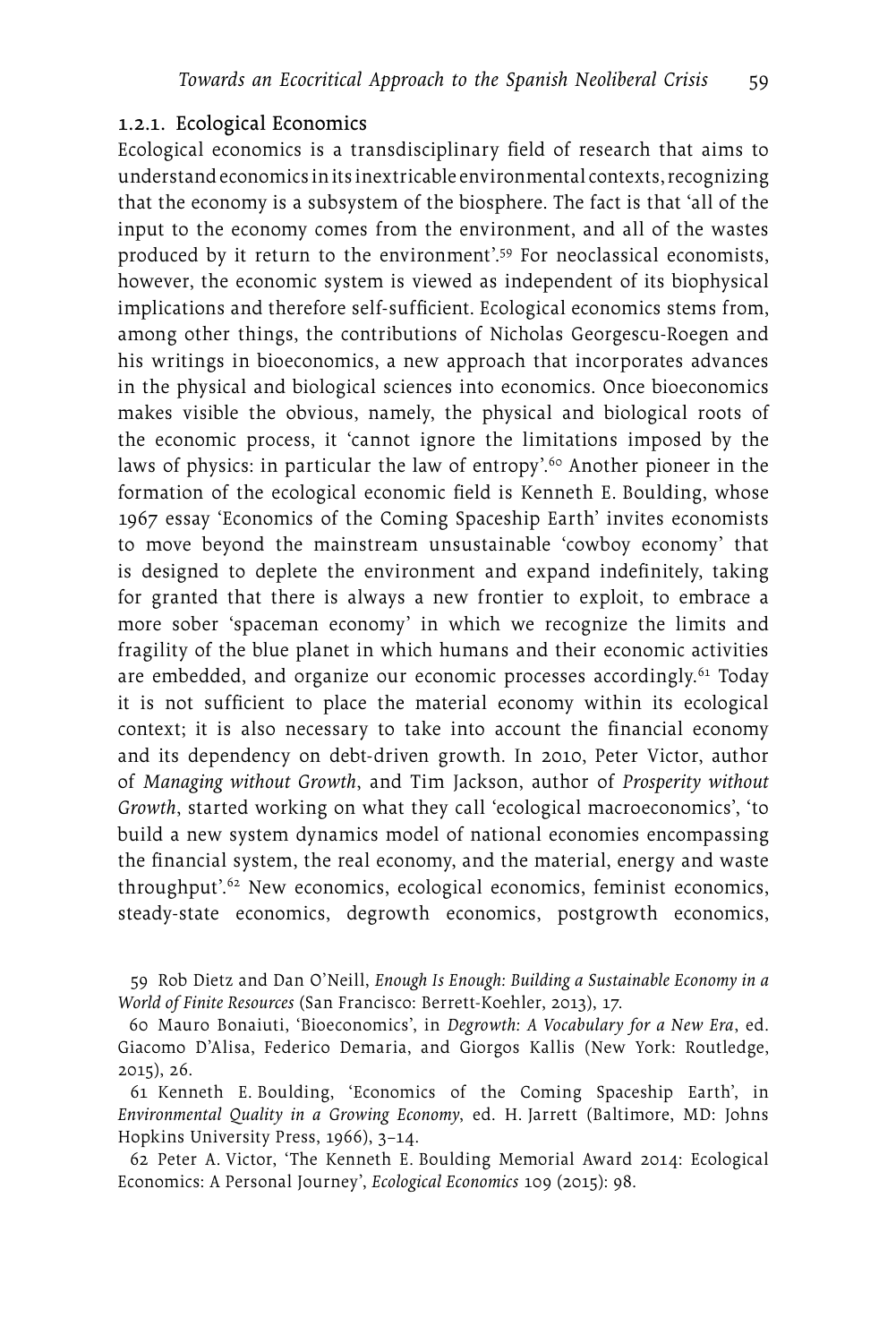### 1.2.1. Ecological Economics

Ecological economics is a transdisciplinary field of research that aims to understand economics in its inextricable environmental contexts, recognizing that the economy is a subsystem of the biosphere. The fact is that 'all of the input to the economy comes from the environment, and all of the wastes produced by it return to the environment'.[59] For neoclassical economists, however, the economic system is viewed as independent of its biophysical implications and therefore self-sufficient. Ecological economics stems from, among other things, the contributions of Nicholas Georgescu-Roegen and his writings in bioeconomics, a new approach that incorporates advances in the physical and biological sciences into economics. Once bioeconomics makes visible the obvious, namely, the physical and biological roots of the economic process, it 'cannot ignore the limitations imposed by the laws of physics: in particular the law of entropy'.[60] Another pioneer in the formation of the ecological economic field is Kenneth E. Boulding, whose 1967 essay 'Economics of the Coming Spaceship Earth' invites economists to move beyond the mainstream unsustainable 'cowboy economy' that is designed to deplete the environment and expand indefinitely, taking for granted that there is always a new frontier to exploit, to embrace a more sober 'spaceman economy' in which we recognize the limits and fragility of the blue planet in which humans and their economic activities are embedded, and organize our economic processes accordingly.[61] Today it is not sufficient to place the material economy within its ecological context; it is also necessary to take into account the financial economy and its dependency on debt-driven growth. In 2010, Peter Victor, author of *Managing without Growth*, and Tim Jackson, author of *Prosperity without Growth*, started working on what they call 'ecological macroeconomics', 'to build a new system dynamics model of national economies encompassing the financial system, the real economy, and the material, energy and waste throughput'.[62] New economics, ecological economics, feminist economics, steady-state economics, degrowth economics, postgrowth economics,

59 Rob Dietz and Dan O'Neill, *Enough Is Enough: Building a Sustainable Economy in a World of Finite Resources* (San Francisco: Berrett-Koehler, 2013), 17.

60 Mauro Bonaiuti, 'Bioeconomics', in *Degrowth: A Vocabulary for a New Era*, ed. Giacomo D'Alisa, Federico Demaria, and Giorgos Kallis (New York: Routledge, 2015), 26.

61 Kenneth E. Boulding, 'Economics of the Coming Spaceship Earth', in *Environmental Quality in a Growing Economy*, ed. H. Jarrett (Baltimore, MD: Johns Hopkins University Press, 1966), 3–14.

62 Peter A. Victor, 'The Kenneth E. Boulding Memorial Award 2014: Ecological Economics: A Personal Journey', *Ecological Economics* 109 (2015): 98.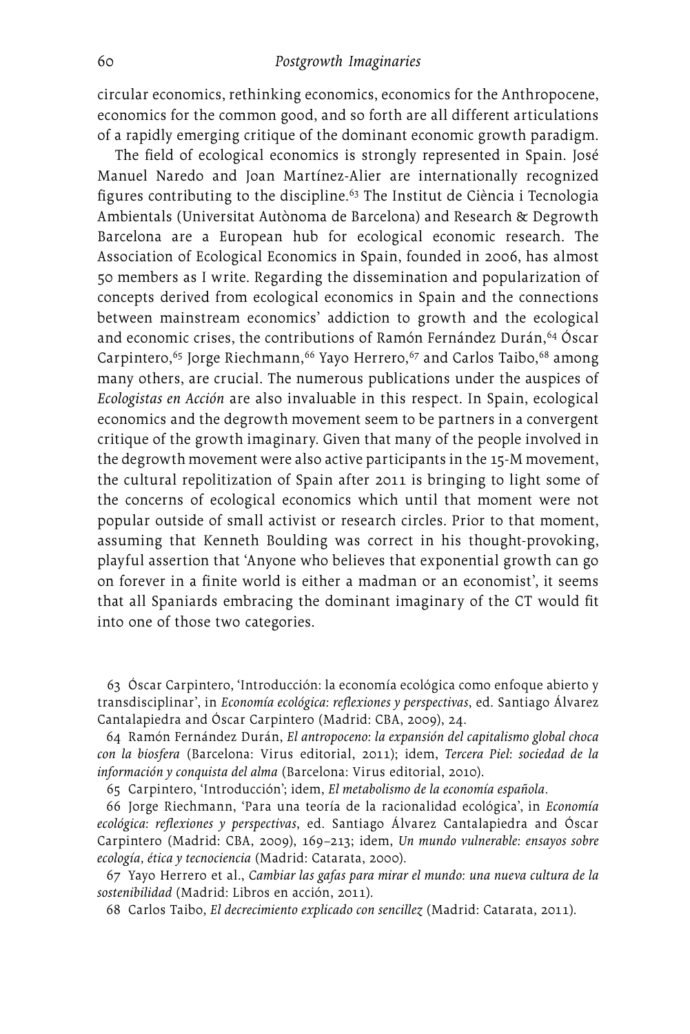circular economics, rethinking economics, economics for the Anthropocene, economics for the common good, and so forth are all different articulations of a rapidly emerging critique of the dominant economic growth paradigm.

The field of ecological economics is strongly represented in Spain. José Manuel Naredo and Joan Martínez-Alier are internationally recognized figures contributing to the discipline.[63] The Institut de Ciència i Tecnologia Ambientals (Universitat Autònoma de Barcelona) and Research & Degrowth Barcelona are a European hub for ecological economic research. The Association of Ecological Economics in Spain, founded in 2006, has almost 50 members as I write. Regarding the dissemination and popularization of concepts derived from ecological economics in Spain and the connections between mainstream economics' addiction to growth and the ecological and economic crises, the contributions of Ramón Fernández Durán,[64] Óscar Carpintero,[65] Jorge Riechmann,[66] Yayo Herrero,[67] and Carlos Taibo,[68] among many others, are crucial. The numerous publications under the auspices of *Ecologistas en Acción* are also invaluable in this respect. In Spain, ecological economics and the degrowth movement seem to be partners in a convergent critique of the growth imaginary. Given that many of the people involved in the degrowth movement were also active participants in the 15-M movement, the cultural repolitization of Spain after 2011 is bringing to light some of the concerns of ecological economics which until that moment were not popular outside of small activist or research circles. Prior to that moment, assuming that Kenneth Boulding was correct in his thought-provoking, playful assertion that 'Anyone who believes that exponential growth can go on forever in a finite world is either a madman or an economist', it seems that all Spaniards embracing the dominant imaginary of the CT would fit into one of those two categories.

63 Óscar Carpintero, 'Introducción: la economía ecológica como enfoque abierto y transdisciplinar', in *Economía ecológica: reflexiones y perspectivas*, ed. Santiago Álvarez Cantalapiedra and Óscar Carpintero (Madrid: CBA, 2009), 24.

64 Ramón Fernández Durán, *El antropoceno: la expansión del capitalismo global choca con la biosfera* (Barcelona: Virus editorial, 2011); idem, *Tercera Piel: sociedad de la información y conquista del alma* (Barcelona: Virus editorial, 2010).

65 Carpintero, 'Introducción'; idem, *El metabolismo de la economía española*.

66 Jorge Riechmann, 'Para una teoría de la racionalidad ecológica', in *Economía ecológica: reflexiones y perspectivas*, ed. Santiago Álvarez Cantalapiedra and Óscar Carpintero (Madrid: CBA, 2009), 169–213; idem, *Un mundo vulnerable: ensayos sobre ecología, ética y tecnociencia* (Madrid: Catarata, 2000).

67 Yayo Herrero et al., *Cambiar las gafas para mirar el mundo: una nueva cultura de la sostenibilidad* (Madrid: Libros en acción, 2011).

68 Carlos Taibo, *El decrecimiento explicado con sencillez* (Madrid: Catarata, 2011).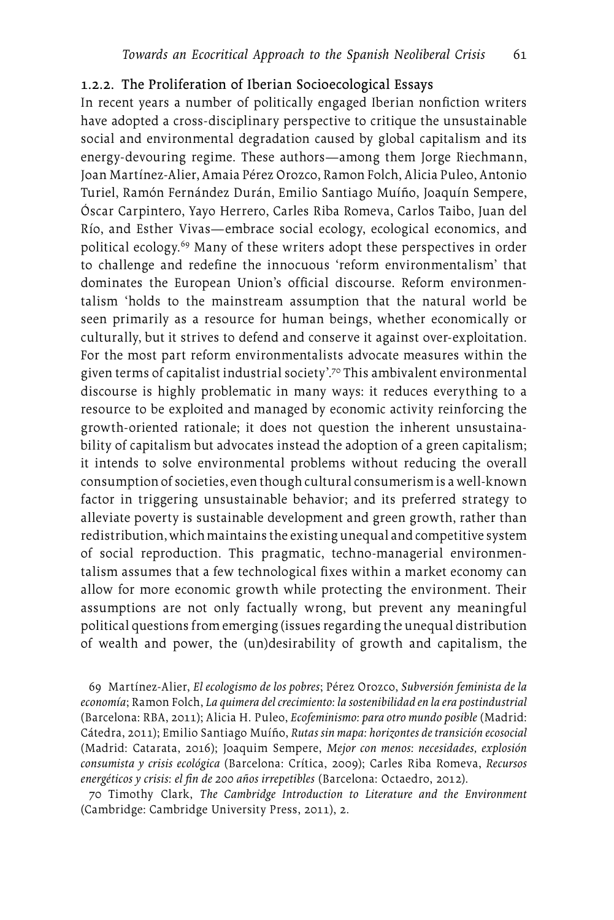### 1.2.2. The Proliferation of Iberian Socioecological Essays

In recent years a number of politically engaged Iberian nonfiction writers have adopted a cross-disciplinary perspective to critique the unsustainable social and environmental degradation caused by global capitalism and its energy-devouring regime. These authors—among them Jorge Riechmann, Joan Martínez-Alier, Amaia Pérez Orozco, Ramon Folch, Alicia Puleo, Antonio Turiel, Ramón Fernández Durán, Emilio Santiago Muíño, Joaquín Sempere, Óscar Carpintero, Yayo Herrero, Carles Riba Romeva, Carlos Taibo, Juan del Río, and Esther Vivas—embrace social ecology, ecological economics, and political ecology.[69] Many of these writers adopt these perspectives in order to challenge and redefine the innocuous 'reform environmentalism' that dominates the European Union's official discourse. Reform environmentalism 'holds to the mainstream assumption that the natural world be seen primarily as a resource for human beings, whether economically or culturally, but it strives to defend and conserve it against over-exploitation. For the most part reform environmentalists advocate measures within the given terms of capitalist industrial society'.[70] This ambivalent environmental discourse is highly problematic in many ways: it reduces everything to a resource to be exploited and managed by economic activity reinforcing the growth-oriented rationale; it does not question the inherent unsustainability of capitalism but advocates instead the adoption of a green capitalism; it intends to solve environmental problems without reducing the overall consumption of societies, even though cultural consumerism is a well-known factor in triggering unsustainable behavior; and its preferred strategy to alleviate poverty is sustainable development and green growth, rather than redistribution, which maintains the existing unequal and competitive system of social reproduction. This pragmatic, techno-managerial environmentalism assumes that a few technological fixes within a market economy can allow for more economic growth while protecting the environment. Their assumptions are not only factually wrong, but prevent any meaningful political questions from emerging (issues regarding the unequal distribution of wealth and power, the (un)desirability of growth and capitalism, the

69 Martínez-Alier, *El ecologismo de los pobres*; Pérez Orozco, *Subversión feminista de la economía*; Ramon Folch, *La quimera del crecimiento: la sostenibilidad en la era postindustrial* (Barcelona: RBA, 2011); Alicia H. Puleo, *Ecofeminismo: para otro mundo posible* (Madrid: Cátedra, 2011); Emilio Santiago Muíño, *Rutas sin mapa: horizontes de transición ecosocial* (Madrid: Catarata, 2016); Joaquim Sempere, *Mejor con menos: necesidades, explosión consumista y crisis ecológica* (Barcelona: Crítica, 2009); Carles Riba Romeva, *Recursos energéticos y crisis: el fin de 200 años irrepetibles* (Barcelona: Octaedro, 2012).

70 Timothy Clark, *The Cambridge Introduction to Literature and the Environment* (Cambridge: Cambridge University Press, 2011), 2.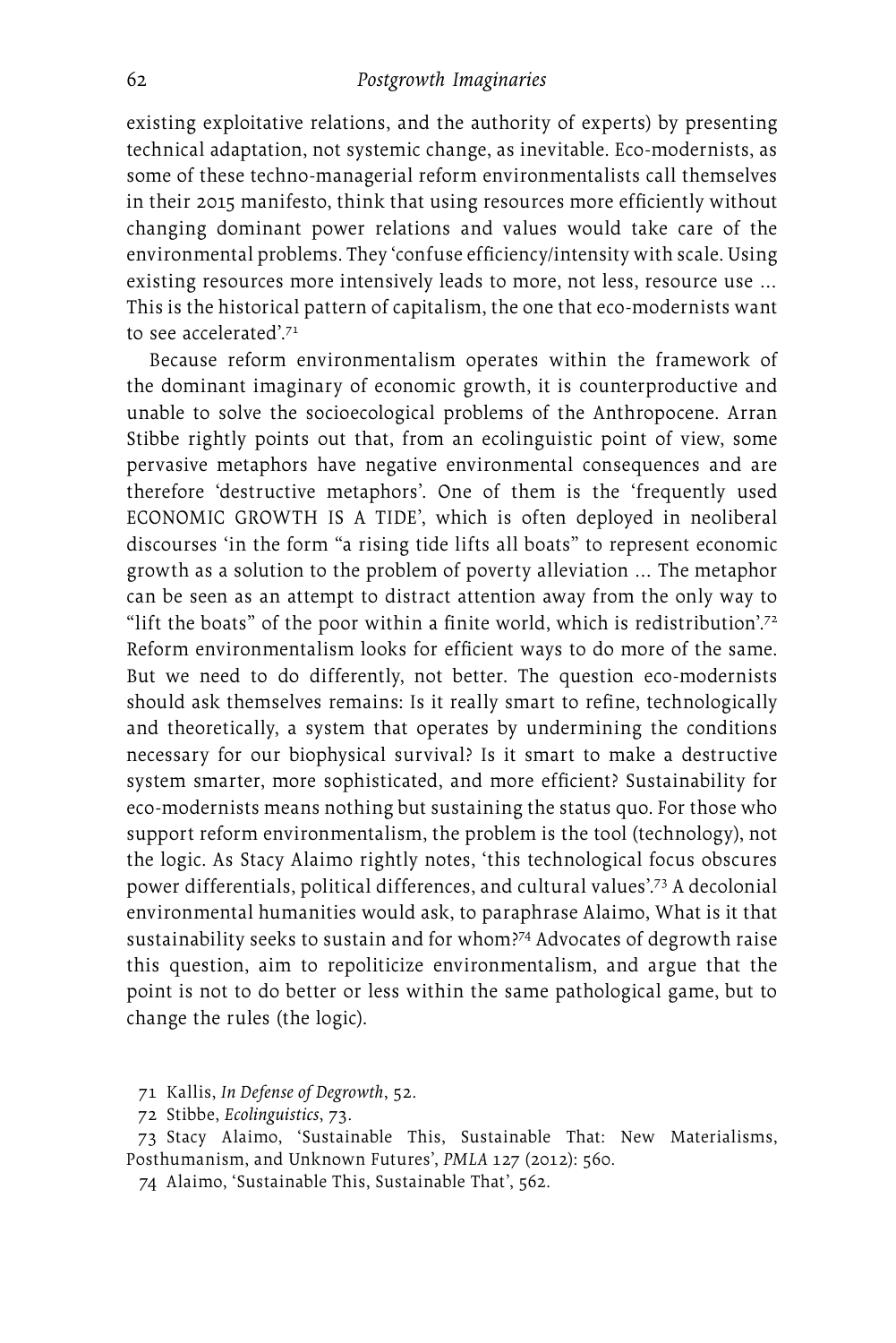existing exploitative relations, and the authority of experts) by presenting technical adaptation, not systemic change, as inevitable. Eco-modernists, as some of these techno-managerial reform environmentalists call themselves in their 2015 manifesto, think that using resources more efficiently without changing dominant power relations and values would take care of the environmental problems. They 'confuse efficiency/intensity with scale. Using existing resources more intensively leads to more, not less, resource use ... This is the historical pattern of capitalism, the one that eco-modernists want to see accelerated'.[71]

Because reform environmentalism operates within the framework of the dominant imaginary of economic growth, it is counterproductive and unable to solve the socioecological problems of the Anthropocene. Arran Stibbe rightly points out that, from an ecolinguistic point of view, some pervasive metaphors have negative environmental consequences and are therefore 'destructive metaphors'. One of them is the 'frequently used ECONOMIC GROWTH IS A TIDE', which is often deployed in neoliberal discourses 'in the form "a rising tide lifts all boats" to represent economic growth as a solution to the problem of poverty alleviation ... The metaphor can be seen as an attempt to distract attention away from the only way to "lift the boats" of the poor within a finite world, which is redistribution'.[72] Reform environmentalism looks for efficient ways to do more of the same. But we need to do differently, not better. The question eco-modernists should ask themselves remains: Is it really smart to refine, technologically and theoretically, a system that operates by undermining the conditions necessary for our biophysical survival? Is it smart to make a destructive system smarter, more sophisticated, and more efficient? Sustainability for eco-modernists means nothing but sustaining the status quo. For those who support reform environmentalism, the problem is the tool (technology), not the logic. As Stacy Alaimo rightly notes, 'this technological focus obscures power differentials, political differences, and cultural values'.[73] A decolonial environmental humanities would ask, to paraphrase Alaimo, What is it that sustainability seeks to sustain and for whom?[74] Advocates of degrowth raise this question, aim to repoliticize environmentalism, and argue that the point is not to do better or less within the same pathological game, but to change the rules (the logic).

71 Kallis, *In Defense of Degrowth*, 52.

72 Stibbe, *Ecolinguistics*, 73.

73 Stacy Alaimo, 'Sustainable This, Sustainable That: New Materialisms, Posthumanism, and Unknown Futures', *PMLA* 127 (2012): 560.

74 Alaimo, 'Sustainable This, Sustainable That', 562.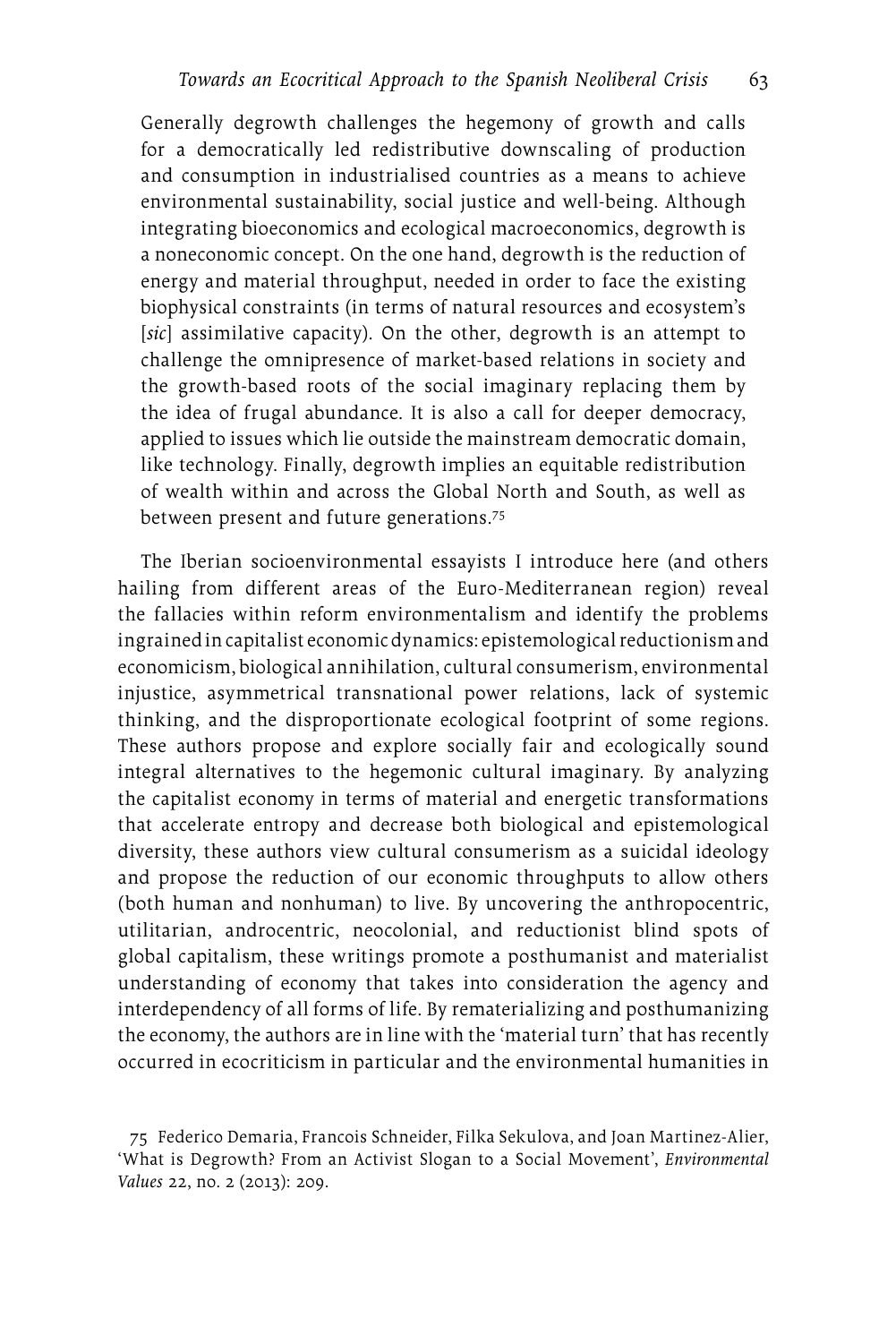> Generally degrowth challenges the hegemony of growth and calls for a democratically led redistributive downscaling of production and consumption in industrialised countries as a means to achieve environmental sustainability, social justice and well-being. Although integrating bioeconomics and ecological macroeconomics, degrowth is a noneconomic concept. On the one hand, degrowth is the reduction of energy and material throughput, needed in order to face the existing biophysical constraints (in terms of natural resources and ecosystem's [*sic*] assimilative capacity). On the other, degrowth is an attempt to challenge the omnipresence of market-based relations in society and the growth-based roots of the social imaginary replacing them by the idea of frugal abundance. It is also a call for deeper democracy, applied to issues which lie outside the mainstream democratic domain, like technology. Finally, degrowth implies an equitable redistribution of wealth within and across the Global North and South, as well as between present and future generations.[75]

The Iberian socioenvironmental essayists I introduce here (and others hailing from different areas of the Euro-Mediterranean region) reveal the fallacies within reform environmentalism and identify the problems ingrained in capitalist economic dynamics: epistemological reductionism and economicism, biological annihilation, cultural consumerism, environmental injustice, asymmetrical transnational power relations, lack of systemic thinking, and the disproportionate ecological footprint of some regions. These authors propose and explore socially fair and ecologically sound integral alternatives to the hegemonic cultural imaginary. By analyzing the capitalist economy in terms of material and energetic transformations that accelerate entropy and decrease both biological and epistemological diversity, these authors view cultural consumerism as a suicidal ideology and propose the reduction of our economic throughputs to allow others (both human and nonhuman) to live. By uncovering the anthropocentric, utilitarian, androcentric, neocolonial, and reductionist blind spots of global capitalism, these writings promote a posthumanist and materialist understanding of economy that takes into consideration the agency and interdependency of all forms of life. By rematerializing and posthumanizing the economy, the authors are in line with the 'material turn' that has recently occurred in ecocriticism in particular and the environmental humanities in

75 Federico Demaria, Francois Schneider, Filka Sekulova, and Joan Martinez-Alier, 'What is Degrowth? From an Activist Slogan to a Social Movement', *Environmental Values* 22, no. 2 (2013): 209.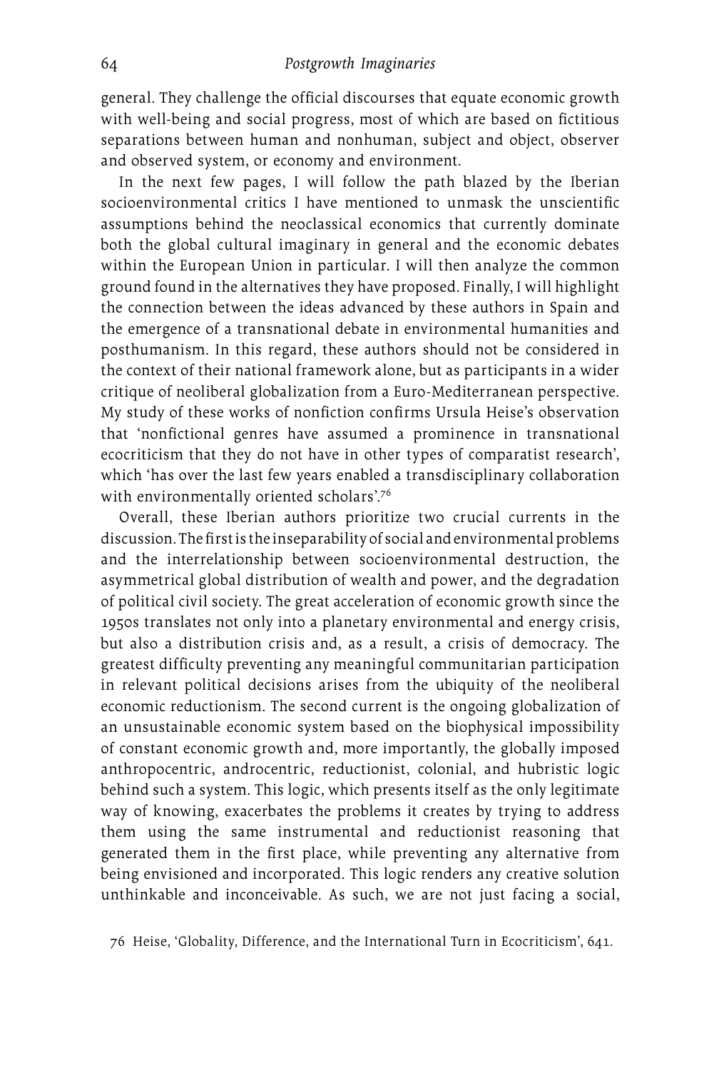general. They challenge the official discourses that equate economic growth with well-being and social progress, most of which are based on fictitious separations between human and nonhuman, subject and object, observer and observed system, or economy and environment.

In the next few pages, I will follow the path blazed by the Iberian socioenvironmental critics I have mentioned to unmask the unscientific assumptions behind the neoclassical economics that currently dominate both the global cultural imaginary in general and the economic debates within the European Union in particular. I will then analyze the common ground found in the alternatives they have proposed. Finally, I will highlight the connection between the ideas advanced by these authors in Spain and the emergence of a transnational debate in environmental humanities and posthumanism. In this regard, these authors should not be considered in the context of their national framework alone, but as participants in a wider critique of neoliberal globalization from a Euro-Mediterranean perspective. My study of these works of nonfiction confirms Ursula Heise's observation that 'nonfictional genres have assumed a prominence in transnational ecocriticism that they do not have in other types of comparatist research', which 'has over the last few years enabled a transdisciplinary collaboration with environmentally oriented scholars'.[76]

Overall, these Iberian authors prioritize two crucial currents in the discussion. The first is the inseparability of social and environmental problems and the interrelationship between socioenvironmental destruction, the asymmetrical global distribution of wealth and power, and the degradation of political civil society. The great acceleration of economic growth since the 1950s translates not only into a planetary environmental and energy crisis, but also a distribution crisis and, as a result, a crisis of democracy. The greatest difficulty preventing any meaningful communitarian participation in relevant political decisions arises from the ubiquity of the neoliberal economic reductionism. The second current is the ongoing globalization of an unsustainable economic system based on the biophysical impossibility of constant economic growth and, more importantly, the globally imposed anthropocentric, androcentric, reductionist, colonial, and hubristic logic behind such a system. This logic, which presents itself as the only legitimate way of knowing, exacerbates the problems it creates by trying to address them using the same instrumental and reductionist reasoning that generated them in the first place, while preventing any alternative from being envisioned and incorporated. This logic renders any creative solution unthinkable and inconceivable. As such, we are not just facing a social,

76 Heise, 'Globality, Difference, and the International Turn in Ecocriticism', 641.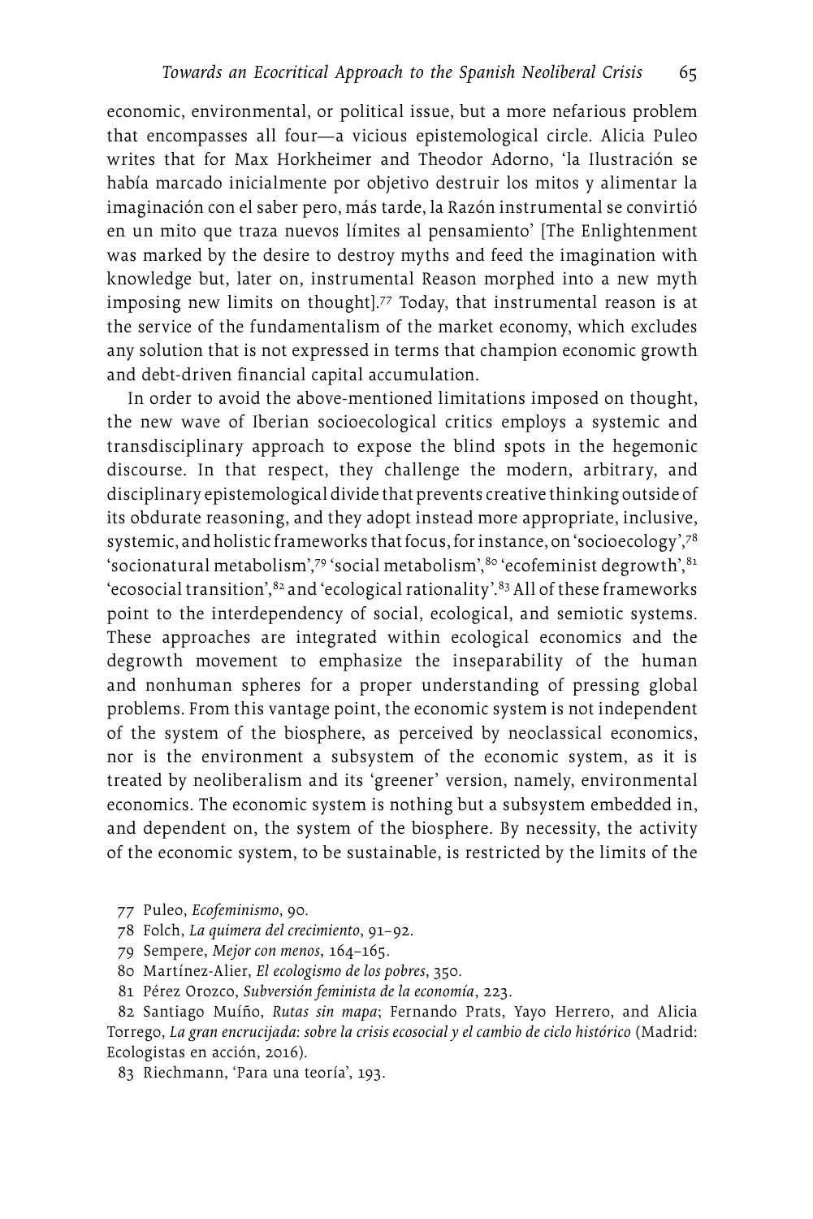economic, environmental, or political issue, but a more nefarious problem that encompasses all four—a vicious epistemological circle. Alicia Puleo writes that for Max Horkheimer and Theodor Adorno, 'la Ilustración se había marcado inicialmente por objetivo destruir los mitos y alimentar la imaginación con el saber pero, más tarde, la Razón instrumental se convirtió en un mito que traza nuevos límites al pensamiento' [The Enlightenment was marked by the desire to destroy myths and feed the imagination with knowledge but, later on, instrumental Reason morphed into a new myth imposing new limits on thought].[77] Today, that instrumental reason is at the service of the fundamentalism of the market economy, which excludes any solution that is not expressed in terms that champion economic growth and debt-driven financial capital accumulation.

In order to avoid the above-mentioned limitations imposed on thought, the new wave of Iberian socioecological critics employs a systemic and transdisciplinary approach to expose the blind spots in the hegemonic discourse. In that respect, they challenge the modern, arbitrary, and disciplinary epistemological divide that prevents creative thinking outside of its obdurate reasoning, and they adopt instead more appropriate, inclusive, systemic, and holistic frameworks that focus, for instance, on 'socioecology',[78] 'socionatural metabolism',[79] 'social metabolism',[80] 'ecofeminist degrowth',[81] 'ecosocial transition',[82] and 'ecological rationality'.[83] All of these frameworks point to the interdependency of social, ecological, and semiotic systems. These approaches are integrated within ecological economics and the degrowth movement to emphasize the inseparability of the human and nonhuman spheres for a proper understanding of pressing global problems. From this vantage point, the economic system is not independent of the system of the biosphere, as perceived by neoclassical economics, nor is the environment a subsystem of the economic system, as it is treated by neoliberalism and its 'greener' version, namely, environmental economics. The economic system is nothing but a subsystem embedded in, and dependent on, the system of the biosphere. By necessity, the activity of the economic system, to be sustainable, is restricted by the limits of the

77 Puleo, *Ecofeminismo*, 90.

78 Folch, *La quimera del crecimiento*, 91–92.

79 Sempere, *Mejor con menos*, 164–165.

80 Martínez-Alier, *El ecologismo de los pobres*, 350.

81 Pérez Orozco, *Subversión feminista de la economía*, 223.

82 Santiago Muíño, *Rutas sin mapa*; Fernando Prats, Yayo Herrero, and Alicia Torrego, *La gran encrucijada: sobre la crisis ecosocial y el cambio de ciclo histórico* (Madrid: Ecologistas en acción, 2016).

83 Riechmann, 'Para una teoría', 193.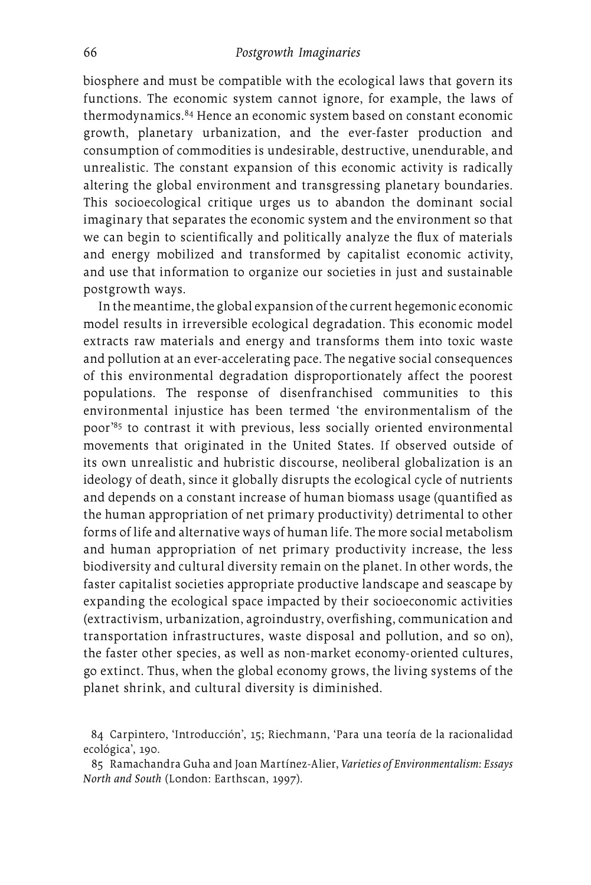biosphere and must be compatible with the ecological laws that govern its functions. The economic system cannot ignore, for example, the laws of thermodynamics.[84] Hence an economic system based on constant economic growth, planetary urbanization, and the ever-faster production and consumption of commodities is undesirable, destructive, unendurable, and unrealistic. The constant expansion of this economic activity is radically altering the global environment and transgressing planetary boundaries. This socioecological critique urges us to abandon the dominant social imaginary that separates the economic system and the environment so that we can begin to scientifically and politically analyze the flux of materials and energy mobilized and transformed by capitalist economic activity, and use that information to organize our societies in just and sustainable postgrowth ways.

In the meantime, the global expansion of the current hegemonic economic model results in irreversible ecological degradation. This economic model extracts raw materials and energy and transforms them into toxic waste and pollution at an ever-accelerating pace. The negative social consequences of this environmental degradation disproportionately affect the poorest populations. The response of disenfranchised communities to this environmental injustice has been termed 'the environmentalism of the poor'[85] to contrast it with previous, less socially oriented environmental movements that originated in the United States. If observed outside of its own unrealistic and hubristic discourse, neoliberal globalization is an ideology of death, since it globally disrupts the ecological cycle of nutrients and depends on a constant increase of human biomass usage (quantified as the human appropriation of net primary productivity) detrimental to other forms of life and alternative ways of human life. The more social metabolism and human appropriation of net primary productivity increase, the less biodiversity and cultural diversity remain on the planet. In other words, the faster capitalist societies appropriate productive landscape and seascape by expanding the ecological space impacted by their socioeconomic activities (extractivism, urbanization, agroindustry, overfishing, communication and transportation infrastructures, waste disposal and pollution, and so on), the faster other species, as well as non-market economy-oriented cultures, go extinct. Thus, when the global economy grows, the living systems of the planet shrink, and cultural diversity is diminished.

84 Carpintero, 'Introducción', 15; Riechmann, 'Para una teoría de la racionalidad ecológica', 190.

85 Ramachandra Guha and Joan Martínez-Alier, *Varieties of Environmentalism: Essays North and South* (London: Earthscan, 1997).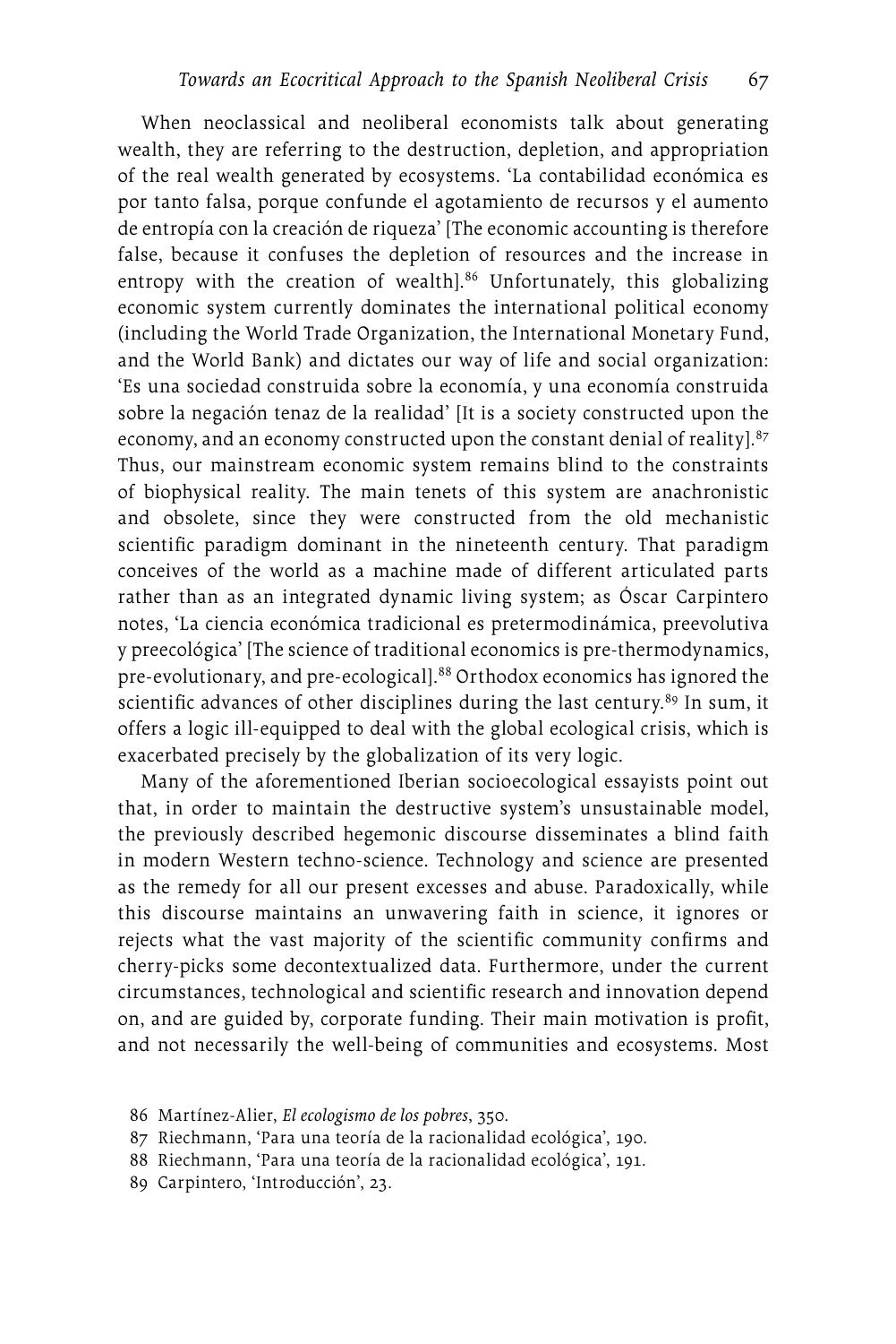When neoclassical and neoliberal economists talk about generating wealth, they are referring to the destruction, depletion, and appropriation of the real wealth generated by ecosystems. 'La contabilidad económica es por tanto falsa, porque confunde el agotamiento de recursos y el aumento de entropía con la creación de riqueza' [The economic accounting is therefore false, because it confuses the depletion of resources and the increase in entropy with the creation of wealth].[86] Unfortunately, this globalizing economic system currently dominates the international political economy (including the World Trade Organization, the International Monetary Fund, and the World Bank) and dictates our way of life and social organization: 'Es una sociedad construida sobre la economía, y una economía construida sobre la negación tenaz de la realidad' [It is a society constructed upon the economy, and an economy constructed upon the constant denial of reality].[87] Thus, our mainstream economic system remains blind to the constraints of biophysical reality. The main tenets of this system are anachronistic and obsolete, since they were constructed from the old mechanistic scientific paradigm dominant in the nineteenth century. That paradigm conceives of the world as a machine made of different articulated parts rather than as an integrated dynamic living system; as Óscar Carpintero notes, 'La ciencia económica tradicional es pretermodinámica, preevolutiva y preecológica' [The science of traditional economics is pre-thermodynamics, pre-evolutionary, and pre-ecological].[88] Orthodox economics has ignored the scientific advances of other disciplines during the last century.[89] In sum, it offers a logic ill-equipped to deal with the global ecological crisis, which is exacerbated precisely by the globalization of its very logic.

Many of the aforementioned Iberian socioecological essayists point out that, in order to maintain the destructive system's unsustainable model, the previously described hegemonic discourse disseminates a blind faith in modern Western techno-science. Technology and science are presented as the remedy for all our present excesses and abuse. Paradoxically, while this discourse maintains an unwavering faith in science, it ignores or rejects what the vast majority of the scientific community confirms and cherry-picks some decontextualized data. Furthermore, under the current circumstances, technological and scientific research and innovation depend on, and are guided by, corporate funding. Their main motivation is profit, and not necessarily the well-being of communities and ecosystems. Most

86 Martínez-Alier, *El ecologismo de los pobres*, 350.

87 Riechmann, 'Para una teoría de la racionalidad ecológica', 190.

88 Riechmann, 'Para una teoría de la racionalidad ecológica', 191.

89 Carpintero, 'Introducción', 23.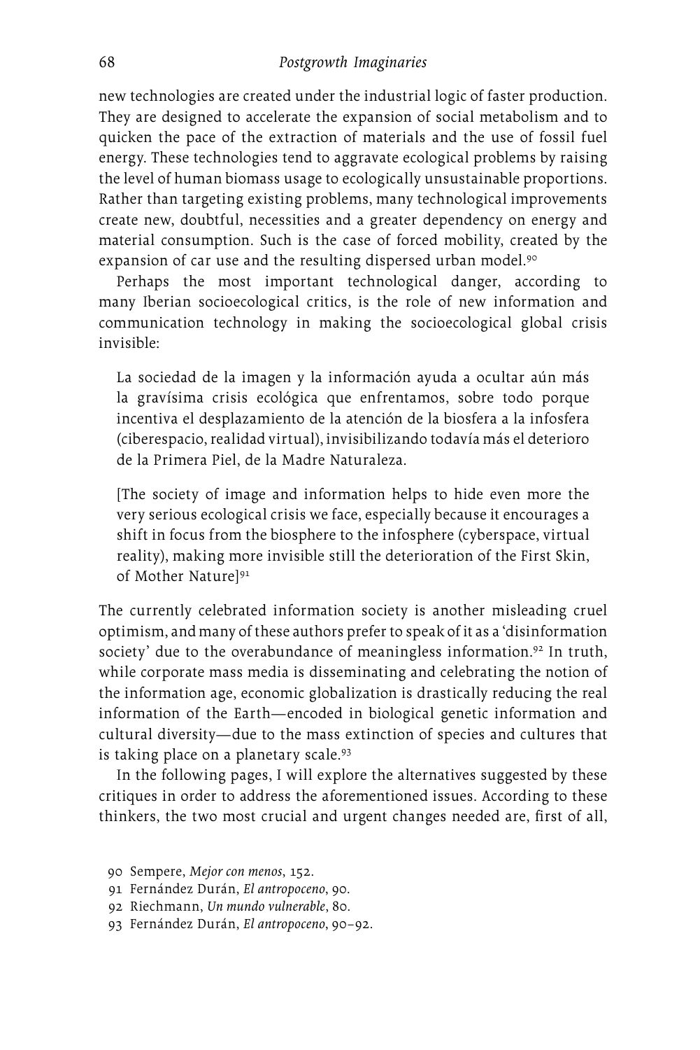new technologies are created under the industrial logic of faster production. They are designed to accelerate the expansion of social metabolism and to quicken the pace of the extraction of materials and the use of fossil fuel energy. These technologies tend to aggravate ecological problems by raising the level of human biomass usage to ecologically unsustainable proportions. Rather than targeting existing problems, many technological improvements create new, doubtful, necessities and a greater dependency on energy and material consumption. Such is the case of forced mobility, created by the expansion of car use and the resulting dispersed urban model.[90]

Perhaps the most important technological danger, according to many Iberian socioecological critics, is the role of new information and communication technology in making the socioecological global crisis invisible:

> La sociedad de la imagen y la información ayuda a ocultar aún más la gravísima crisis ecológica que enfrentamos, sobre todo porque incentiva el desplazamiento de la atención de la biosfera a la infosfera (ciberespacio, realidad virtual), invisibilizando todavía más el deterioro de la Primera Piel, de la Madre Naturaleza.
>
> [The society of image and information helps to hide even more the very serious ecological crisis we face, especially because it encourages a shift in focus from the biosphere to the infosphere (cyberspace, virtual reality), making more invisible still the deterioration of the First Skin, of Mother Nature][91]

The currently celebrated information society is another misleading cruel optimism, and many of these authors prefer to speak of it as a 'disinformation society' due to the overabundance of meaningless information.[92] In truth, while corporate mass media is disseminating and celebrating the notion of the information age, economic globalization is drastically reducing the real information of the Earth—encoded in biological genetic information and cultural diversity—due to the mass extinction of species and cultures that is taking place on a planetary scale.[93]

In the following pages, I will explore the alternatives suggested by these critiques in order to address the aforementioned issues. According to these thinkers, the two most crucial and urgent changes needed are, first of all,

90 Sempere, *Mejor con menos*, 152.
91 Fernández Durán, *El antropoceno*, 90.
92 Riechmann, *Un mundo vulnerable*, 80.
93 Fernández Durán, *El antropoceno*, 90–92.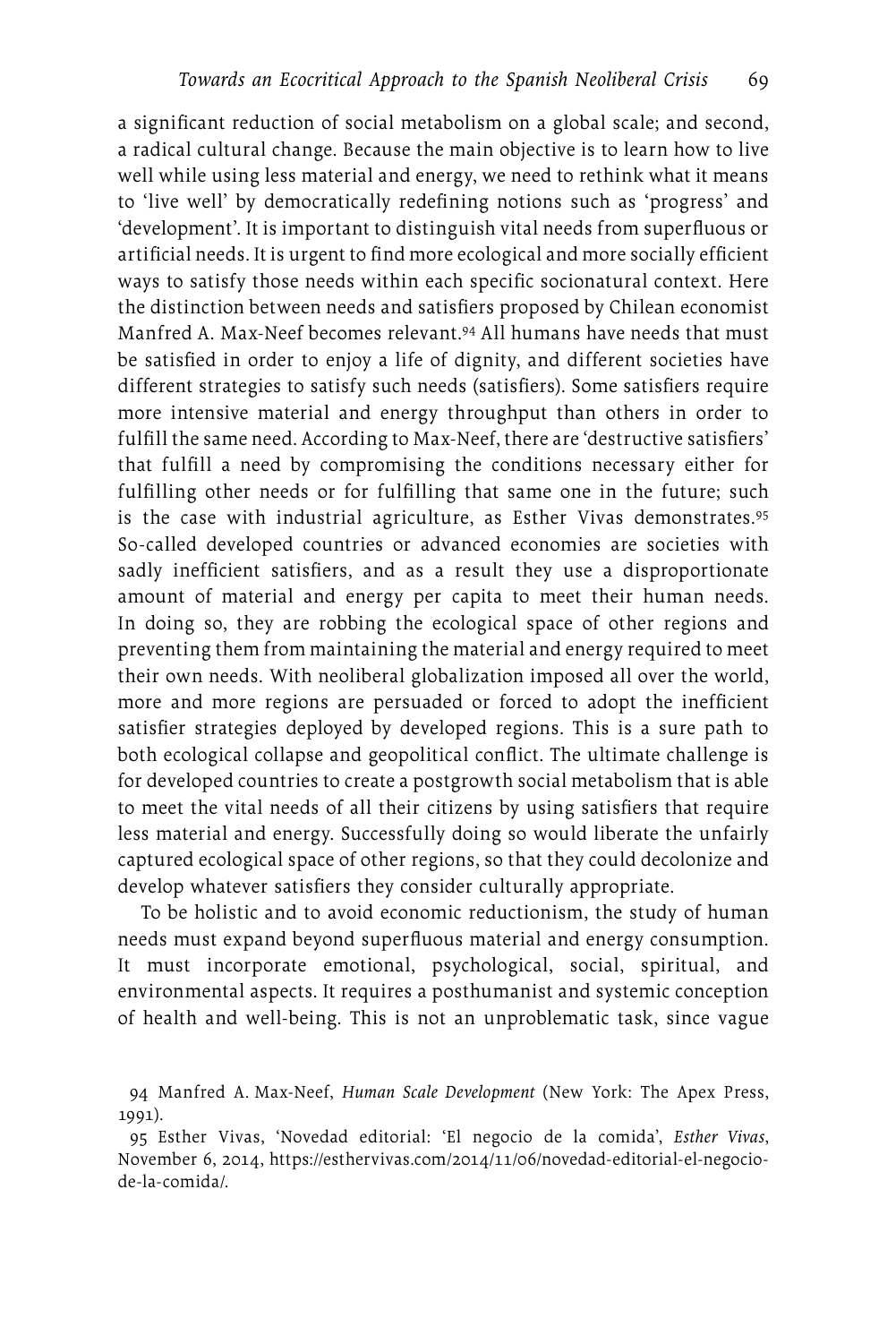a significant reduction of social metabolism on a global scale; and second, a radical cultural change. Because the main objective is to learn how to live well while using less material and energy, we need to rethink what it means to 'live well' by democratically redefining notions such as 'progress' and 'development'. It is important to distinguish vital needs from superfluous or artificial needs. It is urgent to find more ecological and more socially efficient ways to satisfy those needs within each specific socionatural context. Here the distinction between needs and satisfiers proposed by Chilean economist Manfred A. Max-Neef becomes relevant.[94] All humans have needs that must be satisfied in order to enjoy a life of dignity, and different societies have different strategies to satisfy such needs (satisfiers). Some satisfiers require more intensive material and energy throughput than others in order to fulfill the same need. According to Max-Neef, there are 'destructive satisfiers' that fulfill a need by compromising the conditions necessary either for fulfilling other needs or for fulfilling that same one in the future; such is the case with industrial agriculture, as Esther Vivas demonstrates.[95] So-called developed countries or advanced economies are societies with sadly inefficient satisfiers, and as a result they use a disproportionate amount of material and energy per capita to meet their human needs. In doing so, they are robbing the ecological space of other regions and preventing them from maintaining the material and energy required to meet their own needs. With neoliberal globalization imposed all over the world, more and more regions are persuaded or forced to adopt the inefficient satisfier strategies deployed by developed regions. This is a sure path to both ecological collapse and geopolitical conflict. The ultimate challenge is for developed countries to create a postgrowth social metabolism that is able to meet the vital needs of all their citizens by using satisfiers that require less material and energy. Successfully doing so would liberate the unfairly captured ecological space of other regions, so that they could decolonize and develop whatever satisfiers they consider culturally appropriate.

To be holistic and to avoid economic reductionism, the study of human needs must expand beyond superfluous material and energy consumption. It must incorporate emotional, psychological, social, spiritual, and environmental aspects. It requires a posthumanist and systemic conception of health and well-being. This is not an unproblematic task, since vague

94 Manfred A. Max-Neef, *Human Scale Development* (New York: The Apex Press, 1991).

95 Esther Vivas, 'Novedad editorial: 'El negocio de la comida', *Esther Vivas*, November 6, 2014, https://esthervivas.com/2014/11/06/novedad-editorial-el-negocio-de-la-comida/.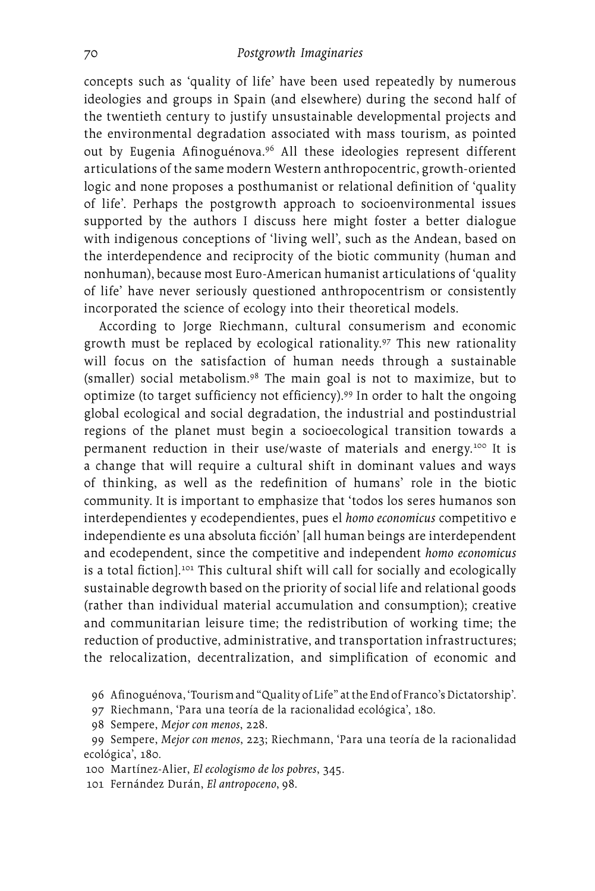concepts such as 'quality of life' have been used repeatedly by numerous ideologies and groups in Spain (and elsewhere) during the second half of the twentieth century to justify unsustainable developmental projects and the environmental degradation associated with mass tourism, as pointed out by Eugenia Afinoguénova.[96] All these ideologies represent different articulations of the same modern Western anthropocentric, growth-oriented logic and none proposes a posthumanist or relational definition of 'quality of life'. Perhaps the postgrowth approach to socioenvironmental issues supported by the authors I discuss here might foster a better dialogue with indigenous conceptions of 'living well', such as the Andean, based on the interdependence and reciprocity of the biotic community (human and nonhuman), because most Euro-American humanist articulations of 'quality of life' have never seriously questioned anthropocentrism or consistently incorporated the science of ecology into their theoretical models.

According to Jorge Riechmann, cultural consumerism and economic growth must be replaced by ecological rationality.[97] This new rationality will focus on the satisfaction of human needs through a sustainable (smaller) social metabolism.[98] The main goal is not to maximize, but to optimize (to target sufficiency not efficiency).[99] In order to halt the ongoing global ecological and social degradation, the industrial and postindustrial regions of the planet must begin a socioecological transition towards a permanent reduction in their use/waste of materials and energy.[100] It is a change that will require a cultural shift in dominant values and ways of thinking, as well as the redefinition of humans' role in the biotic community. It is important to emphasize that 'todos los seres humanos son interdependientes y ecodependientes, pues el *homo economicus* competitivo e independiente es una absoluta ficción' [all human beings are interdependent and ecodependent, since the competitive and independent *homo economicus* is a total fiction].[101] This cultural shift will call for socially and ecologically sustainable degrowth based on the priority of social life and relational goods (rather than individual material accumulation and consumption); creative and communitarian leisure time; the redistribution of working time; the reduction of productive, administrative, and transportation infrastructures; the relocalization, decentralization, and simplification of economic and

96 Afinoguénova, 'Tourism and "Quality of Life" at the End of Franco's Dictatorship'.

97 Riechmann, 'Para una teoría de la racionalidad ecológica', 180.

98 Sempere, *Mejor con menos*, 228.

99 Sempere, *Mejor con menos*, 223; Riechmann, 'Para una teoría de la racionalidad ecológica', 180.

100 Martínez-Alier, *El ecologismo de los pobres*, 345.

101 Fernández Durán, *El antropoceno*, 98.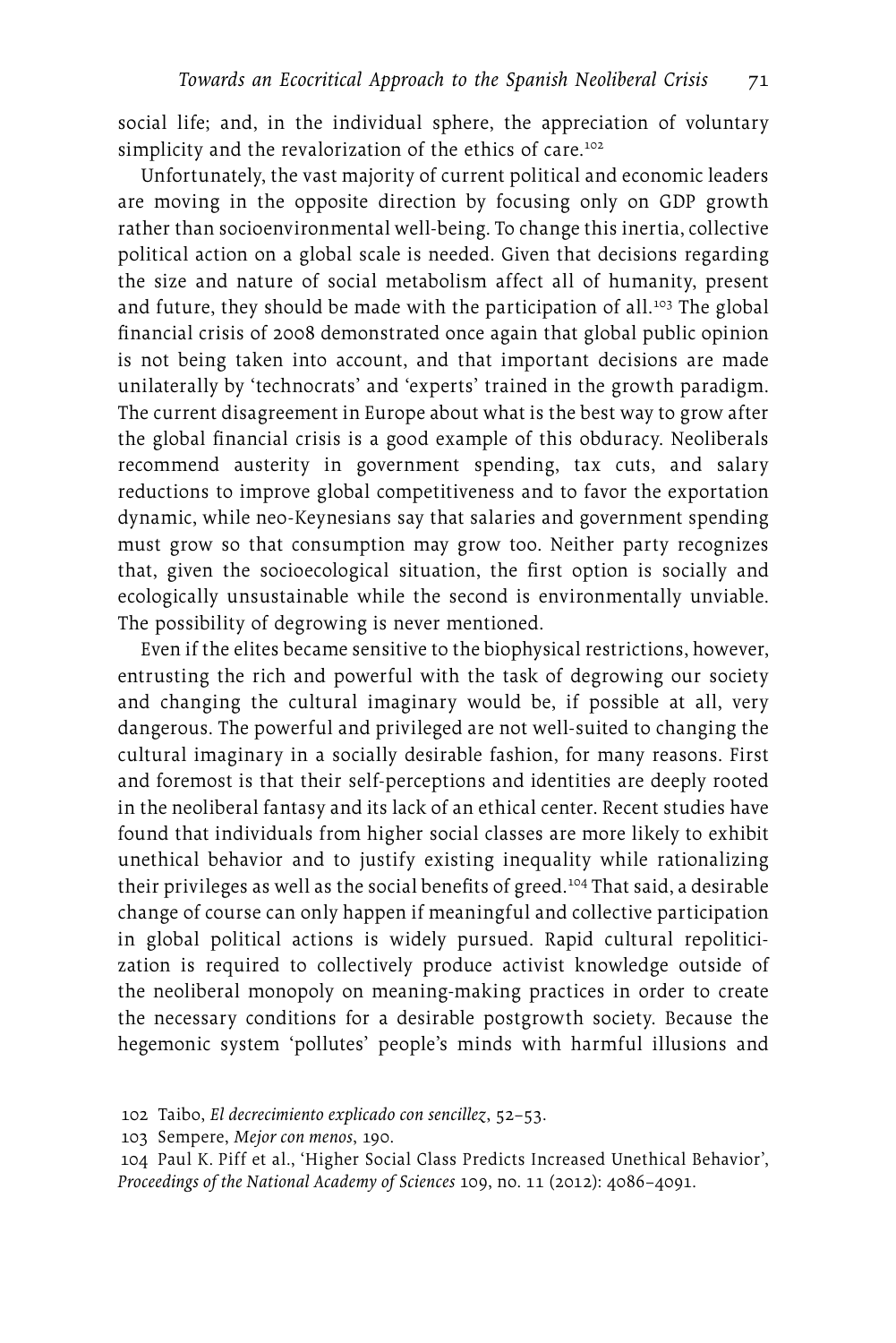social life; and, in the individual sphere, the appreciation of voluntary simplicity and the revalorization of the ethics of care.[102]

Unfortunately, the vast majority of current political and economic leaders are moving in the opposite direction by focusing only on GDP growth rather than socioenvironmental well-being. To change this inertia, collective political action on a global scale is needed. Given that decisions regarding the size and nature of social metabolism affect all of humanity, present and future, they should be made with the participation of all.[103] The global financial crisis of 2008 demonstrated once again that global public opinion is not being taken into account, and that important decisions are made unilaterally by 'technocrats' and 'experts' trained in the growth paradigm. The current disagreement in Europe about what is the best way to grow after the global financial crisis is a good example of this obduracy. Neoliberals recommend austerity in government spending, tax cuts, and salary reductions to improve global competitiveness and to favor the exportation dynamic, while neo-Keynesians say that salaries and government spending must grow so that consumption may grow too. Neither party recognizes that, given the socioecological situation, the first option is socially and ecologically unsustainable while the second is environmentally unviable. The possibility of degrowing is never mentioned.

Even if the elites became sensitive to the biophysical restrictions, however, entrusting the rich and powerful with the task of degrowing our society and changing the cultural imaginary would be, if possible at all, very dangerous. The powerful and privileged are not well-suited to changing the cultural imaginary in a socially desirable fashion, for many reasons. First and foremost is that their self-perceptions and identities are deeply rooted in the neoliberal fantasy and its lack of an ethical center. Recent studies have found that individuals from higher social classes are more likely to exhibit unethical behavior and to justify existing inequality while rationalizing their privileges as well as the social benefits of greed.[104] That said, a desirable change of course can only happen if meaningful and collective participation in global political actions is widely pursued. Rapid cultural repoliticization is required to collectively produce activist knowledge outside of the neoliberal monopoly on meaning-making practices in order to create the necessary conditions for a desirable postgrowth society. Because the hegemonic system 'pollutes' people's minds with harmful illusions and

102 Taibo, *El decrecimiento explicado con sencillez*, 52–53.

103 Sempere, *Mejor con menos*, 190.

104 Paul K. Piff et al., 'Higher Social Class Predicts Increased Unethical Behavior', *Proceedings of the National Academy of Sciences* 109, no. 11 (2012): 4086–4091.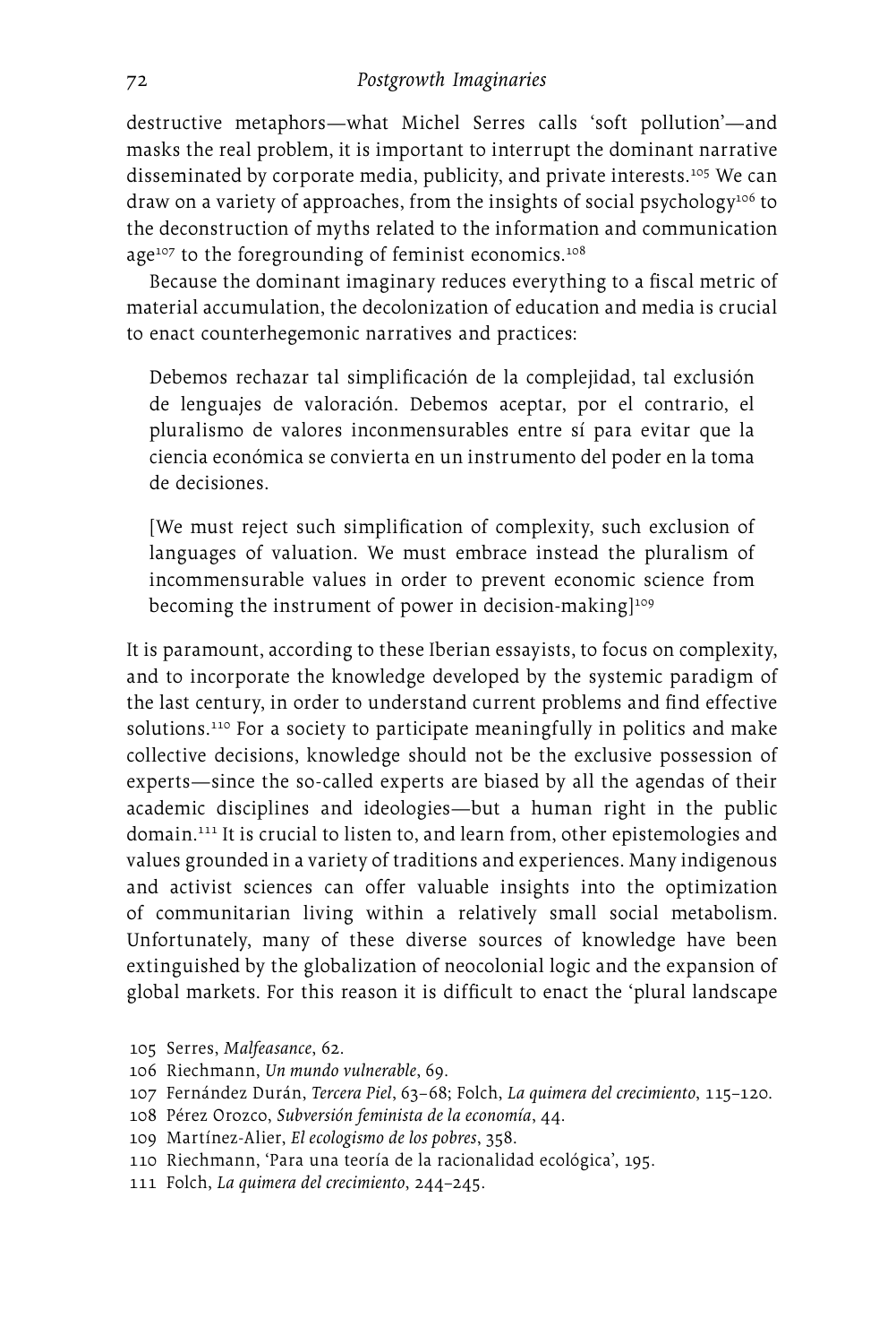destructive metaphors—what Michel Serres calls 'soft pollution'—and masks the real problem, it is important to interrupt the dominant narrative disseminated by corporate media, publicity, and private interests.[105] We can draw on a variety of approaches, from the insights of social psychology[106] to the deconstruction of myths related to the information and communication age[107] to the foregrounding of feminist economics.[108]

Because the dominant imaginary reduces everything to a fiscal metric of material accumulation, the decolonization of education and media is crucial to enact counterhegemonic narratives and practices:

> Debemos rechazar tal simplificación de la complejidad, tal exclusión de lenguajes de valoración. Debemos aceptar, por el contrario, el pluralismo de valores inconmensurables entre sí para evitar que la ciencia económica se convierta en un instrumento del poder en la toma de decisiones.
>
> [We must reject such simplification of complexity, such exclusion of languages of valuation. We must embrace instead the pluralism of incommensurable values in order to prevent economic science from becoming the instrument of power in decision-making][109]

It is paramount, according to these Iberian essayists, to focus on complexity, and to incorporate the knowledge developed by the systemic paradigm of the last century, in order to understand current problems and find effective solutions.[110] For a society to participate meaningfully in politics and make collective decisions, knowledge should not be the exclusive possession of experts—since the so-called experts are biased by all the agendas of their academic disciplines and ideologies—but a human right in the public domain.[111] It is crucial to listen to, and learn from, other epistemologies and values grounded in a variety of traditions and experiences. Many indigenous and activist sciences can offer valuable insights into the optimization of communitarian living within a relatively small social metabolism. Unfortunately, many of these diverse sources of knowledge have been extinguished by the globalization of neocolonial logic and the expansion of global markets. For this reason it is difficult to enact the 'plural landscape

105 Serres, *Malfeasance*, 62.
106 Riechmann, *Un mundo vulnerable*, 69.
107 Fernández Durán, *Tercera Piel*, 63–68; Folch, *La quimera del crecimiento*, 115–120.
108 Pérez Orozco, *Subversión feminista de la economía*, 44.
109 Martínez-Alier, *El ecologismo de los pobres*, 358.
110 Riechmann, 'Para una teoría de la racionalidad ecológica', 195.
111 Folch, *La quimera del crecimiento*, 244–245.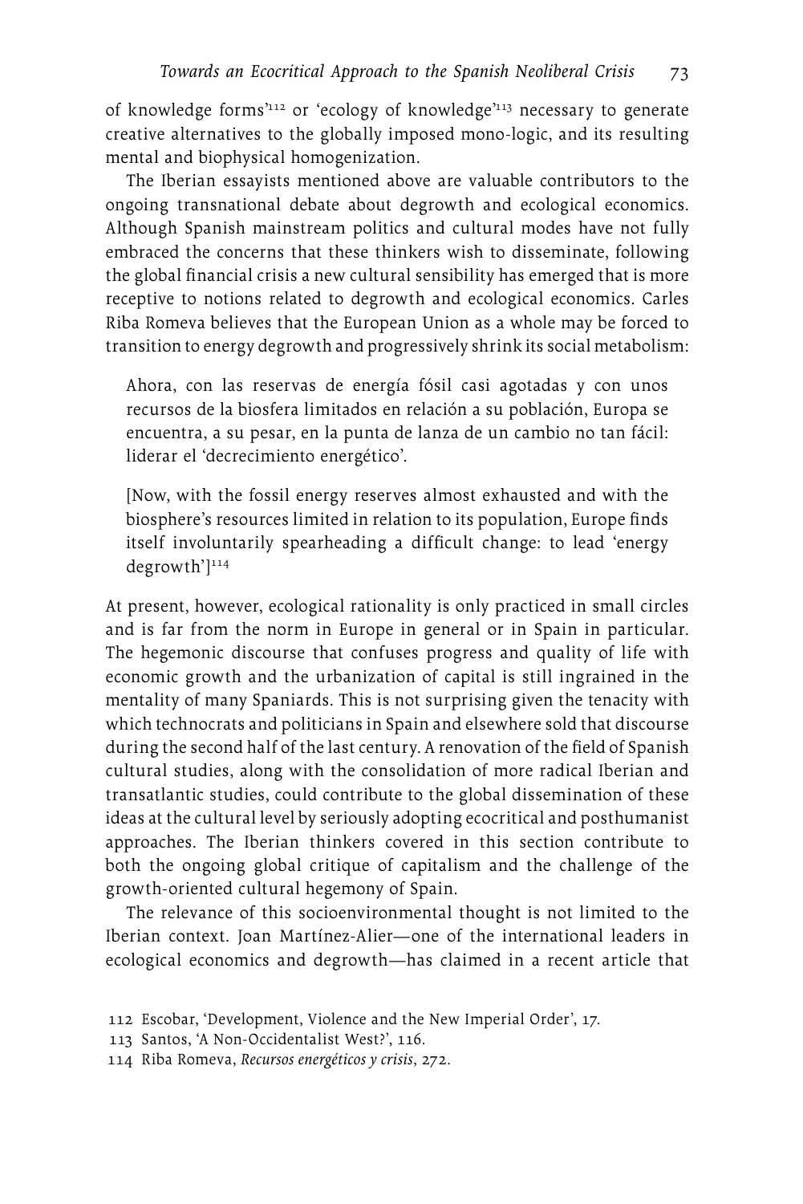of knowledge forms'[112] or 'ecology of knowledge'[113] necessary to generate creative alternatives to the globally imposed mono-logic, and its resulting mental and biophysical homogenization.

The Iberian essayists mentioned above are valuable contributors to the ongoing transnational debate about degrowth and ecological economics. Although Spanish mainstream politics and cultural modes have not fully embraced the concerns that these thinkers wish to disseminate, following the global financial crisis a new cultural sensibility has emerged that is more receptive to notions related to degrowth and ecological economics. Carles Riba Romeva believes that the European Union as a whole may be forced to transition to energy degrowth and progressively shrink its social metabolism:

> Ahora, con las reservas de energía fósil casi agotadas y con unos recursos de la biosfera limitados en relación a su población, Europa se encuentra, a su pesar, en la punta de lanza de un cambio no tan fácil: liderar el 'decrecimiento energético'.
>
> [Now, with the fossil energy reserves almost exhausted and with the biosphere's resources limited in relation to its population, Europe finds itself involuntarily spearheading a difficult change: to lead 'energy degrowth'][114]

At present, however, ecological rationality is only practiced in small circles and is far from the norm in Europe in general or in Spain in particular. The hegemonic discourse that confuses progress and quality of life with economic growth and the urbanization of capital is still ingrained in the mentality of many Spaniards. This is not surprising given the tenacity with which technocrats and politicians in Spain and elsewhere sold that discourse during the second half of the last century. A renovation of the field of Spanish cultural studies, along with the consolidation of more radical Iberian and transatlantic studies, could contribute to the global dissemination of these ideas at the cultural level by seriously adopting ecocritical and posthumanist approaches. The Iberian thinkers covered in this section contribute to both the ongoing global critique of capitalism and the challenge of the growth-oriented cultural hegemony of Spain.

The relevance of this socioenvironmental thought is not limited to the Iberian context. Joan Martínez-Alier—one of the international leaders in ecological economics and degrowth—has claimed in a recent article that

112 Escobar, 'Development, Violence and the New Imperial Order', 17.

113 Santos, 'A Non-Occidentalist West?', 116.

114 Riba Romeva, *Recursos energéticos y crisis*, 272.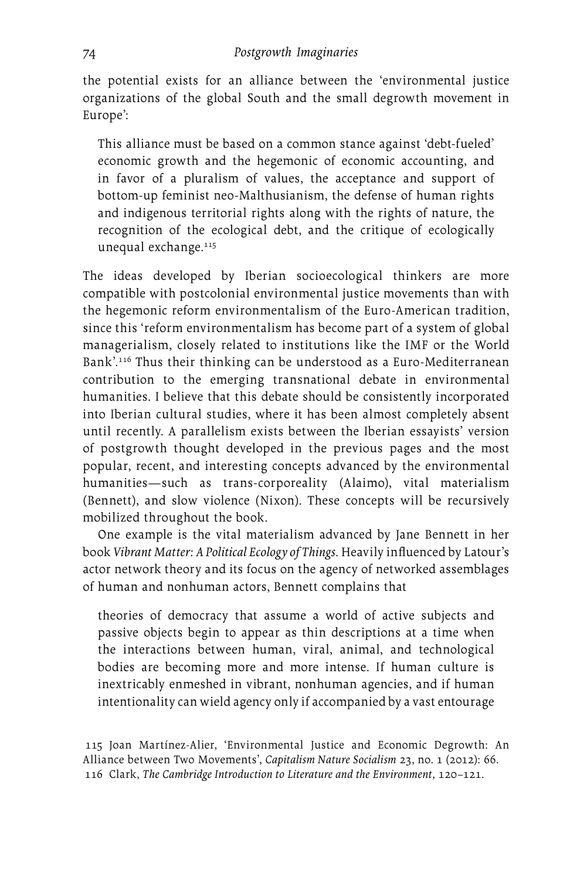the potential exists for an alliance between the 'environmental justice organizations of the global South and the small degrowth movement in Europe':

> This alliance must be based on a common stance against 'debt-fueled' economic growth and the hegemonic of economic accounting, and in favor of a pluralism of values, the acceptance and support of bottom-up feminist neo-Malthusianism, the defense of human rights and indigenous territorial rights along with the rights of nature, the recognition of the ecological debt, and the critique of ecologically unequal exchange.[115]

The ideas developed by Iberian socioecological thinkers are more compatible with postcolonial environmental justice movements than with the hegemonic reform environmentalism of the Euro-American tradition, since this 'reform environmentalism has become part of a system of global managerialism, closely related to institutions like the IMF or the World Bank'.[116] Thus their thinking can be understood as a Euro-Mediterranean contribution to the emerging transnational debate in environmental humanities. I believe that this debate should be consistently incorporated into Iberian cultural studies, where it has been almost completely absent until recently. A parallelism exists between the Iberian essayists' version of postgrowth thought developed in the previous pages and the most popular, recent, and interesting concepts advanced by the environmental humanities—such as trans-corporeality (Alaimo), vital materialism (Bennett), and slow violence (Nixon). These concepts will be recursively mobilized throughout the book.

One example is the vital materialism advanced by Jane Bennett in her book *Vibrant Matter: A Political Ecology of Things*. Heavily influenced by Latour's actor network theory and its focus on the agency of networked assemblages of human and nonhuman actors, Bennett complains that

> theories of democracy that assume a world of active subjects and passive objects begin to appear as thin descriptions at a time when the interactions between human, viral, animal, and technological bodies are becoming more and more intense. If human culture is inextricably enmeshed in vibrant, nonhuman agencies, and if human intentionality can wield agency only if accompanied by a vast entourage

115 Joan Martínez-Alier, 'Environmental Justice and Economic Degrowth: An Alliance between Two Movements', *Capitalism Nature Socialism* 23, no. 1 (2012): 66.

116 Clark, *The Cambridge Introduction to Literature and the Environment*, 120–121.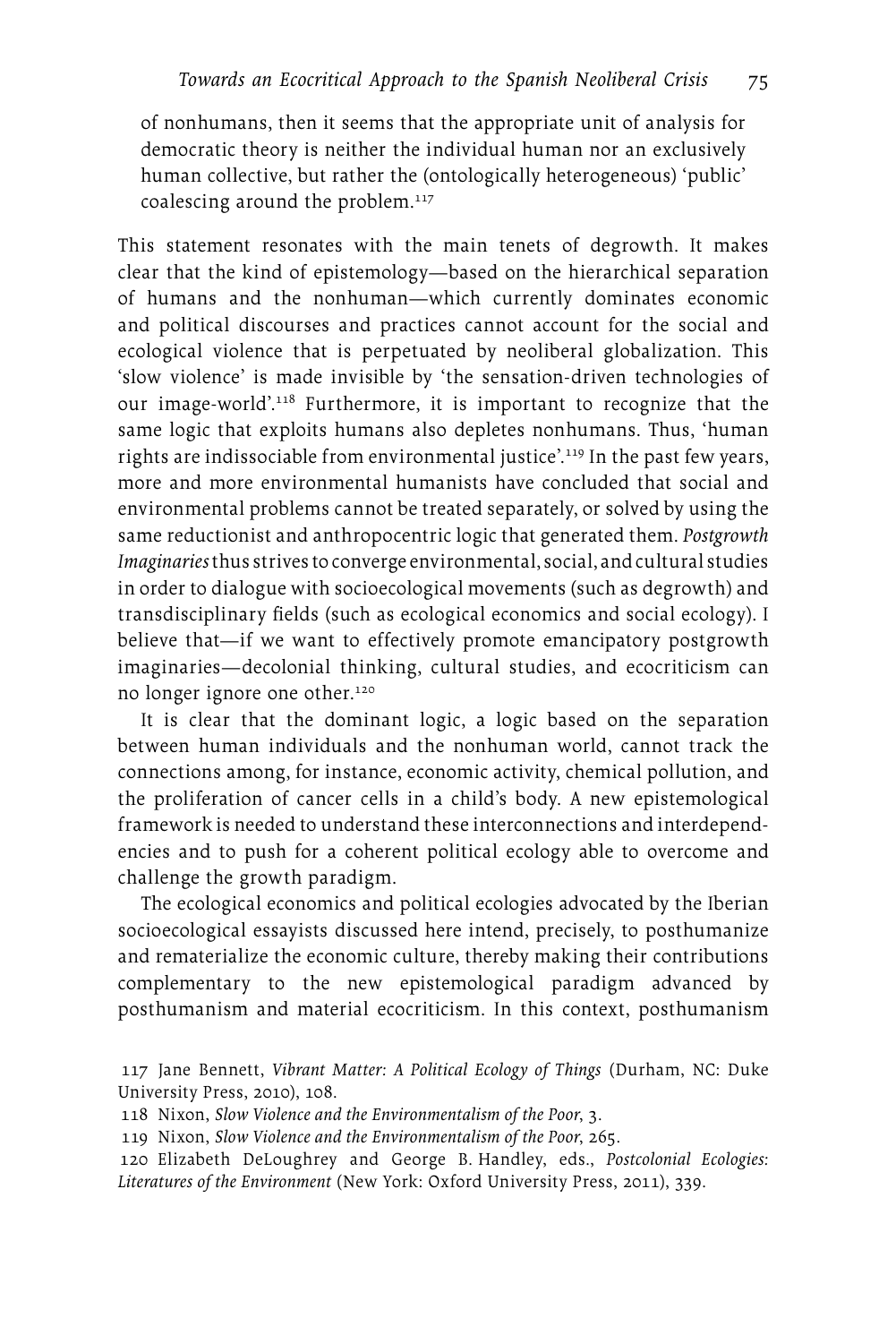> of nonhumans, then it seems that the appropriate unit of analysis for democratic theory is neither the individual human nor an exclusively human collective, but rather the (ontologically heterogeneous) 'public' coalescing around the problem.[117]

This statement resonates with the main tenets of degrowth. It makes clear that the kind of epistemology—based on the hierarchical separation of humans and the nonhuman—which currently dominates economic and political discourses and practices cannot account for the social and ecological violence that is perpetuated by neoliberal globalization. This 'slow violence' is made invisible by 'the sensation-driven technologies of our image-world'.[118] Furthermore, it is important to recognize that the same logic that exploits humans also depletes nonhumans. Thus, 'human rights are indissociable from environmental justice'.[119] In the past few years, more and more environmental humanists have concluded that social and environmental problems cannot be treated separately, or solved by using the same reductionist and anthropocentric logic that generated them. *Postgrowth Imaginaries* thus strives to converge environmental, social, and cultural studies in order to dialogue with socioecological movements (such as degrowth) and transdisciplinary fields (such as ecological economics and social ecology). I believe that—if we want to effectively promote emancipatory postgrowth imaginaries—decolonial thinking, cultural studies, and ecocriticism can no longer ignore one other.[120]

It is clear that the dominant logic, a logic based on the separation between human individuals and the nonhuman world, cannot track the connections among, for instance, economic activity, chemical pollution, and the proliferation of cancer cells in a child's body. A new epistemological framework is needed to understand these interconnections and interdependencies and to push for a coherent political ecology able to overcome and challenge the growth paradigm.

The ecological economics and political ecologies advocated by the Iberian socioecological essayists discussed here intend, precisely, to posthumanize and rematerialize the economic culture, thereby making their contributions complementary to the new epistemological paradigm advanced by posthumanism and material ecocriticism. In this context, posthumanism

117 Jane Bennett, *Vibrant Matter: A Political Ecology of Things* (Durham, NC: Duke University Press, 2010), 108.

118 Nixon, *Slow Violence and the Environmentalism of the Poor*, 3.

119 Nixon, *Slow Violence and the Environmentalism of the Poor*, 265.

120 Elizabeth DeLoughrey and George B. Handley, eds., *Postcolonial Ecologies: Literatures of the Environment* (New York: Oxford University Press, 2011), 339.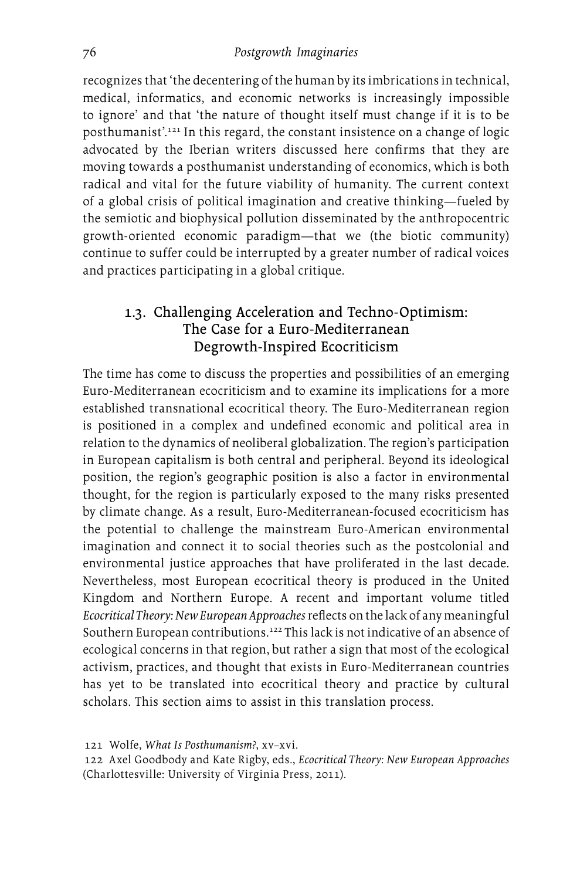recognizes that 'the decentering of the human by its imbrications in technical, medical, informatics, and economic networks is increasingly impossible to ignore' and that 'the nature of thought itself must change if it is to be posthumanist'.[121] In this regard, the constant insistence on a change of logic advocated by the Iberian writers discussed here confirms that they are moving towards a posthumanist understanding of economics, which is both radical and vital for the future viability of humanity. The current context of a global crisis of political imagination and creative thinking—fueled by the semiotic and biophysical pollution disseminated by the anthropocentric growth-oriented economic paradigm—that we (the biotic community) continue to suffer could be interrupted by a greater number of radical voices and practices participating in a global critique.

## 1.3. Challenging Acceleration and Techno-Optimism: The Case for a Euro-Mediterranean Degrowth-Inspired Ecocriticism

The time has come to discuss the properties and possibilities of an emerging Euro-Mediterranean ecocriticism and to examine its implications for a more established transnational ecocritical theory. The Euro-Mediterranean region is positioned in a complex and undefined economic and political area in relation to the dynamics of neoliberal globalization. The region's participation in European capitalism is both central and peripheral. Beyond its ideological position, the region's geographic position is also a factor in environmental thought, for the region is particularly exposed to the many risks presented by climate change. As a result, Euro-Mediterranean-focused ecocriticism has the potential to challenge the mainstream Euro-American environmental imagination and connect it to social theories such as the postcolonial and environmental justice approaches that have proliferated in the last decade. Nevertheless, most European ecocritical theory is produced in the United Kingdom and Northern Europe. A recent and important volume titled *Ecocritical Theory: New European Approaches* reflects on the lack of any meaningful Southern European contributions.[122] This lack is not indicative of an absence of ecological concerns in that region, but rather a sign that most of the ecological activism, practices, and thought that exists in Euro-Mediterranean countries has yet to be translated into ecocritical theory and practice by cultural scholars. This section aims to assist in this translation process.

121 Wolfe, *What Is Posthumanism?*, xv–xvi.

122 Axel Goodbody and Kate Rigby, eds., *Ecocritical Theory: New European Approaches* (Charlottesville: University of Virginia Press, 2011).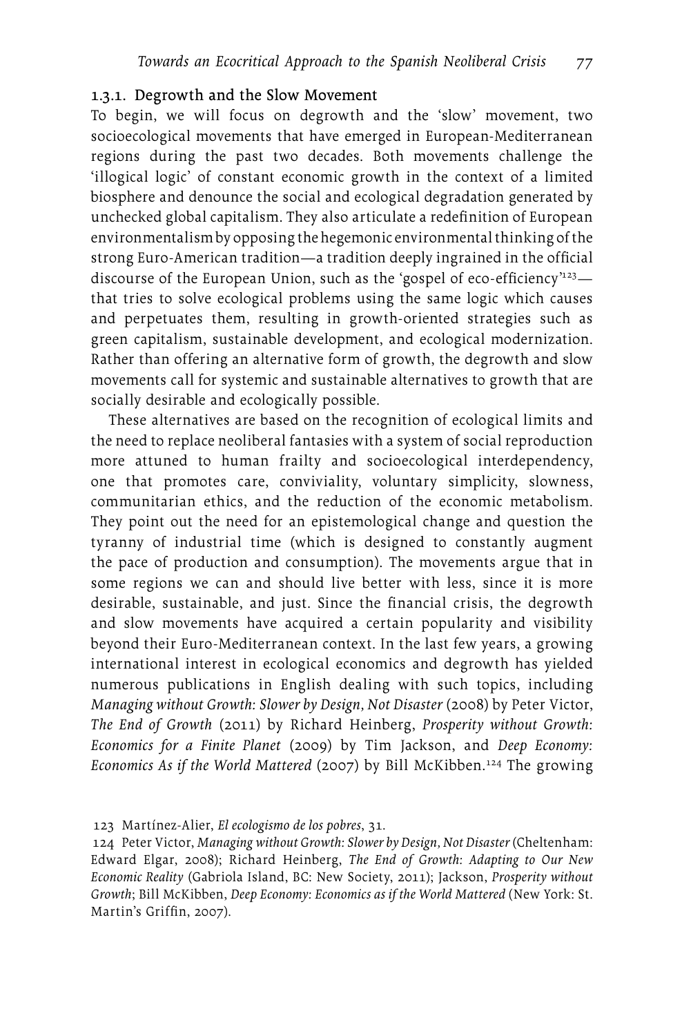### 1.3.1. Degrowth and the Slow Movement

To begin, we will focus on degrowth and the 'slow' movement, two socioecological movements that have emerged in European-Mediterranean regions during the past two decades. Both movements challenge the 'illogical logic' of constant economic growth in the context of a limited biosphere and denounce the social and ecological degradation generated by unchecked global capitalism. They also articulate a redefinition of European environmentalism by opposing the hegemonic environmental thinking of the strong Euro-American tradition—a tradition deeply ingrained in the official discourse of the European Union, such as the 'gospel of eco-efficiency'[123]—that tries to solve ecological problems using the same logic which causes and perpetuates them, resulting in growth-oriented strategies such as green capitalism, sustainable development, and ecological modernization. Rather than offering an alternative form of growth, the degrowth and slow movements call for systemic and sustainable alternatives to growth that are socially desirable and ecologically possible.

These alternatives are based on the recognition of ecological limits and the need to replace neoliberal fantasies with a system of social reproduction more attuned to human frailty and socioecological interdependency, one that promotes care, conviviality, voluntary simplicity, slowness, communitarian ethics, and the reduction of the economic metabolism. They point out the need for an epistemological change and question the tyranny of industrial time (which is designed to constantly augment the pace of production and consumption). The movements argue that in some regions we can and should live better with less, since it is more desirable, sustainable, and just. Since the financial crisis, the degrowth and slow movements have acquired a certain popularity and visibility beyond their Euro-Mediterranean context. In the last few years, a growing international interest in ecological economics and degrowth has yielded numerous publications in English dealing with such topics, including *Managing without Growth: Slower by Design, Not Disaster* (2008) by Peter Victor, *The End of Growth* (2011) by Richard Heinberg, *Prosperity without Growth: Economics for a Finite Planet* (2009) by Tim Jackson, and *Deep Economy: Economics As if the World Mattered* (2007) by Bill McKibben.[124] The growing

123 Martínez-Alier, *El ecologismo de los pobres*, 31.

124 Peter Victor, *Managing without Growth: Slower by Design, Not Disaster* (Cheltenham: Edward Elgar, 2008); Richard Heinberg, *The End of Growth: Adapting to Our New Economic Reality* (Gabriola Island, BC: New Society, 2011); Jackson, *Prosperity without Growth*; Bill McKibben, *Deep Economy: Economics as if the World Mattered* (New York: St. Martin's Griffin, 2007).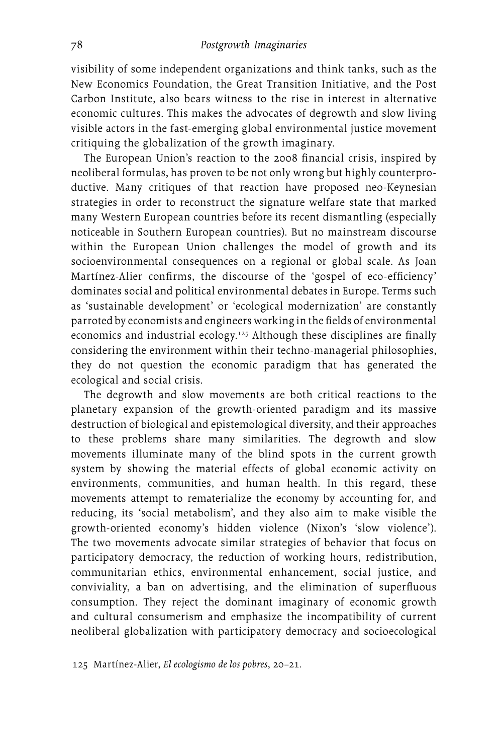visibility of some independent organizations and think tanks, such as the New Economics Foundation, the Great Transition Initiative, and the Post Carbon Institute, also bears witness to the rise in interest in alternative economic cultures. This makes the advocates of degrowth and slow living visible actors in the fast-emerging global environmental justice movement critiquing the globalization of the growth imaginary.

The European Union's reaction to the 2008 financial crisis, inspired by neoliberal formulas, has proven to be not only wrong but highly counterproductive. Many critiques of that reaction have proposed neo-Keynesian strategies in order to reconstruct the signature welfare state that marked many Western European countries before its recent dismantling (especially noticeable in Southern European countries). But no mainstream discourse within the European Union challenges the model of growth and its socioenvironmental consequences on a regional or global scale. As Joan Martínez-Alier confirms, the discourse of the 'gospel of eco-efficiency' dominates social and political environmental debates in Europe. Terms such as 'sustainable development' or 'ecological modernization' are constantly parroted by economists and engineers working in the fields of environmental economics and industrial ecology.[125] Although these disciplines are finally considering the environment within their techno-managerial philosophies, they do not question the economic paradigm that has generated the ecological and social crisis.

The degrowth and slow movements are both critical reactions to the planetary expansion of the growth-oriented paradigm and its massive destruction of biological and epistemological diversity, and their approaches to these problems share many similarities. The degrowth and slow movements illuminate many of the blind spots in the current growth system by showing the material effects of global economic activity on environments, communities, and human health. In this regard, these movements attempt to rematerialize the economy by accounting for, and reducing, its 'social metabolism', and they also aim to make visible the growth-oriented economy's hidden violence (Nixon's 'slow violence'). The two movements advocate similar strategies of behavior that focus on participatory democracy, the reduction of working hours, redistribution, communitarian ethics, environmental enhancement, social justice, and conviviality, a ban on advertising, and the elimination of superfluous consumption. They reject the dominant imaginary of economic growth and cultural consumerism and emphasize the incompatibility of current neoliberal globalization with participatory democracy and socioecological

125 Martínez-Alier, *El ecologismo de los pobres*, 20–21.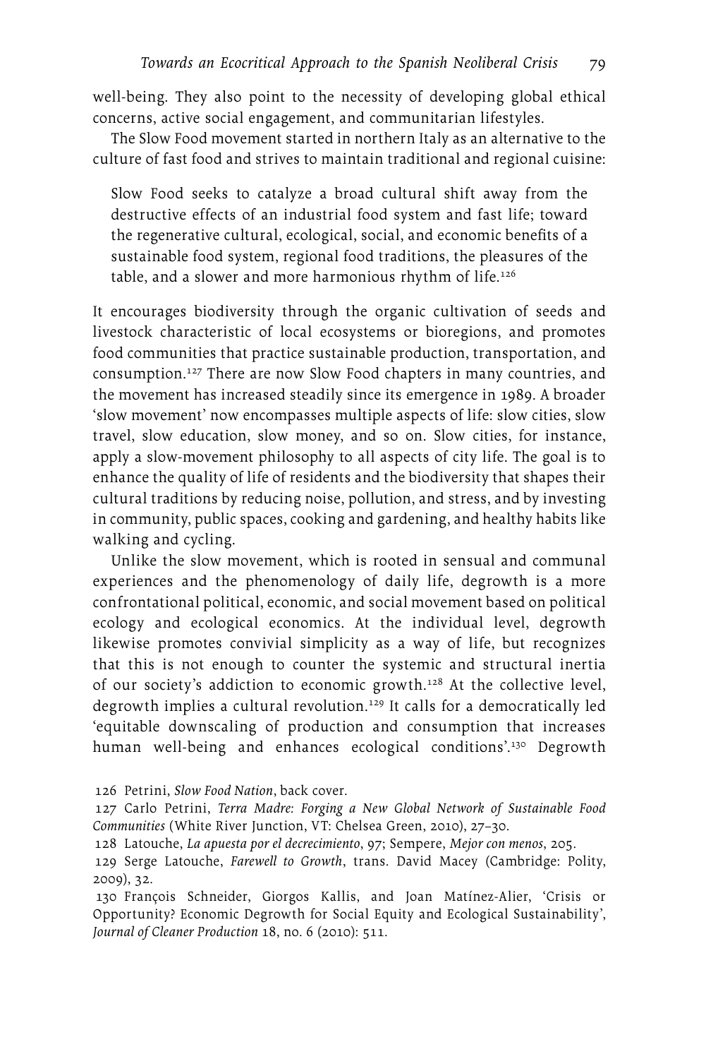well-being. They also point to the necessity of developing global ethical concerns, active social engagement, and communitarian lifestyles.

The Slow Food movement started in northern Italy as an alternative to the culture of fast food and strives to maintain traditional and regional cuisine:

> Slow Food seeks to catalyze a broad cultural shift away from the destructive effects of an industrial food system and fast life; toward the regenerative cultural, ecological, social, and economic benefits of a sustainable food system, regional food traditions, the pleasures of the table, and a slower and more harmonious rhythm of life.[126]

It encourages biodiversity through the organic cultivation of seeds and livestock characteristic of local ecosystems or bioregions, and promotes food communities that practice sustainable production, transportation, and consumption.[127] There are now Slow Food chapters in many countries, and the movement has increased steadily since its emergence in 1989. A broader 'slow movement' now encompasses multiple aspects of life: slow cities, slow travel, slow education, slow money, and so on. Slow cities, for instance, apply a slow-movement philosophy to all aspects of city life. The goal is to enhance the quality of life of residents and the biodiversity that shapes their cultural traditions by reducing noise, pollution, and stress, and by investing in community, public spaces, cooking and gardening, and healthy habits like walking and cycling.

Unlike the slow movement, which is rooted in sensual and communal experiences and the phenomenology of daily life, degrowth is a more confrontational political, economic, and social movement based on political ecology and ecological economics. At the individual level, degrowth likewise promotes convivial simplicity as a way of life, but recognizes that this is not enough to counter the systemic and structural inertia of our society's addiction to economic growth.[128] At the collective level, degrowth implies a cultural revolution.[129] It calls for a democratically led 'equitable downscaling of production and consumption that increases human well-being and enhances ecological conditions'.[130] Degrowth

126 Petrini, *Slow Food Nation*, back cover.

127 Carlo Petrini, *Terra Madre: Forging a New Global Network of Sustainable Food Communities* (White River Junction, VT: Chelsea Green, 2010), 27–30.

128 Latouche, *La apuesta por el decrecimiento*, 97; Sempere, *Mejor con menos*, 205.

129 Serge Latouche, *Farewell to Growth*, trans. David Macey (Cambridge: Polity, 2009), 32.

130 François Schneider, Giorgos Kallis, and Joan Matínez-Alier, 'Crisis or Opportunity? Economic Degrowth for Social Equity and Ecological Sustainability', *Journal of Cleaner Production* 18, no. 6 (2010): 511.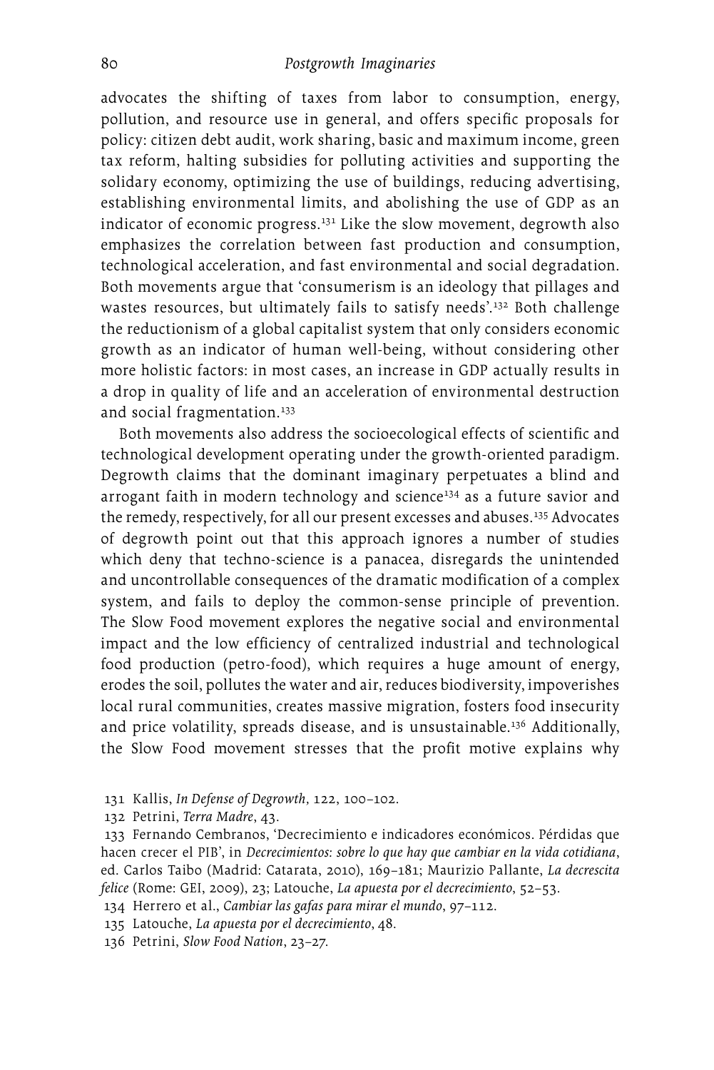advocates the shifting of taxes from labor to consumption, energy, pollution, and resource use in general, and offers specific proposals for policy: citizen debt audit, work sharing, basic and maximum income, green tax reform, halting subsidies for polluting activities and supporting the solidary economy, optimizing the use of buildings, reducing advertising, establishing environmental limits, and abolishing the use of GDP as an indicator of economic progress.[131] Like the slow movement, degrowth also emphasizes the correlation between fast production and consumption, technological acceleration, and fast environmental and social degradation. Both movements argue that 'consumerism is an ideology that pillages and wastes resources, but ultimately fails to satisfy needs'.[132] Both challenge the reductionism of a global capitalist system that only considers economic growth as an indicator of human well-being, without considering other more holistic factors: in most cases, an increase in GDP actually results in a drop in quality of life and an acceleration of environmental destruction and social fragmentation.[133]

Both movements also address the socioecological effects of scientific and technological development operating under the growth-oriented paradigm. Degrowth claims that the dominant imaginary perpetuates a blind and arrogant faith in modern technology and science[134] as a future savior and the remedy, respectively, for all our present excesses and abuses.[135] Advocates of degrowth point out that this approach ignores a number of studies which deny that techno-science is a panacea, disregards the unintended and uncontrollable consequences of the dramatic modification of a complex system, and fails to deploy the common-sense principle of prevention. The Slow Food movement explores the negative social and environmental impact and the low efficiency of centralized industrial and technological food production (petro-food), which requires a huge amount of energy, erodes the soil, pollutes the water and air, reduces biodiversity, impoverishes local rural communities, creates massive migration, fosters food insecurity and price volatility, spreads disease, and is unsustainable.[136] Additionally, the Slow Food movement stresses that the profit motive explains why

131 Kallis, *In Defense of Degrowth*, 122, 100–102.

132 Petrini, *Terra Madre*, 43.

133 Fernando Cembranos, 'Decrecimiento e indicadores económicos. Pérdidas que hacen crecer el PIB', in *Decrecimientos: sobre lo que hay que cambiar en la vida cotidiana*, ed. Carlos Taibo (Madrid: Catarata, 2010), 169–181; Maurizio Pallante, *La decrescita felice* (Rome: GEI, 2009), 23; Latouche, *La apuesta por el decrecimiento*, 52–53.

134 Herrero et al., *Cambiar las gafas para mirar el mundo*, 97–112.

135 Latouche, *La apuesta por el decrecimiento*, 48.

136 Petrini, *Slow Food Nation*, 23–27.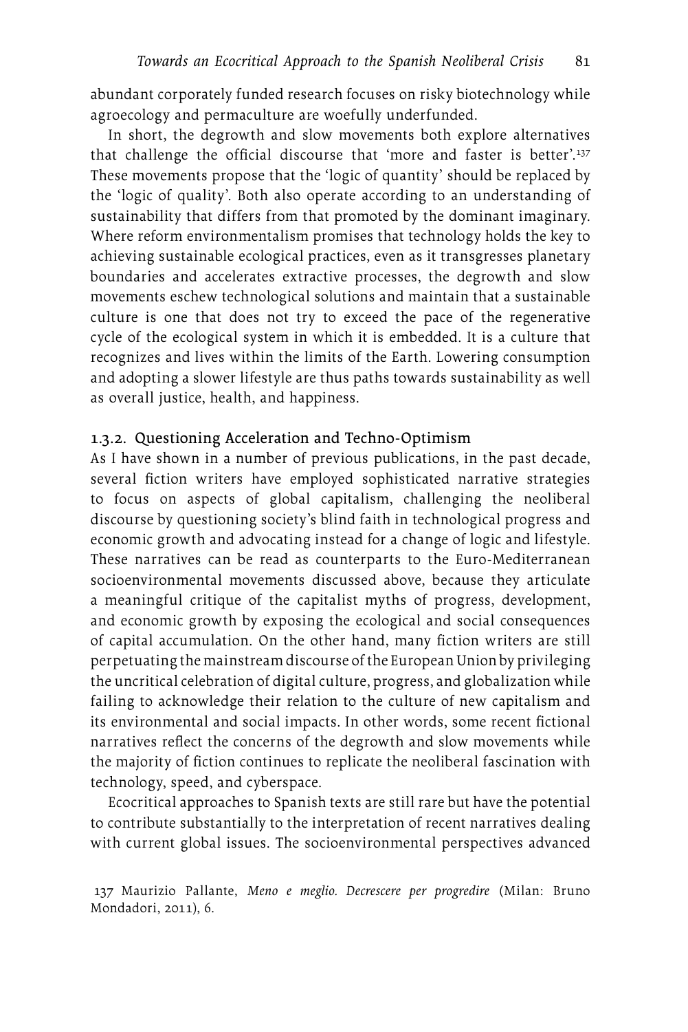abundant corporately funded research focuses on risky biotechnology while agroecology and permaculture are woefully underfunded.

In short, the degrowth and slow movements both explore alternatives that challenge the official discourse that 'more and faster is better'.[137] These movements propose that the 'logic of quantity' should be replaced by the 'logic of quality'. Both also operate according to an understanding of sustainability that differs from that promoted by the dominant imaginary. Where reform environmentalism promises that technology holds the key to achieving sustainable ecological practices, even as it transgresses planetary boundaries and accelerates extractive processes, the degrowth and slow movements eschew technological solutions and maintain that a sustainable culture is one that does not try to exceed the pace of the regenerative cycle of the ecological system in which it is embedded. It is a culture that recognizes and lives within the limits of the Earth. Lowering consumption and adopting a slower lifestyle are thus paths towards sustainability as well as overall justice, health, and happiness.

### 1.3.2. Questioning Acceleration and Techno-Optimism

As I have shown in a number of previous publications, in the past decade, several fiction writers have employed sophisticated narrative strategies to focus on aspects of global capitalism, challenging the neoliberal discourse by questioning society's blind faith in technological progress and economic growth and advocating instead for a change of logic and lifestyle. These narratives can be read as counterparts to the Euro-Mediterranean socioenvironmental movements discussed above, because they articulate a meaningful critique of the capitalist myths of progress, development, and economic growth by exposing the ecological and social consequences of capital accumulation. On the other hand, many fiction writers are still perpetuating the mainstream discourse of the European Union by privileging the uncritical celebration of digital culture, progress, and globalization while failing to acknowledge their relation to the culture of new capitalism and its environmental and social impacts. In other words, some recent fictional narratives reflect the concerns of the degrowth and slow movements while the majority of fiction continues to replicate the neoliberal fascination with technology, speed, and cyberspace.

Ecocritical approaches to Spanish texts are still rare but have the potential to contribute substantially to the interpretation of recent narratives dealing with current global issues. The socioenvironmental perspectives advanced

137 Maurizio Pallante, *Meno e meglio. Decrescere per progredire* (Milan: Bruno Mondadori, 2011), 6.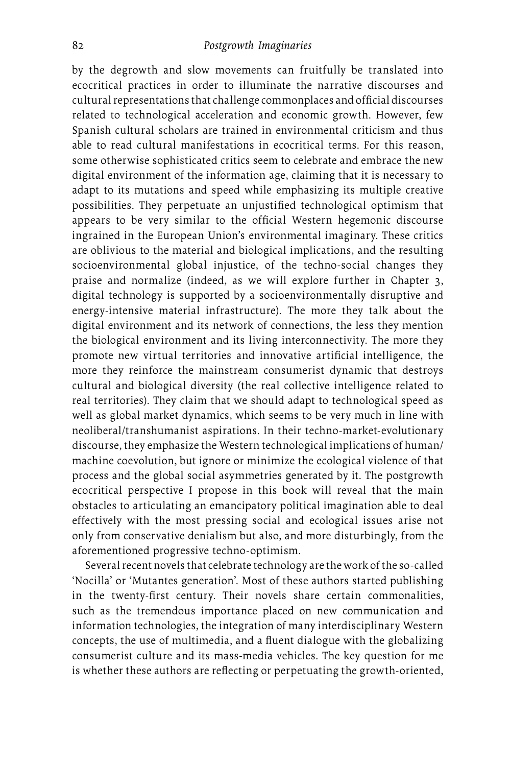by the degrowth and slow movements can fruitfully be translated into ecocritical practices in order to illuminate the narrative discourses and cultural representations that challenge commonplaces and official discourses related to technological acceleration and economic growth. However, few Spanish cultural scholars are trained in environmental criticism and thus able to read cultural manifestations in ecocritical terms. For this reason, some otherwise sophisticated critics seem to celebrate and embrace the new digital environment of the information age, claiming that it is necessary to adapt to its mutations and speed while emphasizing its multiple creative possibilities. They perpetuate an unjustified technological optimism that appears to be very similar to the official Western hegemonic discourse ingrained in the European Union's environmental imaginary. These critics are oblivious to the material and biological implications, and the resulting socioenvironmental global injustice, of the techno-social changes they praise and normalize (indeed, as we will explore further in Chapter 3, digital technology is supported by a socioenvironmentally disruptive and energy-intensive material infrastructure). The more they talk about the digital environment and its network of connections, the less they mention the biological environment and its living interconnectivity. The more they promote new virtual territories and innovative artificial intelligence, the more they reinforce the mainstream consumerist dynamic that destroys cultural and biological diversity (the real collective intelligence related to real territories). They claim that we should adapt to technological speed as well as global market dynamics, which seems to be very much in line with neoliberal/transhumanist aspirations. In their techno-market-evolutionary discourse, they emphasize the Western technological implications of human/machine coevolution, but ignore or minimize the ecological violence of that process and the global social asymmetries generated by it. The postgrowth ecocritical perspective I propose in this book will reveal that the main obstacles to articulating an emancipatory political imagination able to deal effectively with the most pressing social and ecological issues arise not only from conservative denialism but also, and more disturbingly, from the aforementioned progressive techno-optimism.

Several recent novels that celebrate technology are the work of the so-called 'Nocilla' or 'Mutantes generation'. Most of these authors started publishing in the twenty-first century. Their novels share certain commonalities, such as the tremendous importance placed on new communication and information technologies, the integration of many interdisciplinary Western concepts, the use of multimedia, and a fluent dialogue with the globalizing consumerist culture and its mass-media vehicles. The key question for me is whether these authors are reflecting or perpetuating the growth-oriented,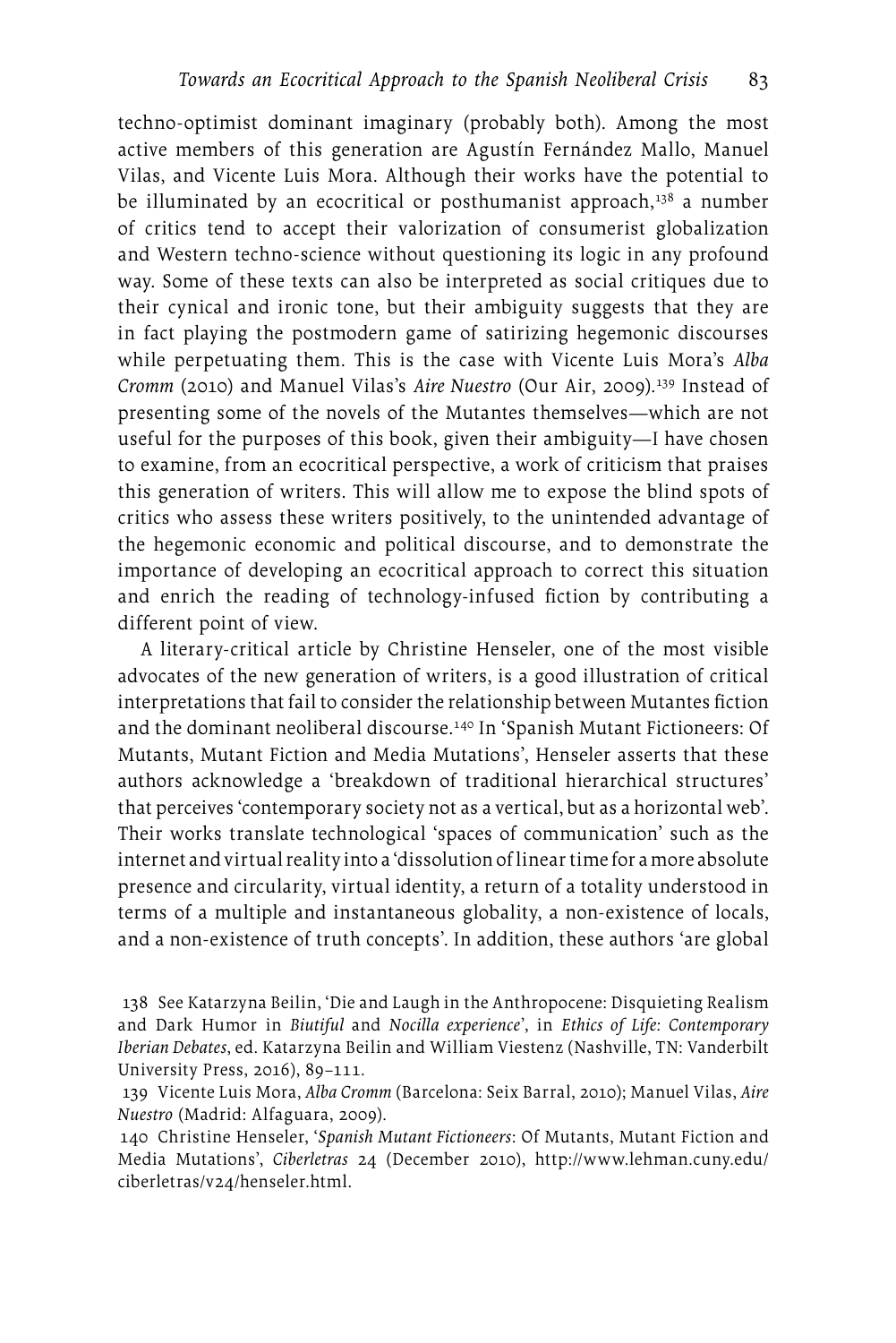techno-optimist dominant imaginary (probably both). Among the most active members of this generation are Agustín Fernández Mallo, Manuel Vilas, and Vicente Luis Mora. Although their works have the potential to be illuminated by an ecocritical or posthumanist approach,[138] a number of critics tend to accept their valorization of consumerist globalization and Western techno-science without questioning its logic in any profound way. Some of these texts can also be interpreted as social critiques due to their cynical and ironic tone, but their ambiguity suggests that they are in fact playing the postmodern game of satirizing hegemonic discourses while perpetuating them. This is the case with Vicente Luis Mora's *Alba Cromm* (2010) and Manuel Vilas's *Aire Nuestro* (Our Air, 2009).[139] Instead of presenting some of the novels of the Mutantes themselves—which are not useful for the purposes of this book, given their ambiguity—I have chosen to examine, from an ecocritical perspective, a work of criticism that praises this generation of writers. This will allow me to expose the blind spots of critics who assess these writers positively, to the unintended advantage of the hegemonic economic and political discourse, and to demonstrate the importance of developing an ecocritical approach to correct this situation and enrich the reading of technology-infused fiction by contributing a different point of view.

A literary-critical article by Christine Henseler, one of the most visible advocates of the new generation of writers, is a good illustration of critical interpretations that fail to consider the relationship between Mutantes fiction and the dominant neoliberal discourse.[140] In 'Spanish Mutant Fictioneers: Of Mutants, Mutant Fiction and Media Mutations', Henseler asserts that these authors acknowledge a 'breakdown of traditional hierarchical structures' that perceives 'contemporary society not as a vertical, but as a horizontal web'. Their works translate technological 'spaces of communication' such as the internet and virtual reality into a 'dissolution of linear time for a more absolute presence and circularity, virtual identity, a return of a totality understood in terms of a multiple and instantaneous globality, a non-existence of locals, and a non-existence of truth concepts'. In addition, these authors 'are global

138 See Katarzyna Beilin, 'Die and Laugh in the Anthropocene: Disquieting Realism and Dark Humor in *Biutiful* and *Nocilla experience*', in *Ethics of Life: Contemporary Iberian Debates*, ed. Katarzyna Beilin and William Viestenz (Nashville, TN: Vanderbilt University Press, 2016), 89–111.

139 Vicente Luis Mora, *Alba Cromm* (Barcelona: Seix Barral, 2010); Manuel Vilas, *Aire Nuestro* (Madrid: Alfaguara, 2009).

140 Christine Henseler, '*Spanish Mutant Fictioneers*: Of Mutants, Mutant Fiction and Media Mutations', *Ciberletras* 24 (December 2010), http://www.lehman.cuny.edu/ciberletras/v24/henseler.html.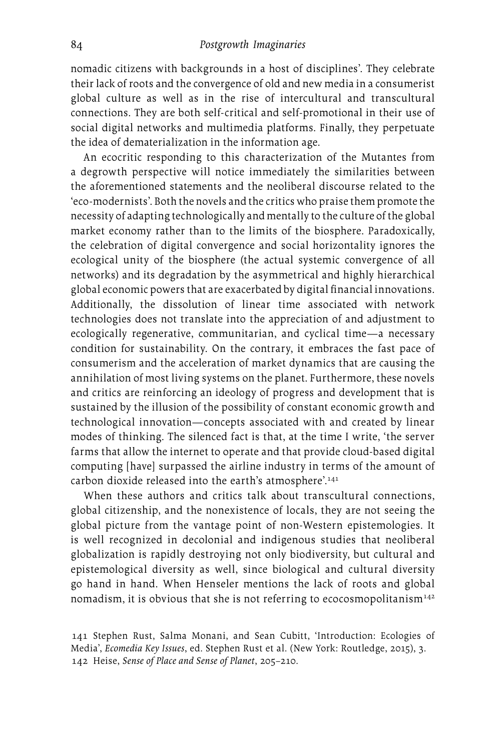nomadic citizens with backgrounds in a host of disciplines'. They celebrate their lack of roots and the convergence of old and new media in a consumerist global culture as well as in the rise of intercultural and transcultural connections. They are both self-critical and self-promotional in their use of social digital networks and multimedia platforms. Finally, they perpetuate the idea of dematerialization in the information age.

An ecocritic responding to this characterization of the Mutantes from a degrowth perspective will notice immediately the similarities between the aforementioned statements and the neoliberal discourse related to the 'eco-modernists'. Both the novels and the critics who praise them promote the necessity of adapting technologically and mentally to the culture of the global market economy rather than to the limits of the biosphere. Paradoxically, the celebration of digital convergence and social horizontality ignores the ecological unity of the biosphere (the actual systemic convergence of all networks) and its degradation by the asymmetrical and highly hierarchical global economic powers that are exacerbated by digital financial innovations. Additionally, the dissolution of linear time associated with network technologies does not translate into the appreciation of and adjustment to ecologically regenerative, communitarian, and cyclical time—a necessary condition for sustainability. On the contrary, it embraces the fast pace of consumerism and the acceleration of market dynamics that are causing the annihilation of most living systems on the planet. Furthermore, these novels and critics are reinforcing an ideology of progress and development that is sustained by the illusion of the possibility of constant economic growth and technological innovation—concepts associated with and created by linear modes of thinking. The silenced fact is that, at the time I write, 'the server farms that allow the internet to operate and that provide cloud-based digital computing [have] surpassed the airline industry in terms of the amount of carbon dioxide released into the earth's atmosphere'.[141]

When these authors and critics talk about transcultural connections, global citizenship, and the nonexistence of locals, they are not seeing the global picture from the vantage point of non-Western epistemologies. It is well recognized in decolonial and indigenous studies that neoliberal globalization is rapidly destroying not only biodiversity, but cultural and epistemological diversity as well, since biological and cultural diversity go hand in hand. When Henseler mentions the lack of roots and global nomadism, it is obvious that she is not referring to ecocosmopolitanism[142]

141 Stephen Rust, Salma Monani, and Sean Cubitt, 'Introduction: Ecologies of Media', *Ecomedia Key Issues*, ed. Stephen Rust et al. (New York: Routledge, 2015), 3.
142 Heise, *Sense of Place and Sense of Planet*, 205–210.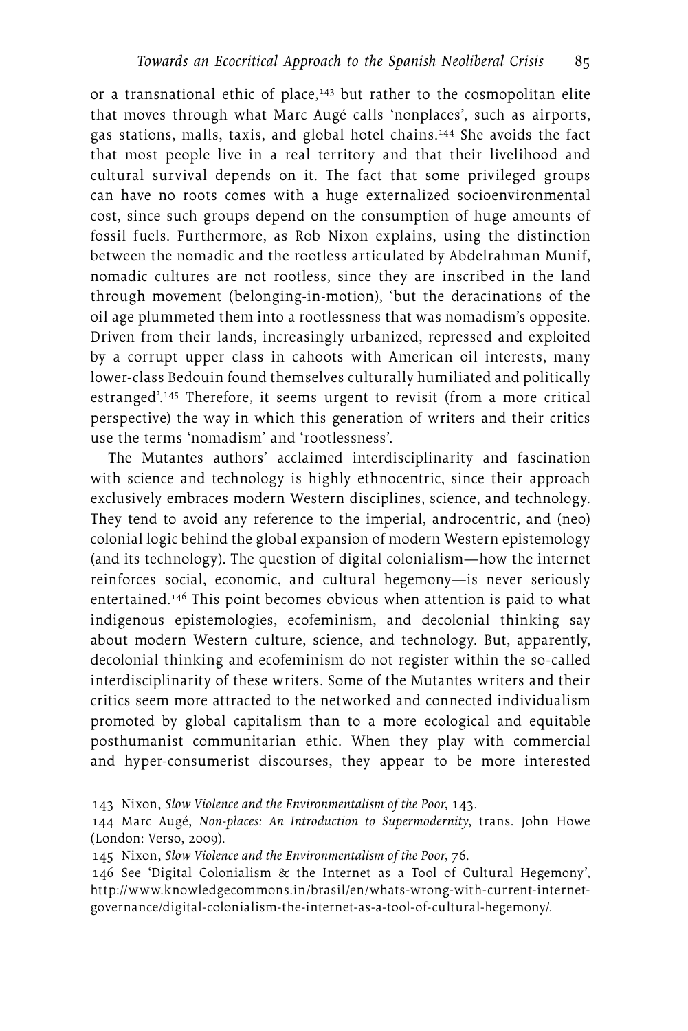or a transnational ethic of place,[143] but rather to the cosmopolitan elite that moves through what Marc Augé calls 'nonplaces', such as airports, gas stations, malls, taxis, and global hotel chains.[144] She avoids the fact that most people live in a real territory and that their livelihood and cultural survival depends on it. The fact that some privileged groups can have no roots comes with a huge externalized socioenvironmental cost, since such groups depend on the consumption of huge amounts of fossil fuels. Furthermore, as Rob Nixon explains, using the distinction between the nomadic and the rootless articulated by Abdelrahman Munif, nomadic cultures are not rootless, since they are inscribed in the land through movement (belonging-in-motion), 'but the deracinations of the oil age plummeted them into a rootlessness that was nomadism's opposite. Driven from their lands, increasingly urbanized, repressed and exploited by a corrupt upper class in cahoots with American oil interests, many lower-class Bedouin found themselves culturally humiliated and politically estranged'.[145] Therefore, it seems urgent to revisit (from a more critical perspective) the way in which this generation of writers and their critics use the terms 'nomadism' and 'rootlessness'.

The Mutantes authors' acclaimed interdisciplinarity and fascination with science and technology is highly ethnocentric, since their approach exclusively embraces modern Western disciplines, science, and technology. They tend to avoid any reference to the imperial, androcentric, and (neo) colonial logic behind the global expansion of modern Western epistemology (and its technology). The question of digital colonialism—how the internet reinforces social, economic, and cultural hegemony—is never seriously entertained.[146] This point becomes obvious when attention is paid to what indigenous epistemologies, ecofeminism, and decolonial thinking say about modern Western culture, science, and technology. But, apparently, decolonial thinking and ecofeminism do not register within the so-called interdisciplinarity of these writers. Some of the Mutantes writers and their critics seem more attracted to the networked and connected individualism promoted by global capitalism than to a more ecological and equitable posthumanist communitarian ethic. When they play with commercial and hyper-consumerist discourses, they appear to be more interested

143 Nixon, *Slow Violence and the Environmentalism of the Poor*, 143.

144 Marc Augé, *Non-places: An Introduction to Supermodernity*, trans. John Howe (London: Verso, 2009).

145 Nixon, *Slow Violence and the Environmentalism of the Poor*, 76.

146 See 'Digital Colonialism & the Internet as a Tool of Cultural Hegemony', http://www.knowledgecommons.in/brasil/en/whats-wrong-with-current-internet-governance/digital-colonialism-the-internet-as-a-tool-of-cultural-hegemony/.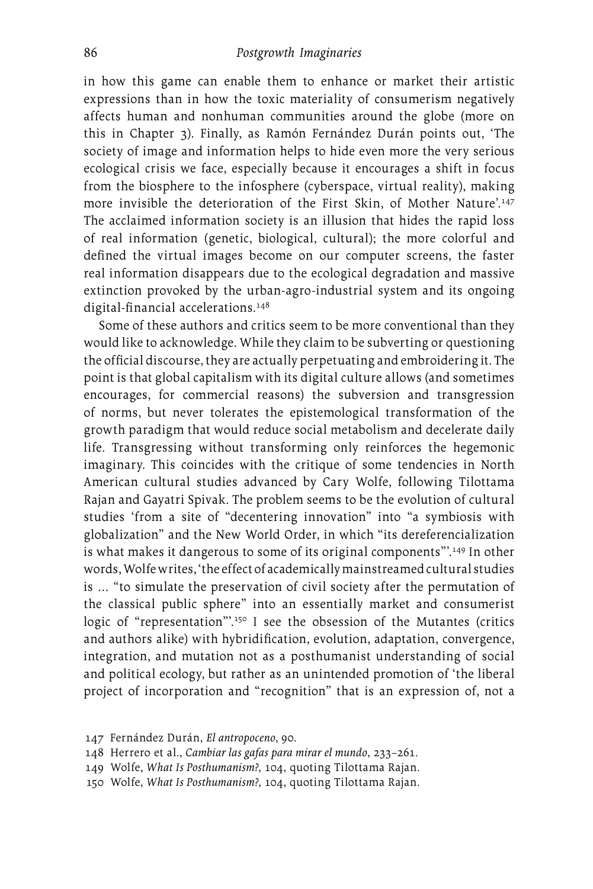in how this game can enable them to enhance or market their artistic expressions than in how the toxic materiality of consumerism negatively affects human and nonhuman communities around the globe (more on this in Chapter 3). Finally, as Ramón Fernández Durán points out, 'The society of image and information helps to hide even more the very serious ecological crisis we face, especially because it encourages a shift in focus from the biosphere to the infosphere (cyberspace, virtual reality), making more invisible the deterioration of the First Skin, of Mother Nature'.[147] The acclaimed information society is an illusion that hides the rapid loss of real information (genetic, biological, cultural); the more colorful and defined the virtual images become on our computer screens, the faster real information disappears due to the ecological degradation and massive extinction provoked by the urban-agro-industrial system and its ongoing digital-financial accelerations.[148]

Some of these authors and critics seem to be more conventional than they would like to acknowledge. While they claim to be subverting or questioning the official discourse, they are actually perpetuating and embroidering it. The point is that global capitalism with its digital culture allows (and sometimes encourages, for commercial reasons) the subversion and transgression of norms, but never tolerates the epistemological transformation of the growth paradigm that would reduce social metabolism and decelerate daily life. Transgressing without transforming only reinforces the hegemonic imaginary. This coincides with the critique of some tendencies in North American cultural studies advanced by Cary Wolfe, following Tilottama Rajan and Gayatri Spivak. The problem seems to be the evolution of cultural studies 'from a site of "decentering innovation" into "a symbiosis with globalization" and the New World Order, in which "its dereferencialization is what makes it dangerous to some of its original components"'.[149] In other words, Wolfe writes, 'the effect of academically mainstreamed cultural studies is … "to simulate the preservation of civil society after the permutation of the classical public sphere" into an essentially market and consumerist logic of "representation"'.[150] I see the obsession of the Mutantes (critics and authors alike) with hybridification, evolution, adaptation, convergence, integration, and mutation not as a posthumanist understanding of social and political ecology, but rather as an unintended promotion of 'the liberal project of incorporation and "recognition" that is an expression of, not a

147 Fernández Durán, *El antropoceno*, 90.

148 Herrero et al., *Cambiar las gafas para mirar el mundo*, 233–261.

149 Wolfe, *What Is Posthumanism?*, 104, quoting Tilottama Rajan.

150 Wolfe, *What Is Posthumanism?*, 104, quoting Tilottama Rajan.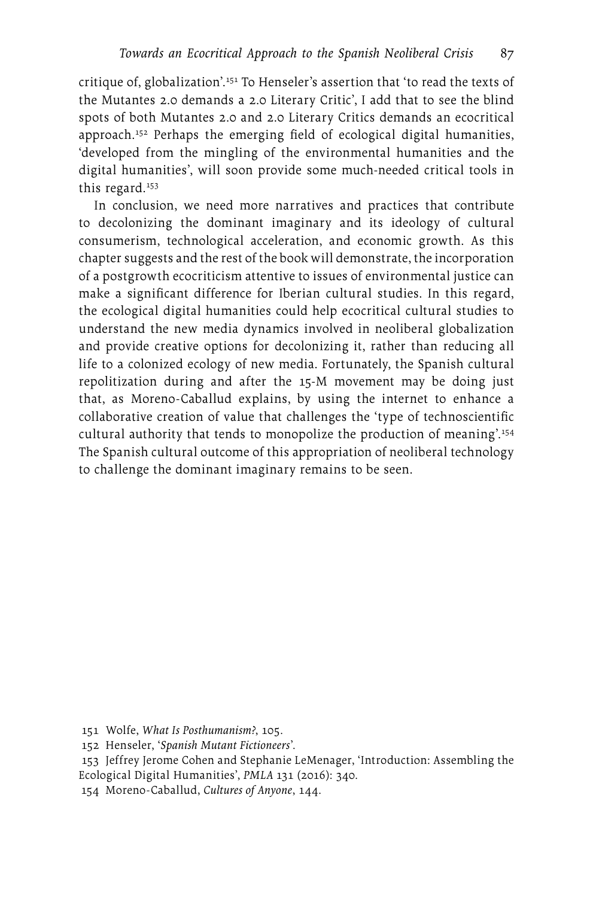critique of, globalization'.[151] To Henseler's assertion that 'to read the texts of the Mutantes 2.0 demands a 2.0 Literary Critic', I add that to see the blind spots of both Mutantes 2.0 and 2.0 Literary Critics demands an ecocritical approach.[152] Perhaps the emerging field of ecological digital humanities, 'developed from the mingling of the environmental humanities and the digital humanities', will soon provide some much-needed critical tools in this regard.[153]

In conclusion, we need more narratives and practices that contribute to decolonizing the dominant imaginary and its ideology of cultural consumerism, technological acceleration, and economic growth. As this chapter suggests and the rest of the book will demonstrate, the incorporation of a postgrowth ecocriticism attentive to issues of environmental justice can make a significant difference for Iberian cultural studies. In this regard, the ecological digital humanities could help ecocritical cultural studies to understand the new media dynamics involved in neoliberal globalization and provide creative options for decolonizing it, rather than reducing all life to a colonized ecology of new media. Fortunately, the Spanish cultural repolitization during and after the 15-M movement may be doing just that, as Moreno-Caballud explains, by using the internet to enhance a collaborative creation of value that challenges the 'type of technoscientific cultural authority that tends to monopolize the production of meaning'.[154] The Spanish cultural outcome of this appropriation of neoliberal technology to challenge the dominant imaginary remains to be seen.

151 Wolfe, *What Is Posthumanism?*, 105.

152 Henseler, '*Spanish Mutant Fictioneers*'.

153 Jeffrey Jerome Cohen and Stephanie LeMenager, 'Introduction: Assembling the Ecological Digital Humanities', *PMLA* 131 (2016): 340.

154 Moreno-Caballud, *Cultures of Anyone*, 144.